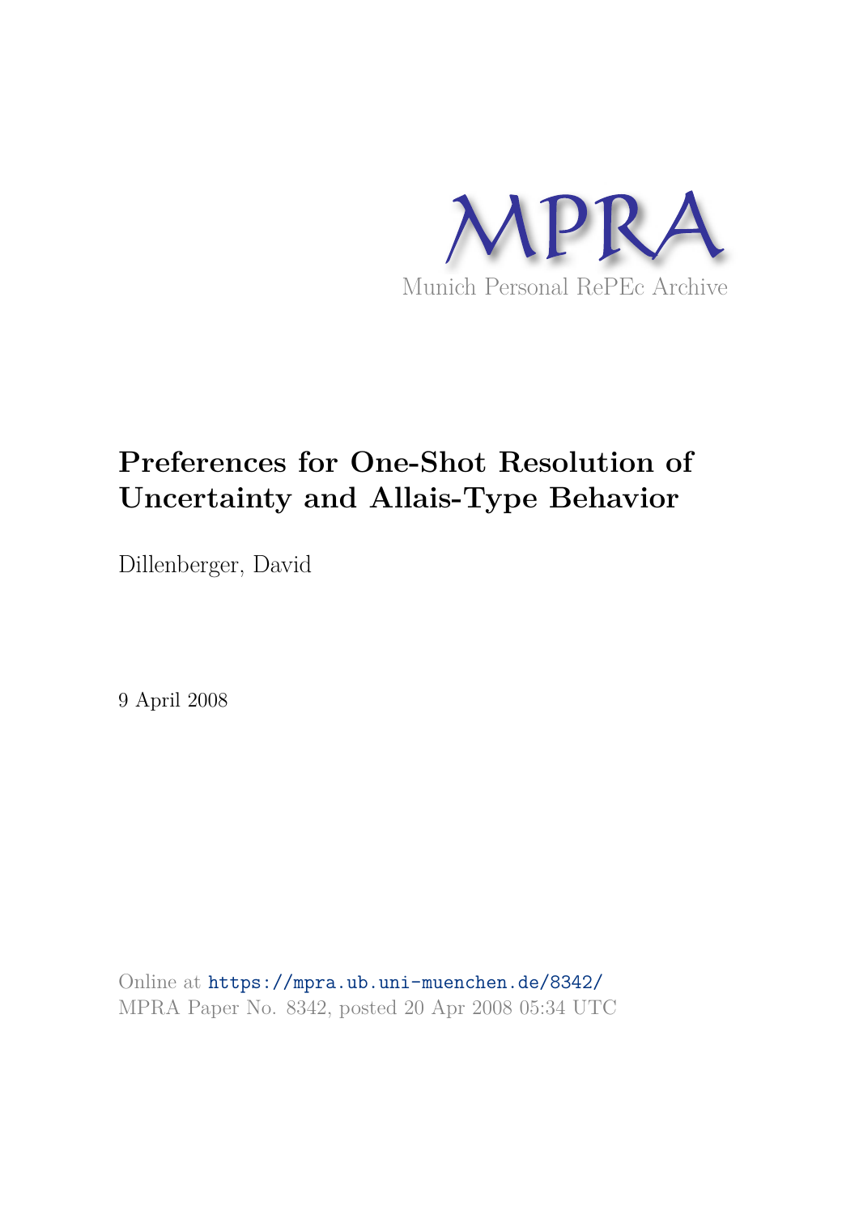MPRA

Munich Personal RePEc Archive

# Preferences for One-Shot Resolution of Uncertainty and Allais-Type Behavior

Dillenberger, David

9 April 2008

Online at https://mpra.ub.uni-muenchen.de/8342/
MPRA Paper No. 8342, posted 20 Apr 2008 05:34 UTC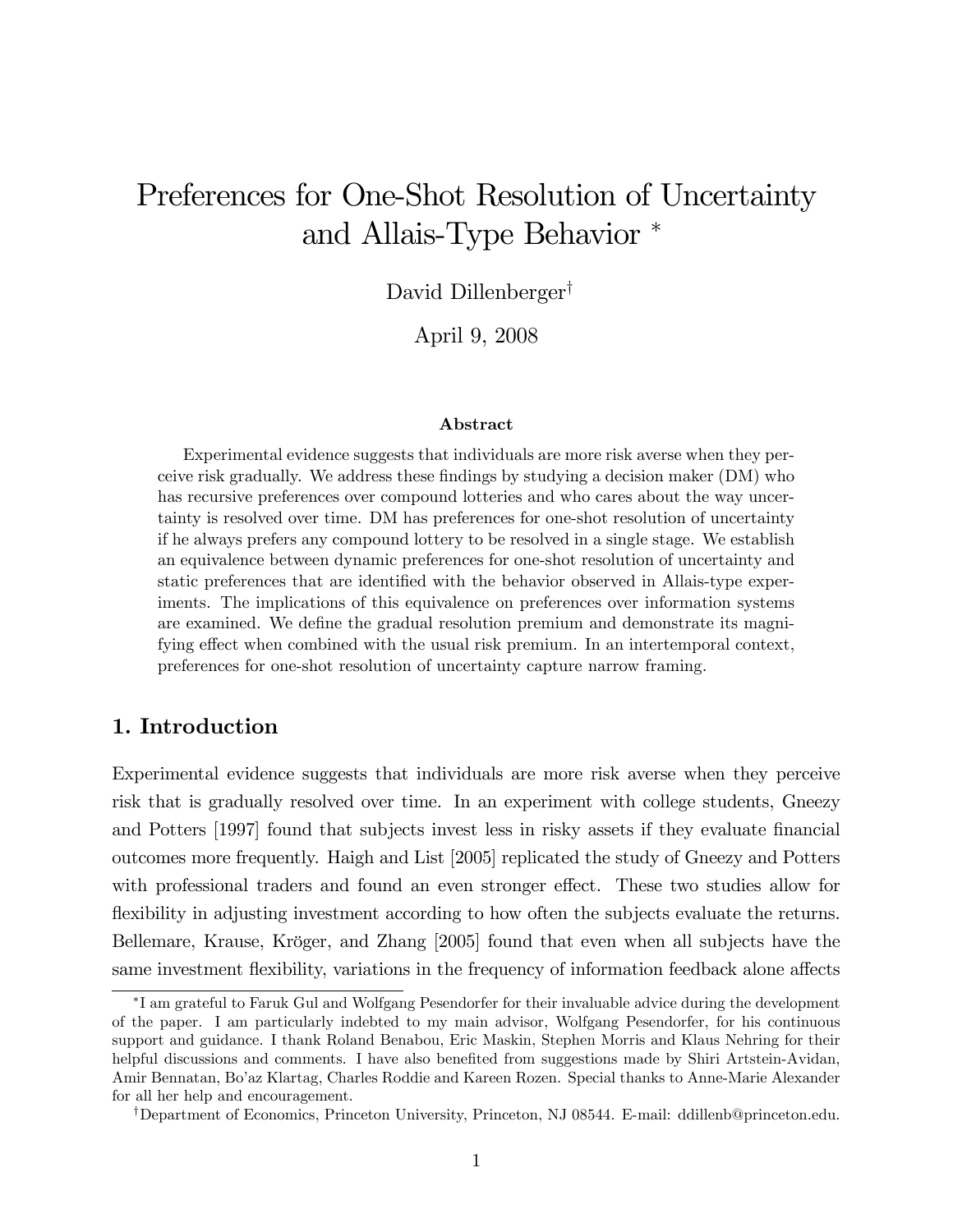# Preferences for One-Shot Resolution of Uncertainty and Allais-Type Behavior *

David Dillenberger†

April 9, 2008

### Abstract

Experimental evidence suggests that individuals are more risk averse when they perceive risk gradually. We address these findings by studying a decision maker (DM) who has recursive preferences over compound lotteries and who cares about the way uncertainty is resolved over time. DM has preferences for one-shot resolution of uncertainty if he always prefers any compound lottery to be resolved in a single stage. We establish an equivalence between dynamic preferences for one-shot resolution of uncertainty and static preferences that are identified with the behavior observed in Allais-type experiments. The implications of this equivalence on preferences over information systems are examined. We define the gradual resolution premium and demonstrate its magnifying effect when combined with the usual risk premium. In an intertemporal context, preferences for one-shot resolution of uncertainty capture narrow framing.

## 1. Introduction

Experimental evidence suggests that individuals are more risk averse when they perceive risk that is gradually resolved over time. In an experiment with college students, Gneezy and Potters [1997] found that subjects invest less in risky assets if they evaluate financial outcomes more frequently. Haigh and List [2005] replicated the study of Gneezy and Potters with professional traders and found an even stronger effect. These two studies allow for flexibility in adjusting investment according to how often the subjects evaluate the returns. Bellemare, Krause, Kröger, and Zhang [2005] found that even when all subjects have the same investment flexibility, variations in the frequency of information feedback alone affects

---

*I am grateful to Faruk Gul and Wolfgang Pesendorfer for their invaluable advice during the development of the paper. I am particularly indebted to my main advisor, Wolfgang Pesendorfer, for his continuous support and guidance. I thank Roland Benabou, Eric Maskin, Stephen Morris and Klaus Nehring for their helpful discussions and comments. I have also benefited from suggestions made by Shiri Artstein-Avidan, Amir Bennatan, Bo'az Klartag, Charles Roddie and Kareen Rozen. Special thanks to Anne-Marie Alexander for all her help and encouragement.

†Department of Economics, Princeton University, Princeton, NJ 08544. E-mail: ddillenb@princeton.edu.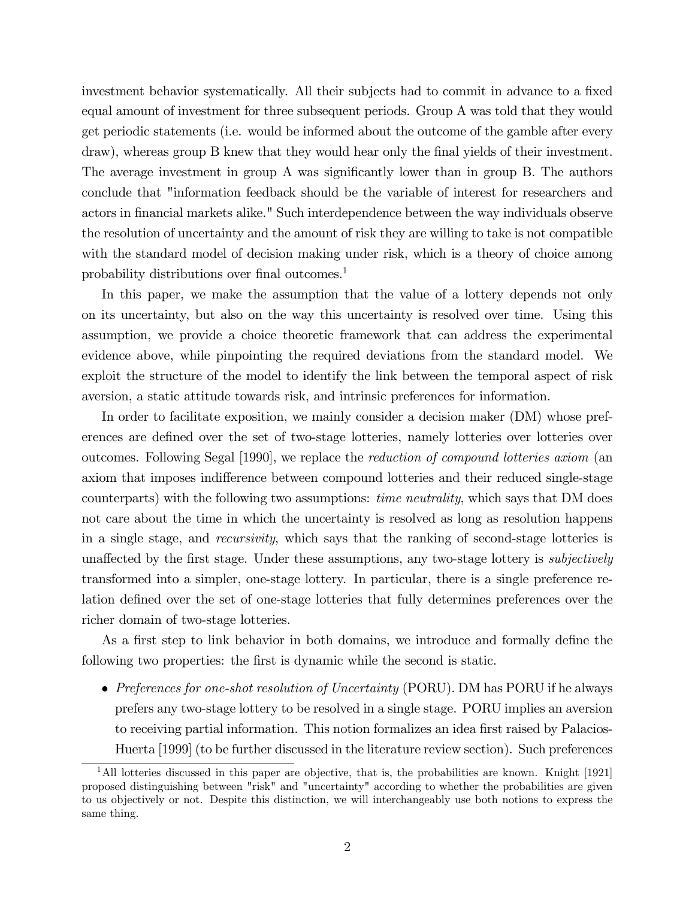investment behavior systematically. All their subjects had to commit in advance to a fixed equal amount of investment for three subsequent periods. Group A was told that they would get periodic statements (i.e. would be informed about the outcome of the gamble after every draw), whereas group B knew that they would hear only the final yields of their investment. The average investment in group A was significantly lower than in group B. The authors conclude that "information feedback should be the variable of interest for researchers and actors in financial markets alike." Such interdependence between the way individuals observe the resolution of uncertainty and the amount of risk they are willing to take is not compatible with the standard model of decision making under risk, which is a theory of choice among probability distributions over final outcomes.[1]

In this paper, we make the assumption that the value of a lottery depends not only on its uncertainty, but also on the way this uncertainty is resolved over time. Using this assumption, we provide a choice theoretic framework that can address the experimental evidence above, while pinpointing the required deviations from the standard model. We exploit the structure of the model to identify the link between the temporal aspect of risk aversion, a static attitude towards risk, and intrinsic preferences for information.

In order to facilitate exposition, we mainly consider a decision maker (DM) whose preferences are defined over the set of two-stage lotteries, namely lotteries over lotteries over outcomes. Following Segal [1990], we replace the *reduction of compound lotteries axiom* (an axiom that imposes indifference between compound lotteries and their reduced single-stage counterparts) with the following two assumptions: *time neutrality*, which says that DM does not care about the time in which the uncertainty is resolved as long as resolution happens in a single stage, and *recursivity*, which says that the ranking of second-stage lotteries is unaffected by the first stage. Under these assumptions, any two-stage lottery is *subjectively* transformed into a simpler, one-stage lottery. In particular, there is a single preference relation defined over the set of one-stage lotteries that fully determines preferences over the richer domain of two-stage lotteries.

As a first step to link behavior in both domains, we introduce and formally define the following two properties: the first is dynamic while the second is static.

- *Preferences for one-shot resolution of Uncertainty* (PORU). DM has PORU if he always prefers any two-stage lottery to be resolved in a single stage. PORU implies an aversion to receiving partial information. This notion formalizes an idea first raised by Palacios-Huerta [1999] (to be further discussed in the literature review section). Such preferences

[1] All lotteries discussed in this paper are objective, that is, the probabilities are known. Knight [1921] proposed distinguishing between "risk" and "uncertainty" according to whether the probabilities are given to us objectively or not. Despite this distinction, we will interchangeably use both notions to express the same thing.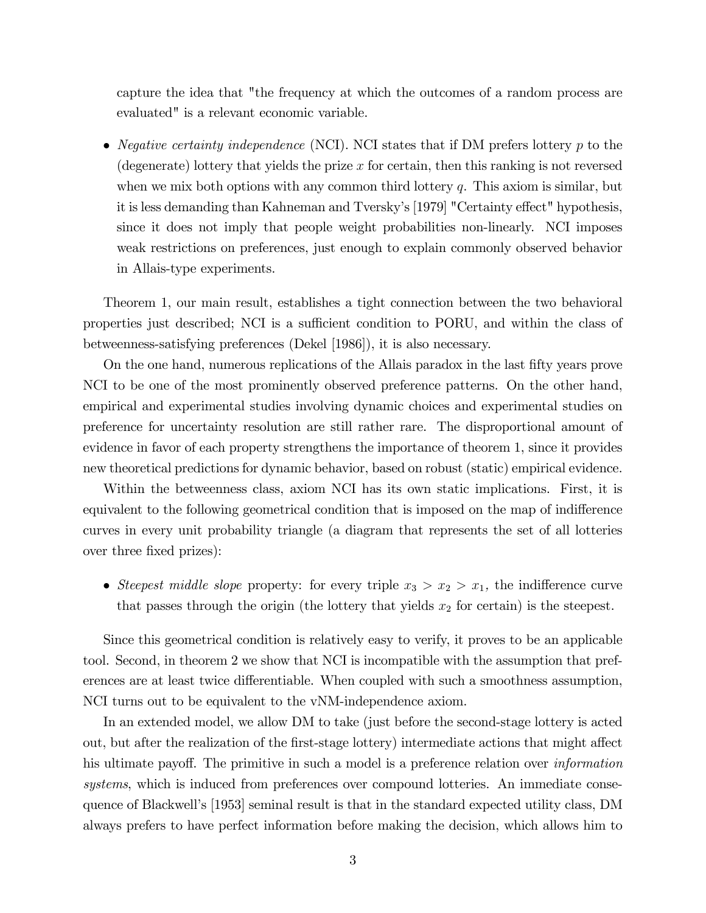capture the idea that "the frequency at which the outcomes of a random process are evaluated" is a relevant economic variable.

- *Negative certainty independence* (NCI). NCI states that if DM prefers lottery $p$ to the (degenerate) lottery that yields the prize $x$ for certain, then this ranking is not reversed when we mix both options with any common third lottery $q$. This axiom is similar, but it is less demanding than Kahneman and Tversky's [1979] "Certainty effect" hypothesis, since it does not imply that people weight probabilities non-linearly. NCI imposes weak restrictions on preferences, just enough to explain commonly observed behavior in Allais-type experiments.

Theorem 1, our main result, establishes a tight connection between the two behavioral properties just described; NCI is a sufficient condition to PORU, and within the class of betweenness-satisfying preferences (Dekel [1986]), it is also necessary.

On the one hand, numerous replications of the Allais paradox in the last fifty years prove NCI to be one of the most prominently observed preference patterns. On the other hand, empirical and experimental studies involving dynamic choices and experimental studies on preference for uncertainty resolution are still rather rare. The disproportional amount of evidence in favor of each property strengthens the importance of theorem 1, since it provides new theoretical predictions for dynamic behavior, based on robust (static) empirical evidence.

Within the betweenness class, axiom NCI has its own static implications. First, it is equivalent to the following geometrical condition that is imposed on the map of indifference curves in every unit probability triangle (a diagram that represents the set of all lotteries over three fixed prizes):

- *Steepest middle slope* property: for every triple $x_3 > x_2 > x_1$, the indifference curve that passes through the origin (the lottery that yields $x_2$ for certain) is the steepest.

Since this geometrical condition is relatively easy to verify, it proves to be an applicable tool. Second, in theorem 2 we show that NCI is incompatible with the assumption that preferences are at least twice differentiable. When coupled with such a smoothness assumption, NCI turns out to be equivalent to the vNM-independence axiom.

In an extended model, we allow DM to take (just before the second-stage lottery is acted out, but after the realization of the first-stage lottery) intermediate actions that might affect his ultimate payoff. The primitive in such a model is a preference relation over *information systems*, which is induced from preferences over compound lotteries. An immediate consequence of Blackwell's [1953] seminal result is that in the standard expected utility class, DM always prefers to have perfect information before making the decision, which allows him to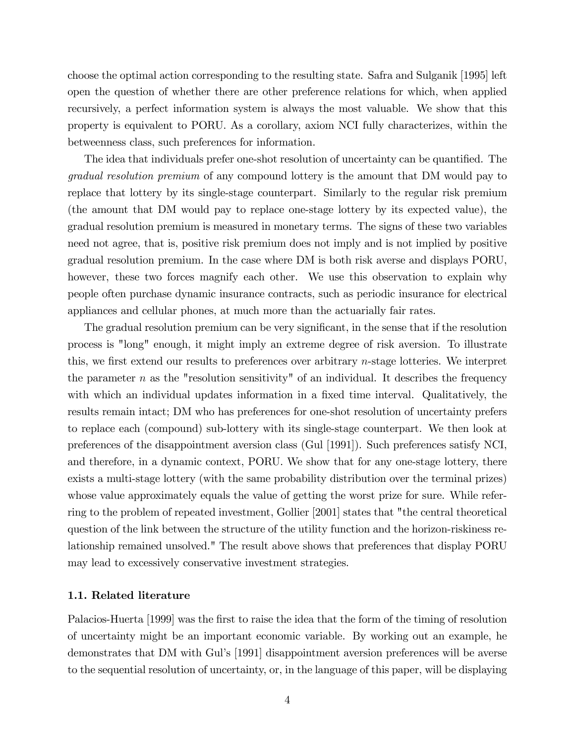choose the optimal action corresponding to the resulting state. Safra and Sulganik [1995] left open the question of whether there are other preference relations for which, when applied recursively, a perfect information system is always the most valuable. We show that this property is equivalent to PORU. As a corollary, axiom NCI fully characterizes, within the betweenness class, such preferences for information.

The idea that individuals prefer one-shot resolution of uncertainty can be quantified. The *gradual resolution premium* of any compound lottery is the amount that DM would pay to replace that lottery by its single-stage counterpart. Similarly to the regular risk premium (the amount that DM would pay to replace one-stage lottery by its expected value), the gradual resolution premium is measured in monetary terms. The signs of these two variables need not agree, that is, positive risk premium does not imply and is not implied by positive gradual resolution premium. In the case where DM is both risk averse and displays PORU, however, these two forces magnify each other. We use this observation to explain why people often purchase dynamic insurance contracts, such as periodic insurance for electrical appliances and cellular phones, at much more than the actuarially fair rates.

The gradual resolution premium can be very significant, in the sense that if the resolution process is "long" enough, it might imply an extreme degree of risk aversion. To illustrate this, we first extend our results to preferences over arbitrary $n$-stage lotteries. We interpret the parameter $n$ as the "resolution sensitivity" of an individual. It describes the frequency with which an individual updates information in a fixed time interval. Qualitatively, the results remain intact; DM who has preferences for one-shot resolution of uncertainty prefers to replace each (compound) sub-lottery with its single-stage counterpart. We then look at preferences of the disappointment aversion class (Gul [1991]). Such preferences satisfy NCI, and therefore, in a dynamic context, PORU. We show that for any one-stage lottery, there exists a multi-stage lottery (with the same probability distribution over the terminal prizes) whose value approximately equals the value of getting the worst prize for sure. While referring to the problem of repeated investment, Gollier [2001] states that "the central theoretical question of the link between the structure of the utility function and the horizon-riskiness relationship remained unsolved." The result above shows that preferences that display PORU may lead to excessively conservative investment strategies.

### 1.1. Related literature

Palacios-Huerta [1999] was the first to raise the idea that the form of the timing of resolution of uncertainty might be an important economic variable. By working out an example, he demonstrates that DM with Gul's [1991] disappointment aversion preferences will be averse to the sequential resolution of uncertainty, or, in the language of this paper, will be displaying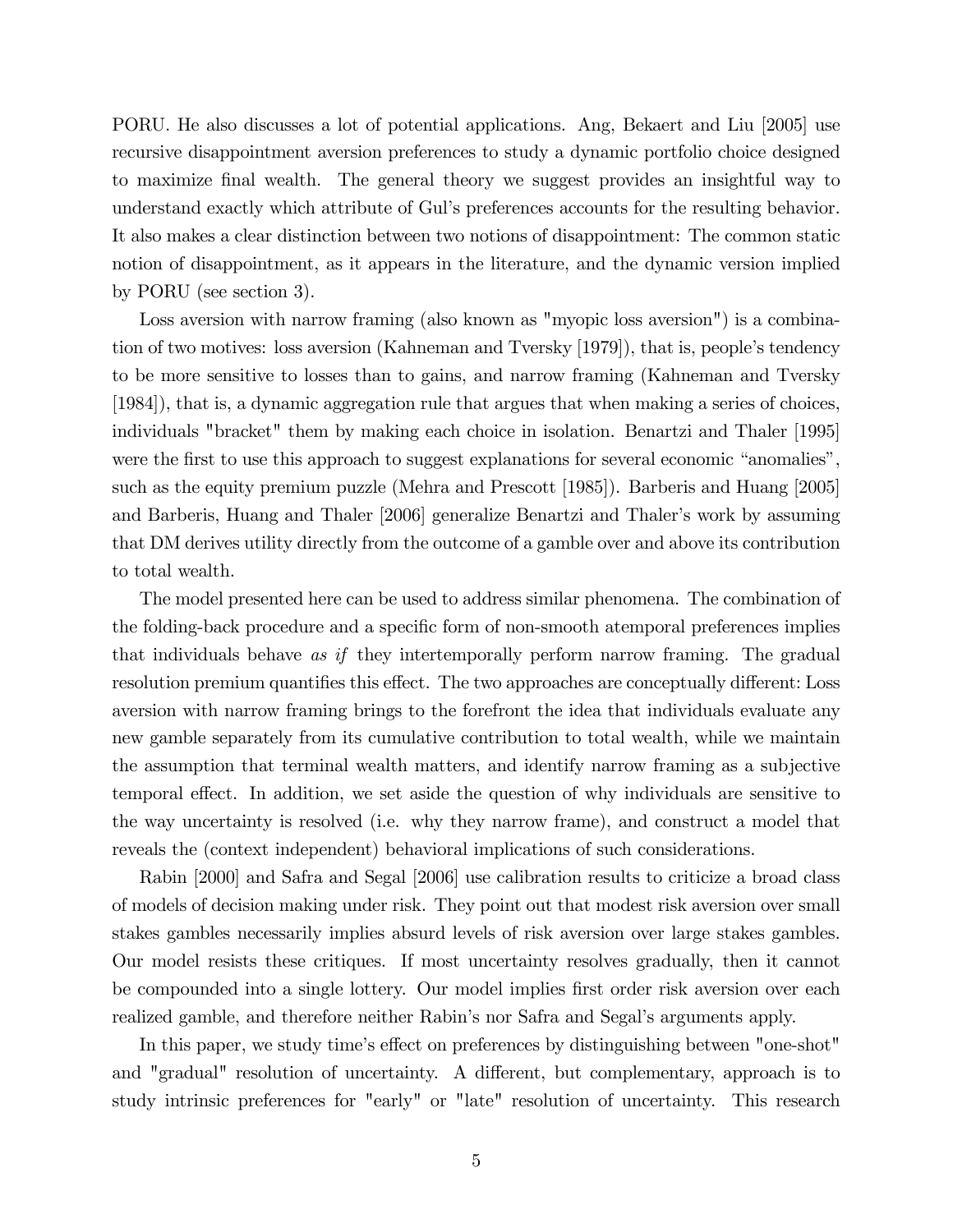PORU. He also discusses a lot of potential applications. Ang, Bekaert and Liu [2005] use recursive disappointment aversion preferences to study a dynamic portfolio choice designed to maximize final wealth. The general theory we suggest provides an insightful way to understand exactly which attribute of Gul's preferences accounts for the resulting behavior. It also makes a clear distinction between two notions of disappointment: The common static notion of disappointment, as it appears in the literature, and the dynamic version implied by PORU (see section 3).

Loss aversion with narrow framing (also known as "myopic loss aversion") is a combination of two motives: loss aversion (Kahneman and Tversky [1979]), that is, people's tendency to be more sensitive to losses than to gains, and narrow framing (Kahneman and Tversky [1984]), that is, a dynamic aggregation rule that argues that when making a series of choices, individuals "bracket" them by making each choice in isolation. Benartzi and Thaler [1995] were the first to use this approach to suggest explanations for several economic "anomalies", such as the equity premium puzzle (Mehra and Prescott [1985]). Barberis and Huang [2005] and Barberis, Huang and Thaler [2006] generalize Benartzi and Thaler's work by assuming that DM derives utility directly from the outcome of a gamble over and above its contribution to total wealth.

The model presented here can be used to address similar phenomena. The combination of the folding-back procedure and a specific form of non-smooth atemporal preferences implies that individuals behave *as if* they intertemporally perform narrow framing. The gradual resolution premium quantifies this effect. The two approaches are conceptually different: Loss aversion with narrow framing brings to the forefront the idea that individuals evaluate any new gamble separately from its cumulative contribution to total wealth, while we maintain the assumption that terminal wealth matters, and identify narrow framing as a subjective temporal effect. In addition, we set aside the question of why individuals are sensitive to the way uncertainty is resolved (i.e. why they narrow frame), and construct a model that reveals the (context independent) behavioral implications of such considerations.

Rabin [2000] and Safra and Segal [2006] use calibration results to criticize a broad class of models of decision making under risk. They point out that modest risk aversion over small stakes gambles necessarily implies absurd levels of risk aversion over large stakes gambles. Our model resists these critiques. If most uncertainty resolves gradually, then it cannot be compounded into a single lottery. Our model implies first order risk aversion over each realized gamble, and therefore neither Rabin's nor Safra and Segal's arguments apply.

In this paper, we study time's effect on preferences by distinguishing between "one-shot" and "gradual" resolution of uncertainty. A different, but complementary, approach is to study intrinsic preferences for "early" or "late" resolution of uncertainty. This research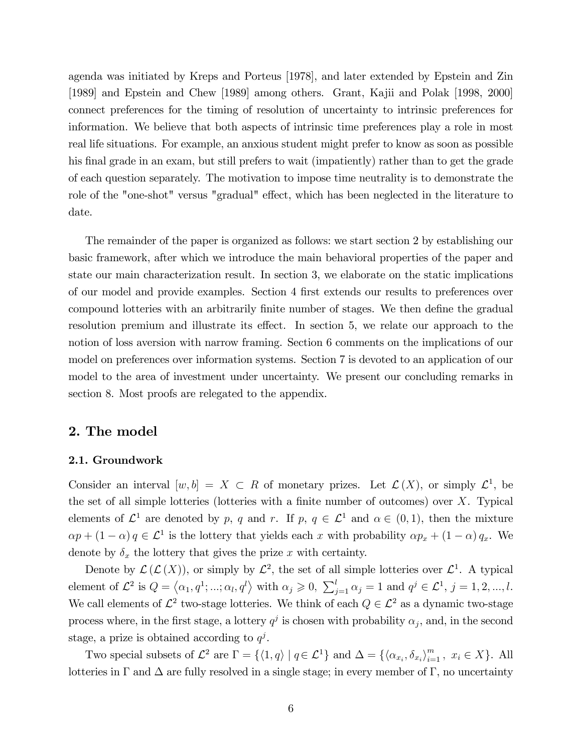agenda was initiated by Kreps and Porteus [1978], and later extended by Epstein and Zin [1989] and Epstein and Chew [1989] among others. Grant, Kajii and Polak [1998, 2000] connect preferences for the timing of resolution of uncertainty to intrinsic preferences for information. We believe that both aspects of intrinsic time preferences play a role in most real life situations. For example, an anxious student might prefer to know as soon as possible his final grade in an exam, but still prefers to wait (impatiently) rather than to get the grade of each question separately. The motivation to impose time neutrality is to demonstrate the role of the "one-shot" versus "gradual" effect, which has been neglected in the literature to date.

The remainder of the paper is organized as follows: we start section 2 by establishing our basic framework, after which we introduce the main behavioral properties of the paper and state our main characterization result. In section 3, we elaborate on the static implications of our model and provide examples. Section 4 first extends our results to preferences over compound lotteries with an arbitrarily finite number of stages. We then define the gradual resolution premium and illustrate its effect. In section 5, we relate our approach to the notion of loss aversion with narrow framing. Section 6 comments on the implications of our model on preferences over information systems. Section 7 is devoted to an application of our model to the area of investment under uncertainty. We present our concluding remarks in section 8. Most proofs are relegated to the appendix.

## 2. The model

### 2.1. Groundwork

Consider an interval $[w,b] = X \subset R$ of monetary prizes. Let $\mathcal{L}(X)$, or simply $\mathcal{L}^1$, be the set of all simple lotteries (lotteries with a finite number of outcomes) over $X$. Typical elements of $\mathcal{L}^1$ are denoted by $p$, $q$ and $r$. If $p,\, q \in \mathcal{L}^1$ and $\alpha \in (0,1)$, then the mixture $\alpha p + (1-\alpha)\, q \in \mathcal{L}^1$ is the lottery that yields each $x$ with probability $\alpha p_x + (1-\alpha)\, q_x$. We denote by $\delta_x$ the lottery that gives the prize $x$ with certainty.

Denote by $\mathcal{L}(\mathcal{L}(X))$, or simply by $\mathcal{L}^2$, the set of all simple lotteries over $\mathcal{L}^1$. A typical element of $\mathcal{L}^2$ is $Q = \langle \alpha_1, q^1; ...; \alpha_l, q^l \rangle$ with $\alpha_j \geqslant 0,\ \sum_{j=1}^{l} \alpha_j = 1$ and $q^j \in \mathcal{L}^1,\ j = 1, 2, ..., l$. We call elements of $\mathcal{L}^2$ two-stage lotteries. We think of each $Q \in \mathcal{L}^2$ as a dynamic two-stage process where, in the first stage, a lottery $q^j$ is chosen with probability $\alpha_j$, and, in the second stage, a prize is obtained according to $q^j$.

Two special subsets of $\mathcal{L}^2$ are $\Gamma = \{\langle 1, q \rangle \mid q \in \mathcal{L}^1\}$ and $\Delta = \{\langle \alpha_{x_i}, \delta_{x_i} \rangle_{i=1}^{m},\ x_i \in X\}$. All lotteries in $\Gamma$ and $\Delta$ are fully resolved in a single stage; in every member of $\Gamma$, no uncertainty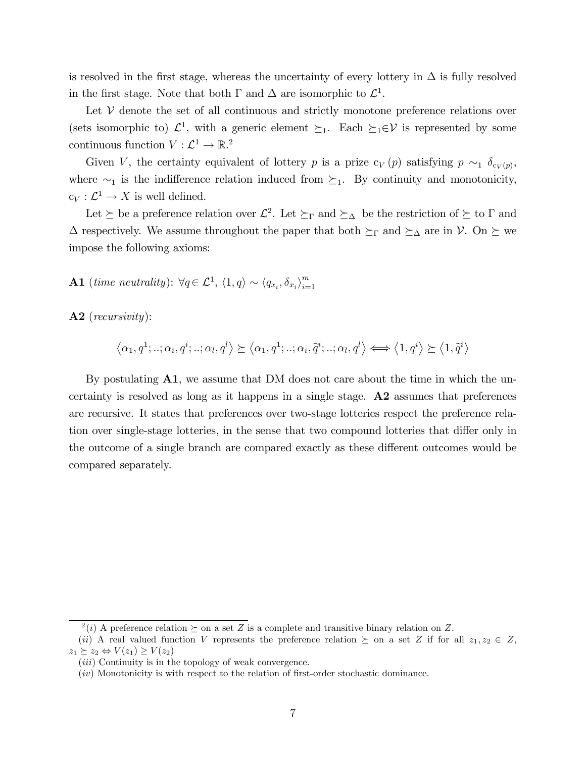is resolved in the first stage, whereas the uncertainty of every lottery in $\Delta$ is fully resolved in the first stage. Note that both $\Gamma$ and $\Delta$ are isomorphic to $\mathcal{L}^1$.

Let $\mathcal{V}$ denote the set of all continuous and strictly monotone preference relations over (sets isomorphic to) $\mathcal{L}^1$, with a generic element $\succeq_1$. Each $\succeq_1 \in \mathcal{V}$ is represented by some continuous function $V : \mathcal{L}^1 \to \mathbb{R}$.[2]

Given $V$, the certainty equivalent of lottery $p$ is a prize $\mathrm{c}_V(p)$ satisfying $p \sim_1 \delta_{\mathrm{c}_V(p)}$, where $\sim_1$ is the indifference relation induced from $\succeq_1$. By continuity and monotonicity, $\mathrm{c}_V : \mathcal{L}^1 \to X$ is well defined.

Let $\succeq$ be a preference relation over $\mathcal{L}^2$. Let $\succeq_\Gamma$ and $\succeq_\Delta$ be the restriction of $\succeq$ to $\Gamma$ and $\Delta$ respectively. We assume throughout the paper that both $\succeq_\Gamma$ and $\succeq_\Delta$ are in $\mathcal{V}$. On $\succeq$ we impose the following axioms:

**A1** (*time neutrality*): $\forall q \in \mathcal{L}^1$, $\langle 1, q \rangle \sim \langle q_{x_i}, \delta_{x_i} \rangle_{i=1}^m$

**A2** (*recursivity*):

$$\left\langle \alpha_1, q^1; ..; \alpha_i, q^i; ..; \alpha_l, q^l \right\rangle \succeq \left\langle \alpha_1, q^1; ..; \alpha_i, \widetilde{q}^i; ..; \alpha_l, q^l \right\rangle \Longleftrightarrow \left\langle 1, q^i \right\rangle \succeq \left\langle 1, \widetilde{q}^i \right\rangle$$

By postulating **A1**, we assume that DM does not care about the time in which the uncertainty is resolved as long as it happens in a single stage. **A2** assumes that preferences are recursive. It states that preferences over two-stage lotteries respect the preference relation over single-stage lotteries, in the sense that two compound lotteries that differ only in the outcome of a single branch are compared exactly as these different outcomes would be compared separately.

---

[2] $(i)$ A preference relation $\succeq$ on a set $Z$ is a complete and transitive binary relation on $Z$.

$(ii)$ A real valued function $V$ represents the preference relation $\succeq$ on a set $Z$ if for all $z_1, z_2 \in Z$, $z_1 \succeq z_2 \Leftrightarrow V(z_1) \geq V(z_2)$

$(iii)$ Continuity is in the topology of weak convergence.

$(iv)$ Monotonicity is with respect to the relation of first-order stochastic dominance.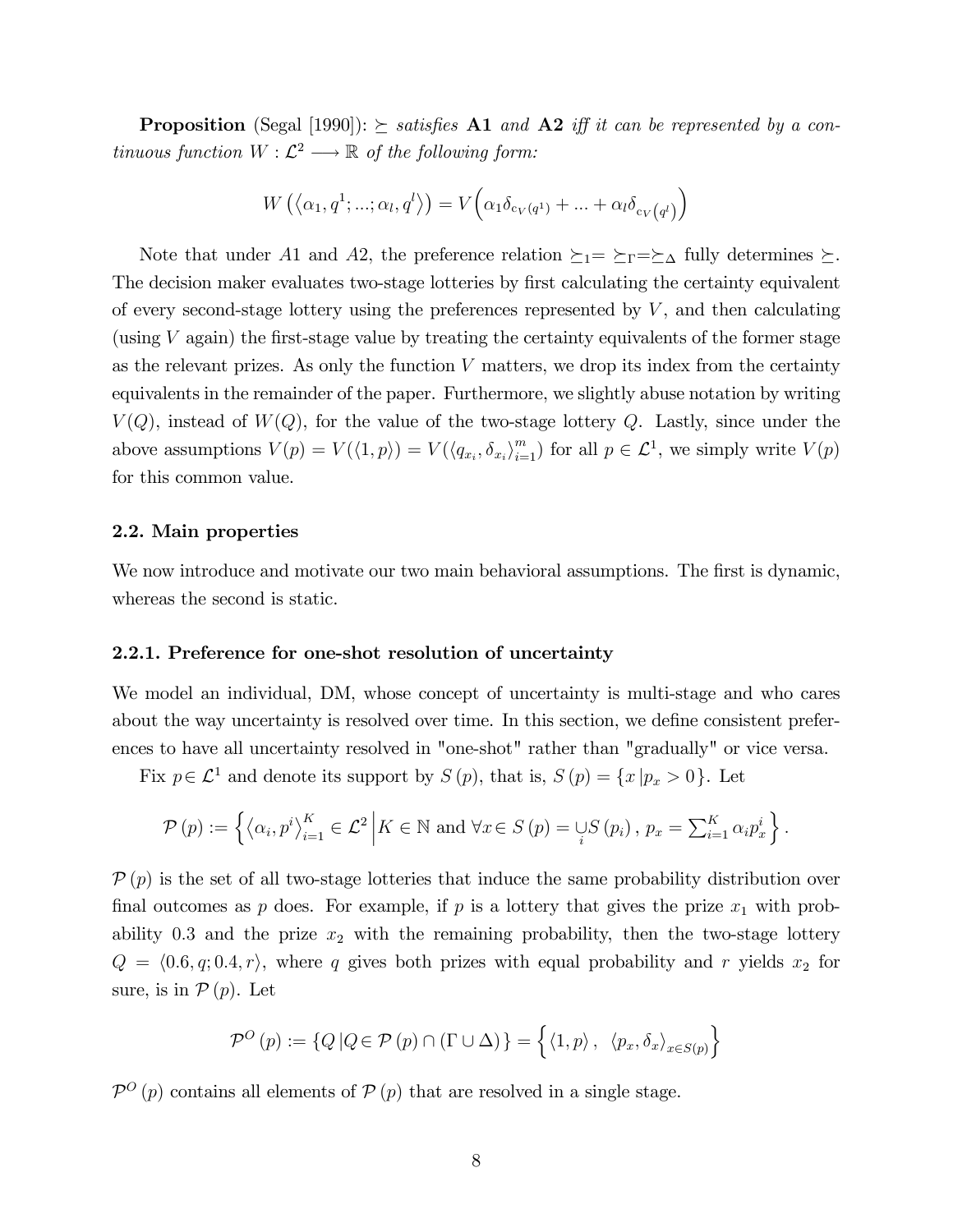**Proposition** (Segal [1990]): *$\succeq$ satisfies* **A1** *and* **A2** *iff it can be represented by a continuous function $W : \mathcal{L}^2 \longrightarrow \mathbb{R}$ of the following form:*

$$W\left(\langle \alpha_1, q^1; ...; \alpha_l, q^l \rangle\right) = V\Big(\alpha_1 \delta_{c_V(q^1)} + ... + \alpha_l \delta_{c_V\left(q^l\right)}\Big)$$

Note that under $A1$ and $A2$, the preference relation $\succeq_1 = \succeq_\Gamma = \succeq_\Delta$ fully determines $\succeq$. The decision maker evaluates two-stage lotteries by first calculating the certainty equivalent of every second-stage lottery using the preferences represented by $V$, and then calculating (using $V$ again) the first-stage value by treating the certainty equivalents of the former stage as the relevant prizes. As only the function $V$ matters, we drop its index from the certainty equivalents in the remainder of the paper. Furthermore, we slightly abuse notation by writing $V(Q)$, instead of $W(Q)$, for the value of the two-stage lottery $Q$. Lastly, since under the above assumptions $V(p) = V(\langle 1, p \rangle) = V(\langle q_{x_i}, \delta_{x_i} \rangle_{i=1}^m)$ for all $p \in \mathcal{L}^1$, we simply write $V(p)$ for this common value.

### 2.2. Main properties

We now introduce and motivate our two main behavioral assumptions. The first is dynamic, whereas the second is static.

#### 2.2.1. Preference for one-shot resolution of uncertainty

We model an individual, DM, whose concept of uncertainty is multi-stage and who cares about the way uncertainty is resolved over time. In this section, we define consistent preferences to have all uncertainty resolved in "one-shot" rather than "gradually" or vice versa.

Fix $p \in \mathcal{L}^1$ and denote its support by $S(p)$, that is, $S(p) = \{x \mid p_x > 0\}$. Let

$$\mathcal{P}(p) := \left\{ \langle \alpha_i, p^i \rangle_{i=1}^K \in \mathcal{L}^2 \,\middle|\, K \in \mathbb{N} \text{ and } \forall x \in S(p) = \underset{i}{\cup} S(p_i),\ p_x = \textstyle\sum_{i=1}^K \alpha_i p_x^i \right\}.$$

$\mathcal{P}(p)$ is the set of all two-stage lotteries that induce the same probability distribution over final outcomes as $p$ does. For example, if $p$ is a lottery that gives the prize $x_1$ with probability 0.3 and the prize $x_2$ with the remaining probability, then the two-stage lottery $Q = \langle 0.6, q; 0.4, r \rangle$, where $q$ gives both prizes with equal probability and $r$ yields $x_2$ for sure, is in $\mathcal{P}(p)$. Let

$$\mathcal{P}^O(p) := \{Q \mid Q \in \mathcal{P}(p) \cap (\Gamma \cup \Delta)\} = \left\{ \langle 1, p \rangle,\ \langle p_x, \delta_x \rangle_{x \in S(p)} \right\}$$

$\mathcal{P}^O(p)$ contains all elements of $\mathcal{P}(p)$ that are resolved in a single stage.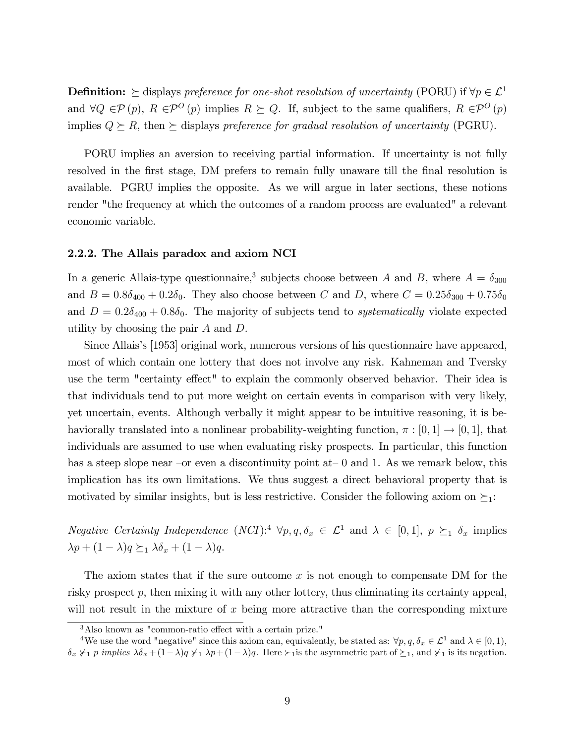**Definition:** $\succeq$ displays *preference for one-shot resolution of uncertainty* (PORU) if $\forall p \in \mathcal{L}^1$ and $\forall Q \in \mathcal{P}(p)$, $R \in \mathcal{P}^O(p)$ implies $R \succeq Q$. If, subject to the same qualifiers, $R \in \mathcal{P}^O(p)$ implies $Q \succeq R$, then $\succeq$ displays *preference for gradual resolution of uncertainty* (PGRU).

PORU implies an aversion to receiving partial information. If uncertainty is not fully resolved in the first stage, DM prefers to remain fully unaware till the final resolution is available. PGRU implies the opposite. As we will argue in later sections, these notions render "the frequency at which the outcomes of a random process are evaluated" a relevant economic variable.

### 2.2.2. The Allais paradox and axiom NCI

In a generic Allais-type questionnaire,[3] subjects choose between $A$ and $B$, where $A = \delta_{300}$ and $B = 0.8\delta_{400} + 0.2\delta_0$. They also choose between $C$ and $D$, where $C = 0.25\delta_{300} + 0.75\delta_0$ and $D = 0.2\delta_{400} + 0.8\delta_0$. The majority of subjects tend to *systematically* violate expected utility by choosing the pair $A$ and $D$.

Since Allais's [1953] original work, numerous versions of his questionnaire have appeared, most of which contain one lottery that does not involve any risk. Kahneman and Tversky use the term "certainty effect" to explain the commonly observed behavior. Their idea is that individuals tend to put more weight on certain events in comparison with very likely, yet uncertain, events. Although verbally it might appear to be intuitive reasoning, it is behaviorally translated into a nonlinear probability-weighting function, $\pi : [0, 1] \to [0, 1]$, that individuals are assumed to use when evaluating risky prospects. In particular, this function has a steep slope near –or even a discontinuity point at– 0 and 1. As we remark below, this implication has its own limitations. We thus suggest a direct behavioral property that is motivated by similar insights, but is less restrictive. Consider the following axiom on $\succeq_1$:

*Negative Certainty Independence* (*NCI*):[4] $\forall p, q, \delta_x \in \mathcal{L}^1$ and $\lambda \in [0, 1]$, $p \succeq_1 \delta_x$ implies $\lambda p + (1 - \lambda)q \succeq_1 \lambda\delta_x + (1 - \lambda)q$.

The axiom states that if the sure outcome $x$ is not enough to compensate DM for the risky prospect $p$, then mixing it with any other lottery, thus eliminating its certainty appeal, will not result in the mixture of $x$ being more attractive than the corresponding mixture

[3] Also known as "common-ratio effect with a certain prize."

[4] We use the word "negative" since this axiom can, equivalently, be stated as: $\forall p, q, \delta_x \in \mathcal{L}^1$ and $\lambda \in [0, 1)$, $\delta_x \not\succ_1 p$ *implies* $\lambda\delta_x + (1-\lambda)q \not\succ_1 \lambda p + (1-\lambda)q$. Here $\succ_1$ is the asymmetric part of $\succeq_1$, and $\not\succ_1$ is its negation.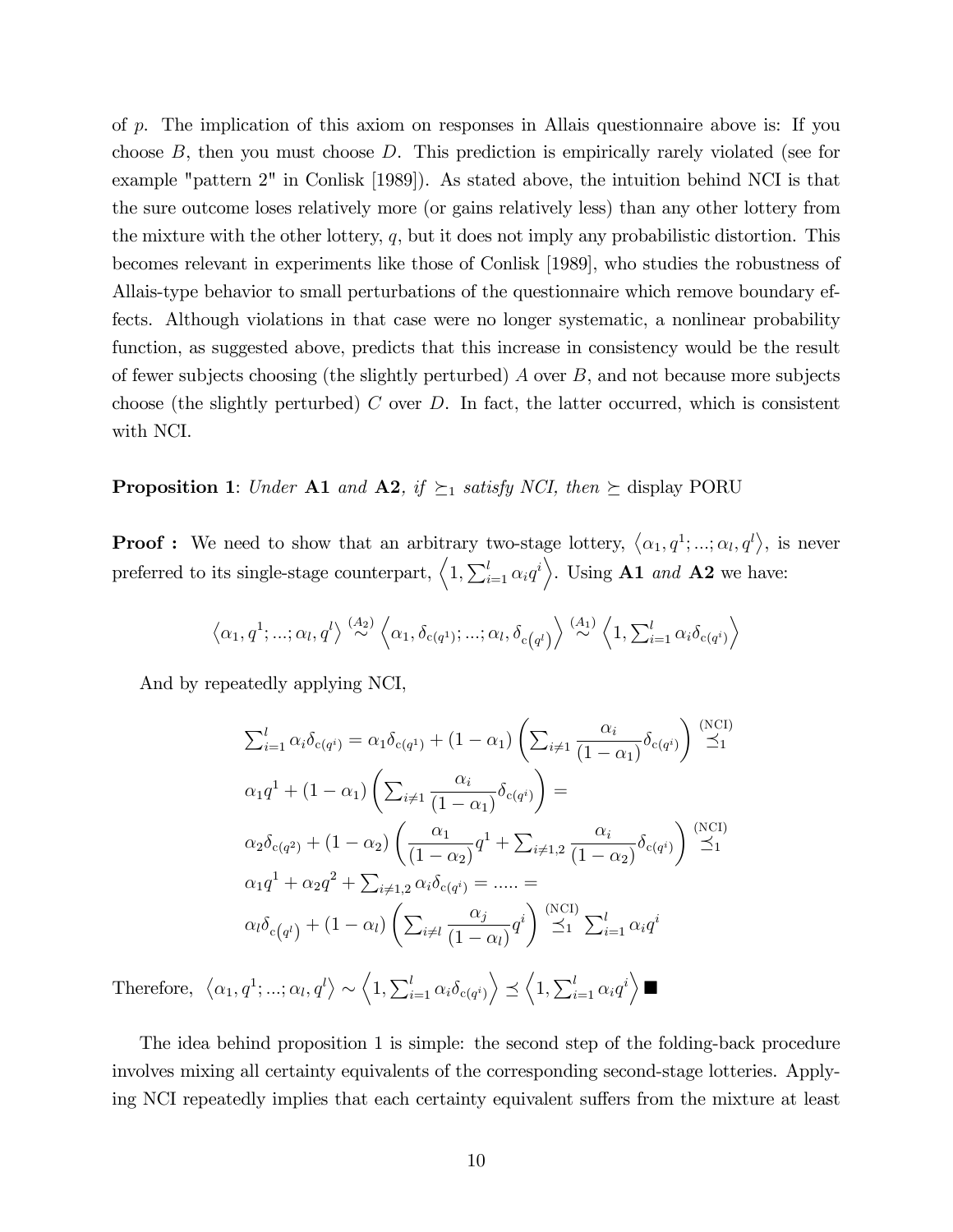of $p$. The implication of this axiom on responses in Allais questionnaire above is: If you choose $B$, then you must choose $D$. This prediction is empirically rarely violated (see for example "pattern 2" in Conlisk [1989]). As stated above, the intuition behind NCI is that the sure outcome loses relatively more (or gains relatively less) than any other lottery from the mixture with the other lottery, $q$, but it does not imply any probabilistic distortion. This becomes relevant in experiments like those of Conlisk [1989], who studies the robustness of Allais-type behavior to small perturbations of the questionnaire which remove boundary effects. Although violations in that case were no longer systematic, a nonlinear probability function, as suggested above, predicts that this increase in consistency would be the result of fewer subjects choosing (the slightly perturbed) $A$ over $B$, and not because more subjects choose (the slightly perturbed) $C$ over $D$. In fact, the latter occurred, which is consistent with NCI.

**Proposition 1**: *Under* **A1** *and* **A2**, *if* $\succeq_1$ *satisfy NCI, then* $\succeq$ display PORU

**Proof :** We need to show that an arbitrary two-stage lottery, $\langle \alpha_1, q^1; ...; \alpha_l, q^l \rangle$, is never preferred to its single-stage counterpart, $\left\langle 1, \sum_{i=1}^{l} \alpha_i q^i \right\rangle$. Using **A1** *and* **A2** we have:

$$\left\langle \alpha_1, q^1; ...; \alpha_l, q^l \right\rangle \overset{(A_2)}{\sim} \left\langle \alpha_1, \delta_{c(q^1)}; ...; \alpha_l, \delta_{c(q^l)} \right\rangle \overset{(A_1)}{\sim} \left\langle 1, \textstyle\sum_{i=1}^{l} \alpha_i \delta_{c(q^i)} \right\rangle$$

And by repeatedly applying NCI,

$$\begin{aligned}
&\textstyle\sum_{i=1}^{l} \alpha_i \delta_{c(q^i)} = \alpha_1 \delta_{c(q^1)} + (1-\alpha_1) \left( \sum_{i \neq 1} \dfrac{\alpha_i}{(1-\alpha_1)} \delta_{c(q^i)} \right) \overset{(\text{NCI})}{\preceq_1} \\
&\alpha_1 q^1 + (1-\alpha_1) \left( \textstyle\sum_{i \neq 1} \dfrac{\alpha_i}{(1-\alpha_1)} \delta_{c(q^i)} \right) = \\
&\alpha_2 \delta_{c(q^2)} + (1-\alpha_2) \left( \dfrac{\alpha_1}{(1-\alpha_2)} q^1 + \textstyle\sum_{i \neq 1,2} \dfrac{\alpha_i}{(1-\alpha_2)} \delta_{c(q^i)} \right) \overset{(\text{NCI})}{\preceq_1} \\
&\alpha_1 q^1 + \alpha_2 q^2 + \textstyle\sum_{i \neq 1,2} \alpha_i \delta_{c(q^i)} = ..... = \\
&\alpha_l \delta_{c(q^l)} + (1-\alpha_l) \left( \textstyle\sum_{i \neq l} \dfrac{\alpha_j}{(1-\alpha_l)} q^i \right) \overset{(\text{NCI})}{\preceq_1} \textstyle\sum_{i=1}^{l} \alpha_i q^i
\end{aligned}$$

Therefore, $\left\langle \alpha_1, q^1; ...; \alpha_l, q^l \right\rangle \sim \left\langle 1, \sum_{i=1}^{l} \alpha_i \delta_{c(q^i)} \right\rangle \preceq \left\langle 1, \sum_{i=1}^{l} \alpha_i q^i \right\rangle$ ■

The idea behind proposition 1 is simple: the second step of the folding-back procedure involves mixing all certainty equivalents of the corresponding second-stage lotteries. Applying NCI repeatedly implies that each certainty equivalent suffers from the mixture at least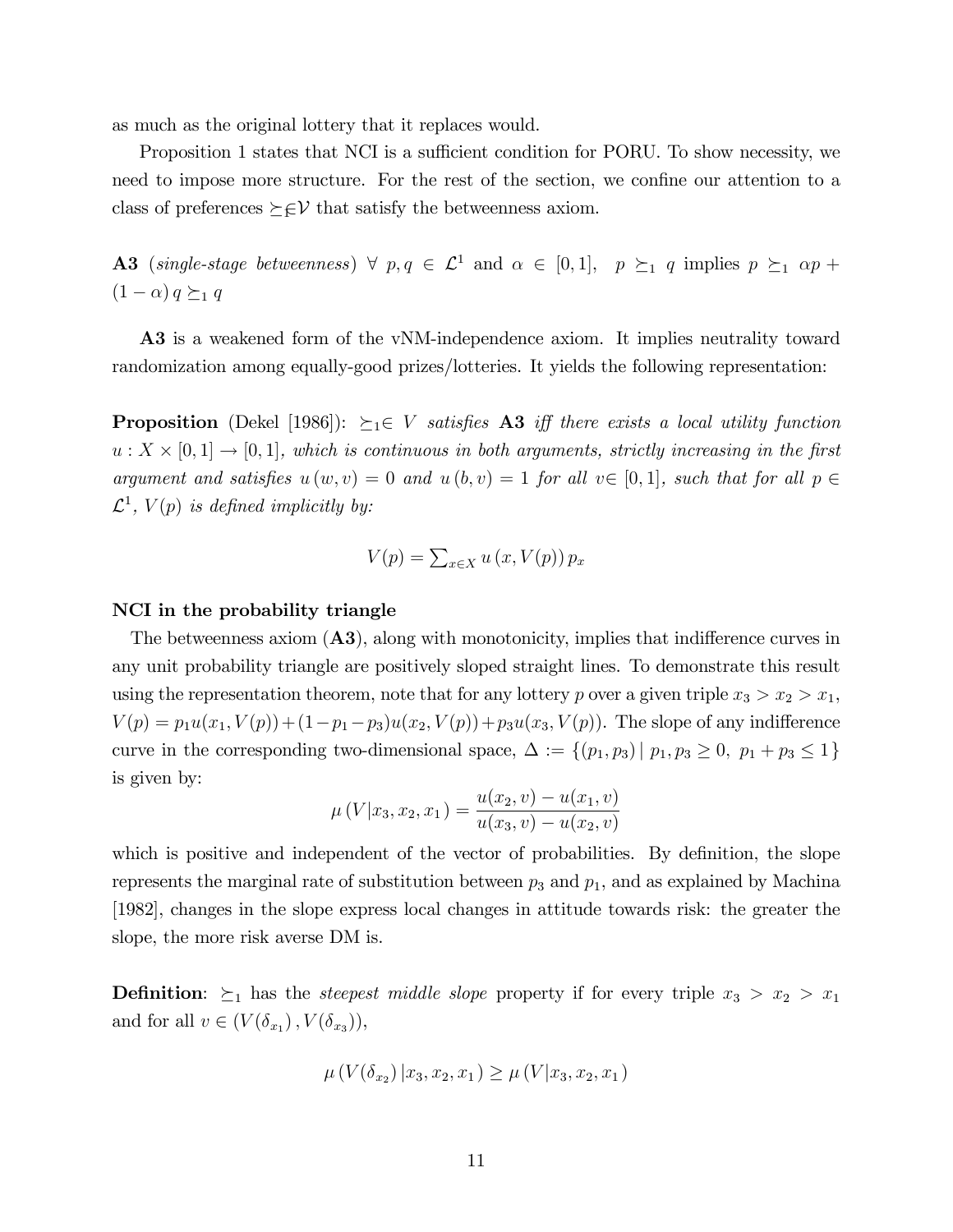as much as the original lottery that it replaces would.

Proposition 1 states that NCI is a sufficient condition for PORU. To show necessity, we need to impose more structure. For the rest of the section, we confine our attention to a class of preferences $\succeq \in \mathcal{V}$ that satisfy the betweenness axiom.

**A3** (*single-stage betweenness*) $\forall\ p, q \in \mathcal{L}^1$ and $\alpha \in [0, 1]$, $\ p \succeq_1 q$ implies $p \succeq_1 \alpha p + (1 - \alpha) q \succeq_1 q$

**A3** is a weakened form of the vNM-independence axiom. It implies neutrality toward randomization among equally-good prizes/lotteries. It yields the following representation:

**Proposition** (Dekel [1986]): *$\succeq_1 \in V$ satisfies* **A3** *iff there exists a local utility function $u : X \times [0, 1] \to [0, 1]$, which is continuous in both arguments, strictly increasing in the first argument and satisfies $u (w, v) = 0$ and $u (b, v) = 1$ for all $v \in [0, 1]$, such that for all $p \in \mathcal{L}^1$, $V(p)$ is defined implicitly by:*

$$V(p) = \textstyle\sum_{x \in X} u\left(x, V(p)\right) p_x$$

**NCI in the probability triangle**

The betweenness axiom (**A3**), along with monotonicity, implies that indifference curves in any unit probability triangle are positively sloped straight lines. To demonstrate this result using the representation theorem, note that for any lottery $p$ over a given triple $x_3 > x_2 > x_1$, $V(p) = p_1 u(x_1, V(p)) + (1 - p_1 - p_3) u(x_2, V(p)) + p_3 u(x_3, V(p))$. The slope of any indifference curve in the corresponding two-dimensional space, $\Delta := \{(p_1, p_3) \mid p_1, p_3 \geq 0,\ p_1 + p_3 \leq 1\}$ is given by:

$$\mu\left(V | x_3, x_2, x_1\right) = \frac{u(x_2, v) - u(x_1, v)}{u(x_3, v) - u(x_2, v)}$$

which is positive and independent of the vector of probabilities. By definition, the slope represents the marginal rate of substitution between $p_3$ and $p_1$, and as explained by Machina [1982], changes in the slope express local changes in attitude towards risk: the greater the slope, the more risk averse DM is.

**Definition**: $\succeq_1$ has the *steepest middle slope* property if for every triple $x_3 > x_2 > x_1$ and for all $v \in (V(\delta_{x_1}), V(\delta_{x_3}))$,

$$\mu\left(V(\delta_{x_2}) | x_3, x_2, x_1\right) \geq \mu\left(V | x_3, x_2, x_1\right)$$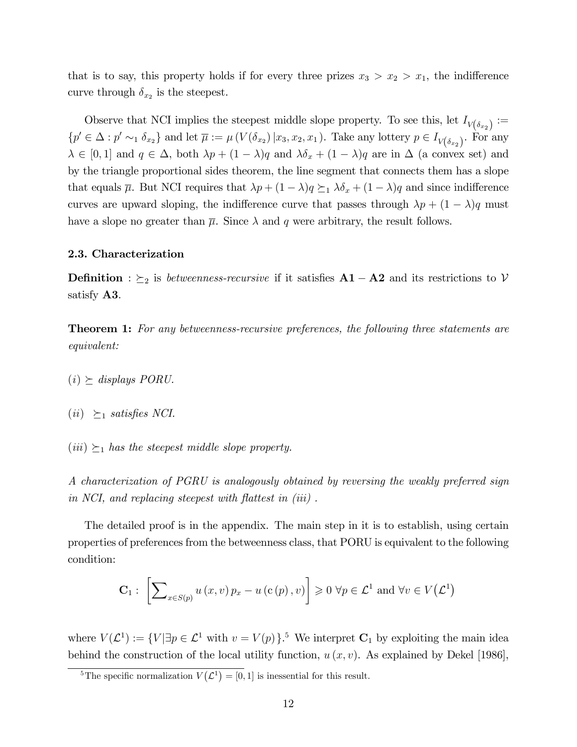that is to say, this property holds if for every three prizes $x_3 > x_2 > x_1$, the indifference curve through $\delta_{x_2}$ is the steepest.

Observe that NCI implies the steepest middle slope property. To see this, let $I_{V(\delta_{x_2})} := \{p' \in \Delta : p' \sim_1 \delta_{x_2}\}$ and let $\overline{\mu} := \mu\left(V(\delta_{x_2})\,|x_3, x_2, x_1\right)$. Take any lottery $p \in I_{V(\delta_{x_2})}$. For any $\lambda \in [0, 1]$ and $q \in \Delta$, both $\lambda p + (1 - \lambda)q$ and $\lambda\delta_x + (1 - \lambda)q$ are in $\Delta$ (a convex set) and by the triangle proportional sides theorem, the line segment that connects them has a slope that equals $\overline{\mu}$. But NCI requires that $\lambda p + (1 - \lambda)q \succeq_1 \lambda\delta_x + (1 - \lambda)q$ and since indifference curves are upward sloping, the indifference curve that passes through $\lambda p + (1 - \lambda)q$ must have a slope no greater than $\overline{\mu}$. Since $\lambda$ and $q$ were arbitrary, the result follows.

### 2.3. Characterization

**Definition** : $\succeq_2$ is *betweenness-recursive* if it satisfies **A1** − **A2** and its restrictions to $\mathcal{V}$ satisfy **A3**.

**Theorem 1:** *For any betweenness-recursive preferences, the following three statements are equivalent:*

*(i)* $\succeq$ *displays PORU.*

*(ii)* $\succeq_1$ *satisfies NCI.*

*(iii)* $\succeq_1$ *has the steepest middle slope property.*

*A characterization of PGRU is analogously obtained by reversing the weakly preferred sign in NCI, and replacing steepest with flattest in (iii) .*

The detailed proof is in the appendix. The main step in it is to establish, using certain properties of preferences from the betweenness class, that PORU is equivalent to the following condition:

$$\mathbf{C}_1 : \left[\sum\nolimits_{x \in S(p)} u(x, v)\, p_x - u(\mathrm{c}(p), v)\right] \geqslant 0 \;\forall p \in \mathcal{L}^1 \text{ and } \forall v \in V(\mathcal{L}^1)$$

where $V(\mathcal{L}^1) := \{V | \exists p \in \mathcal{L}^1 \text{ with } v = V(p)\}$.[5] We interpret $\mathbf{C}_1$ by exploiting the main idea behind the construction of the local utility function, $u(x, v)$. As explained by Dekel [1986],

[5] The specific normalization $V(\mathcal{L}^1) = [0, 1]$ is inessential for this result.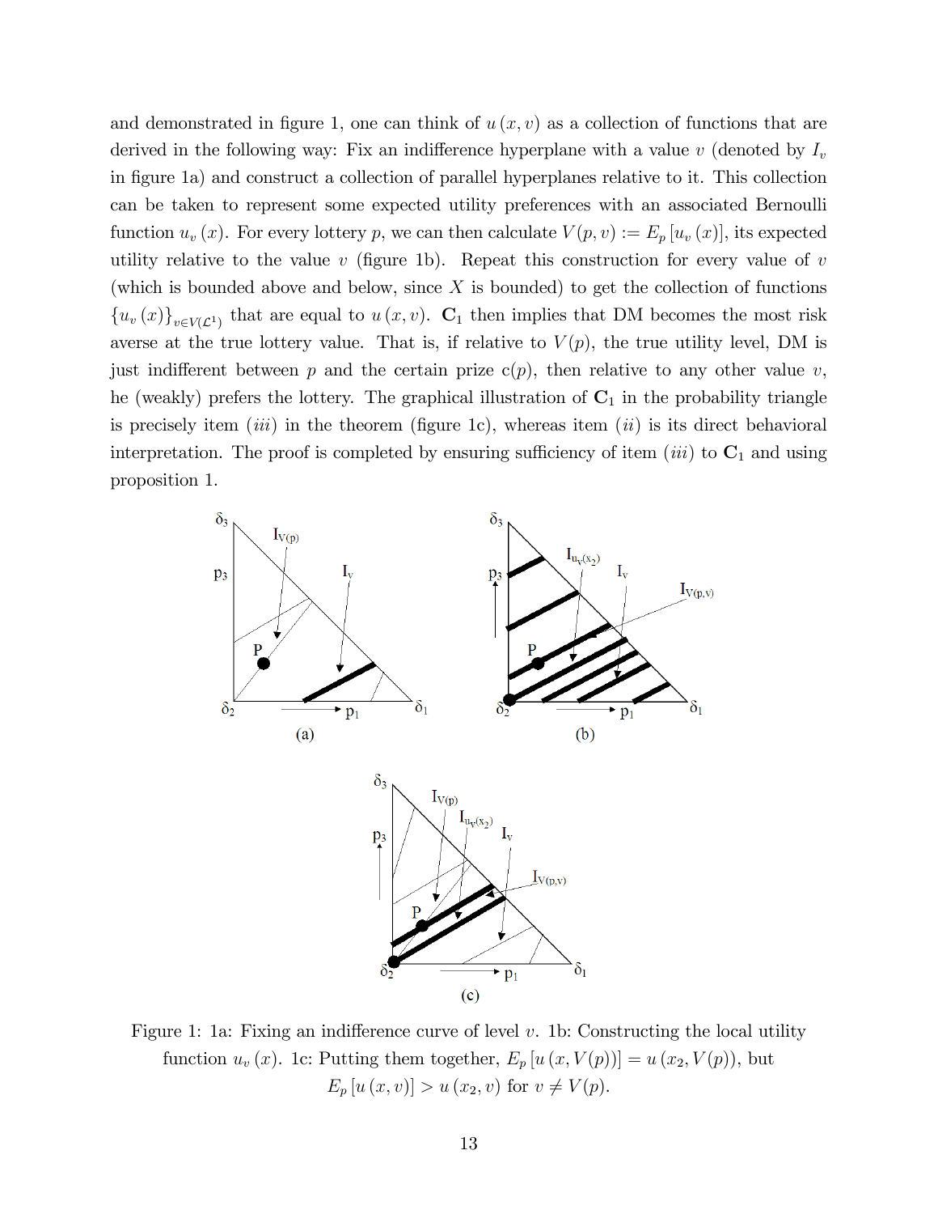and demonstrated in figure 1, one can think of $u(x,v)$ as a collection of functions that are derived in the following way: Fix an indifference hyperplane with a value $v$ (denoted by $I_v$ in figure 1a) and construct a collection of parallel hyperplanes relative to it. This collection can be taken to represent some expected utility preferences with an associated Bernoulli function $u_v(x)$. For every lottery $p$, we can then calculate $V(p,v) := E_p[u_v(x)]$, its expected utility relative to the value $v$ (figure 1b). Repeat this construction for every value of $v$ (which is bounded above and below, since $X$ is bounded) to get the collection of functions $\{u_v(x)\}_{v \in V(\mathcal{L}^1)}$ that are equal to $u(x,v)$. $\mathbf{C}_1$ then implies that DM becomes the most risk averse at the true lottery value. That is, if relative to $V(p)$, the true utility level, DM is just indifferent between $p$ and the certain prize $c(p)$, then relative to any other value $v$, he (weakly) prefers the lottery. The graphical illustration of $\mathbf{C}_1$ in the probability triangle is precisely item $(iii)$ in the theorem (figure 1c), whereas item $(ii)$ is its direct behavioral interpretation. The proof is completed by ensuring sufficiency of item $(iii)$ to $\mathbf{C}_1$ and using proposition 1.

Figure 1: 1a: Fixing an indifference curve of level $v$. 1b: Constructing the local utility function $u_v(x)$. 1c: Putting them together, $E_p[u(x,V(p))] = u(x_2,V(p))$, but $E_p[u(x,v)] > u(x_2,v)$ for $v \neq V(p)$.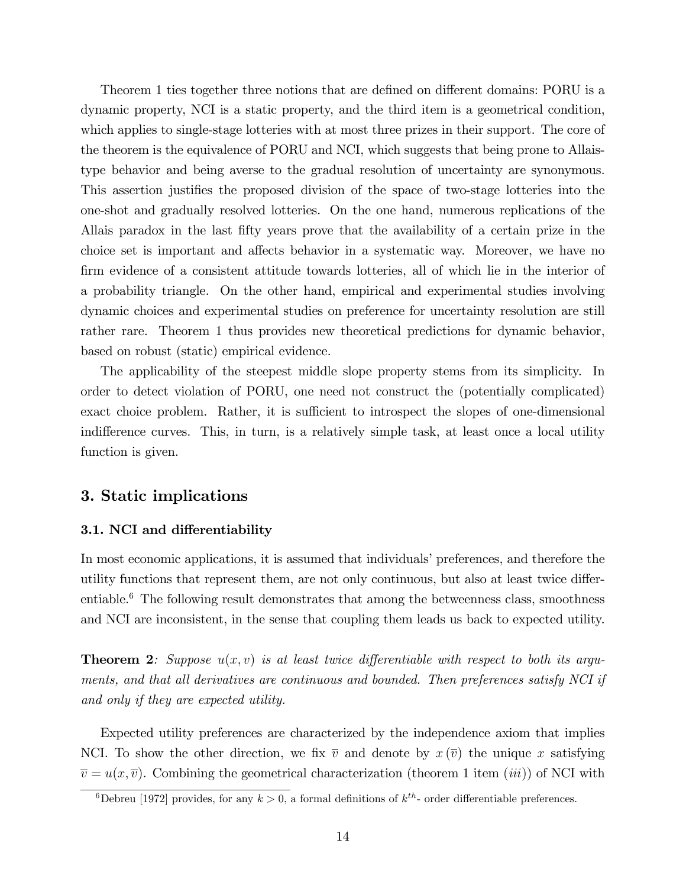Theorem 1 ties together three notions that are defined on different domains: PORU is a dynamic property, NCI is a static property, and the third item is a geometrical condition, which applies to single-stage lotteries with at most three prizes in their support. The core of the theorem is the equivalence of PORU and NCI, which suggests that being prone to Allais-type behavior and being averse to the gradual resolution of uncertainty are synonymous. This assertion justifies the proposed division of the space of two-stage lotteries into the one-shot and gradually resolved lotteries. On the one hand, numerous replications of the Allais paradox in the last fifty years prove that the availability of a certain prize in the choice set is important and affects behavior in a systematic way. Moreover, we have no firm evidence of a consistent attitude towards lotteries, all of which lie in the interior of a probability triangle. On the other hand, empirical and experimental studies involving dynamic choices and experimental studies on preference for uncertainty resolution are still rather rare. Theorem 1 thus provides new theoretical predictions for dynamic behavior, based on robust (static) empirical evidence.

The applicability of the steepest middle slope property stems from its simplicity. In order to detect violation of PORU, one need not construct the (potentially complicated) exact choice problem. Rather, it is sufficient to introspect the slopes of one-dimensional indifference curves. This, in turn, is a relatively simple task, at least once a local utility function is given.

## 3. Static implications

### 3.1. NCI and differentiability

In most economic applications, it is assumed that individuals' preferences, and therefore the utility functions that represent them, are not only continuous, but also at least twice differentiable.[6] The following result demonstrates that among the betweenness class, smoothness and NCI are inconsistent, in the sense that coupling them leads us back to expected utility.

**Theorem 2**: *Suppose $u(x,v)$ is at least twice differentiable with respect to both its arguments, and that all derivatives are continuous and bounded. Then preferences satisfy NCI if and only if they are expected utility.*

Expected utility preferences are characterized by the independence axiom that implies NCI. To show the other direction, we fix $\overline{v}$ and denote by $x(\overline{v})$ the unique $x$ satisfying $\overline{v} = u(x, \overline{v})$. Combining the geometrical characterization (theorem 1 item $(iii)$) of NCI with

[6] Debreu [1972] provides, for any $k > 0$, a formal definitions of $k^{th}$- order differentiable preferences.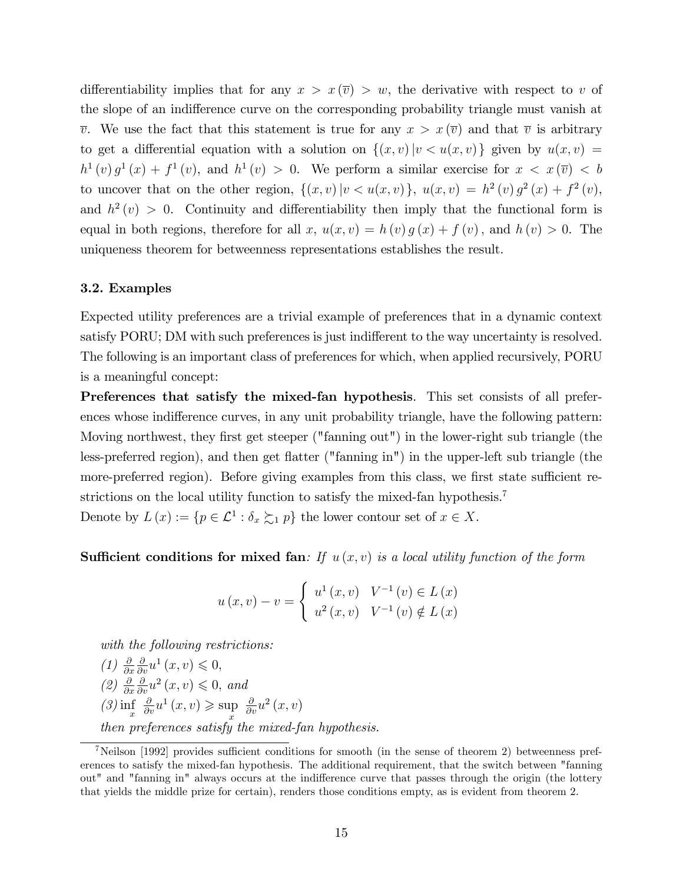differentiability implies that for any $x > x(\overline{v}) > w$, the derivative with respect to $v$ of the slope of an indifference curve on the corresponding probability triangle must vanish at $\overline{v}$. We use the fact that this statement is true for any $x > x(\overline{v})$ and that $\overline{v}$ is arbitrary to get a differential equation with a solution on $\{(x, v) \,|\, v < u(x, v)\}$ given by $u(x, v) = h^1(v)\, g^1(x) + f^1(v)$, and $h^1(v) > 0$. We perform a similar exercise for $x < x(\overline{v}) < b$ to uncover that on the other region, $\{(x, v) \,|\, v < u(x, v)\}$, $u(x, v) = h^2(v)\, g^2(x) + f^2(v)$, and $h^2(v) > 0$. Continuity and differentiability then imply that the functional form is equal in both regions, therefore for all $x$, $u(x, v) = h(v)\, g(x) + f(v)$, and $h(v) > 0$. The uniqueness theorem for betweenness representations establishes the result.

### 3.2. Examples

Expected utility preferences are a trivial example of preferences that in a dynamic context satisfy PORU; DM with such preferences is just indifferent to the way uncertainty is resolved. The following is an important class of preferences for which, when applied recursively, PORU is a meaningful concept:

**Preferences that satisfy the mixed-fan hypothesis**. This set consists of all preferences whose indifference curves, in any unit probability triangle, have the following pattern: Moving northwest, they first get steeper ("fanning out") in the lower-right sub triangle (the less-preferred region), and then get flatter ("fanning in") in the upper-left sub triangle (the more-preferred region). Before giving examples from this class, we first state sufficient restrictions on the local utility function to satisfy the mixed-fan hypothesis.[7]

Denote by $L(x) := \{p \in \mathcal{L}^1 : \delta_x \succsim_1 p\}$ the lower contour set of $x \in X$.

**Sufficient conditions for mixed fan**: *If $u(x, v)$ is a local utility function of the form*

$$u(x, v) - v = \begin{cases} u^1(x, v) & V^{-1}(v) \in L(x) \\ u^2(x, v) & V^{-1}(v) \notin L(x) \end{cases}$$

*with the following restrictions:*

*(1)* $\frac{\partial}{\partial x}\frac{\partial}{\partial v} u^1(x, v) \leqslant 0$,

*(2)* $\frac{\partial}{\partial x}\frac{\partial}{\partial v} u^2(x, v) \leqslant 0$, *and*

*(3)* $\inf\limits_{x} \frac{\partial}{\partial v} u^1(x, v) \geqslant \sup\limits_{x} \frac{\partial}{\partial v} u^2(x, v)$

*then preferences satisfy the mixed-fan hypothesis.*

---

[7] Neilson [1992] provides sufficient conditions for smooth (in the sense of theorem 2) betweenness preferences to satisfy the mixed-fan hypothesis. The additional requirement, that the switch between "fanning out" and "fanning in" always occurs at the indifference curve that passes through the origin (the lottery that yields the middle prize for certain), renders those conditions empty, as is evident from theorem 2.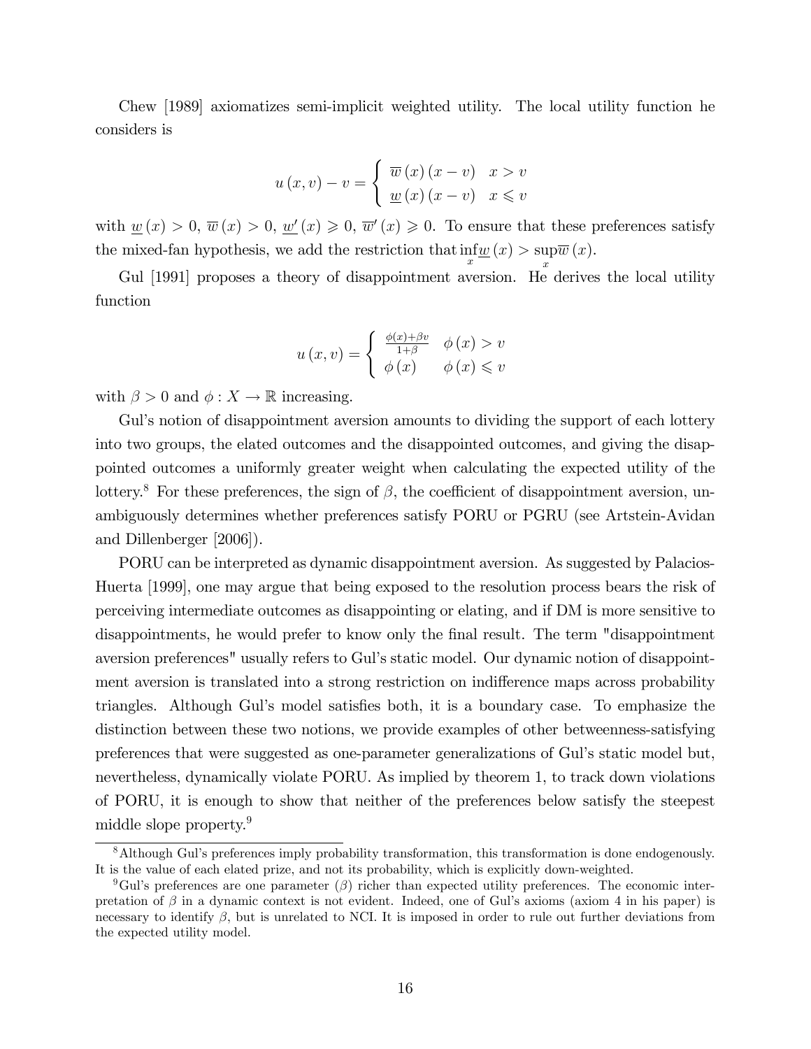Chew [1989] axiomatizes semi-implicit weighted utility. The local utility function he considers is

$$u(x,v) - v = \begin{cases} \overline{w}(x)(x-v) & x > v \\ \underline{w}(x)(x-v) & x \leqslant v \end{cases}$$

with $\underline{w}(x) > 0$, $\overline{w}(x) > 0$, $\underline{w}'(x) \geqslant 0$, $\overline{w}'(x) \geqslant 0$. To ensure that these preferences satisfy the mixed-fan hypothesis, we add the restriction that $\inf_x \underline{w}(x) > \sup_x \overline{w}(x)$.

Gul [1991] proposes a theory of disappointment aversion. He derives the local utility function

$$u(x,v) = \begin{cases} \frac{\phi(x)+\beta v}{1+\beta} & \phi(x) > v \\ \phi(x) & \phi(x) \leqslant v \end{cases}$$

with $\beta > 0$ and $\phi : X \to \mathbb{R}$ increasing.

Gul's notion of disappointment aversion amounts to dividing the support of each lottery into two groups, the elated outcomes and the disappointed outcomes, and giving the disappointed outcomes a uniformly greater weight when calculating the expected utility of the lottery.[8] For these preferences, the sign of $\beta$, the coefficient of disappointment aversion, unambiguously determines whether preferences satisfy PORU or PGRU (see Artstein-Avidan and Dillenberger [2006]).

PORU can be interpreted as dynamic disappointment aversion. As suggested by Palacios-Huerta [1999], one may argue that being exposed to the resolution process bears the risk of perceiving intermediate outcomes as disappointing or elating, and if DM is more sensitive to disappointments, he would prefer to know only the final result. The term "disappointment aversion preferences" usually refers to Gul's static model. Our dynamic notion of disappointment aversion is translated into a strong restriction on indifference maps across probability triangles. Although Gul's model satisfies both, it is a boundary case. To emphasize the distinction between these two notions, we provide examples of other betweenness-satisfying preferences that were suggested as one-parameter generalizations of Gul's static model but, nevertheless, dynamically violate PORU. As implied by theorem 1, to track down violations of PORU, it is enough to show that neither of the preferences below satisfy the steepest middle slope property.[9]

[8] Although Gul's preferences imply probability transformation, this transformation is done endogenously. It is the value of each elated prize, and not its probability, which is explicitly down-weighted.

[9] Gul's preferences are one parameter ($\beta$) richer than expected utility preferences. The economic interpretation of $\beta$ in a dynamic context is not evident. Indeed, one of Gul's axioms (axiom 4 in his paper) is necessary to identify $\beta$, but is unrelated to NCI. It is imposed in order to rule out further deviations from the expected utility model.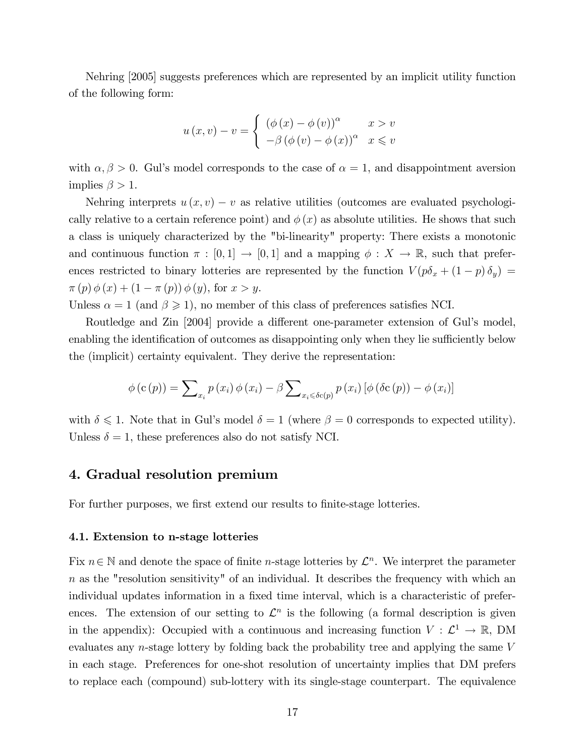Nehring [2005] suggests preferences which are represented by an implicit utility function of the following form:

$$u(x,v) - v = \begin{cases} (\phi(x) - \phi(v))^{\alpha} & x > v \\ -\beta(\phi(v) - \phi(x))^{\alpha} & x \leqslant v \end{cases}$$

with $\alpha, \beta > 0$. Gul's model corresponds to the case of $\alpha = 1$, and disappointment aversion implies $\beta > 1$.

Nehring interprets $u(x,v) - v$ as relative utilities (outcomes are evaluated psychologically relative to a certain reference point) and $\phi(x)$ as absolute utilities. He shows that such a class is uniquely characterized by the "bi-linearity" property: There exists a monotonic and continuous function $\pi : [0,1] \to [0,1]$ and a mapping $\phi : X \to \mathbb{R}$, such that preferences restricted to binary lotteries are represented by the function $V(p\delta_x + (1-p)\delta_y) = \pi(p)\phi(x) + (1-\pi(p))\phi(y)$, for $x > y$.
Unless $\alpha = 1$ (and $\beta \geqslant 1$), no member of this class of preferences satisfies NCI.

Routledge and Zin [2004] provide a different one-parameter extension of Gul's model, enabling the identification of outcomes as disappointing only when they lie sufficiently below the (implicit) certainty equivalent. They derive the representation:

$$\phi(\mathrm{c}(p)) = \sum\nolimits_{x_i} p(x_i)\phi(x_i) - \beta \sum\nolimits_{x_i \leqslant \delta \mathrm{c}(p)} p(x_i)\left[\phi(\delta \mathrm{c}(p)) - \phi(x_i)\right]$$

with $\delta \leqslant 1$. Note that in Gul's model $\delta = 1$ (where $\beta = 0$ corresponds to expected utility). Unless $\delta = 1$, these preferences also do not satisfy NCI.

## 4. Gradual resolution premium

For further purposes, we first extend our results to finite-stage lotteries.

### 4.1. Extension to n-stage lotteries

Fix $n \in \mathbb{N}$ and denote the space of finite $n$-stage lotteries by $\mathcal{L}^n$. We interpret the parameter $n$ as the "resolution sensitivity" of an individual. It describes the frequency with which an individual updates information in a fixed time interval, which is a characteristic of preferences. The extension of our setting to $\mathcal{L}^n$ is the following (a formal description is given in the appendix): Occupied with a continuous and increasing function $V : \mathcal{L}^1 \to \mathbb{R}$, DM evaluates any $n$-stage lottery by folding back the probability tree and applying the same $V$ in each stage. Preferences for one-shot resolution of uncertainty implies that DM prefers to replace each (compound) sub-lottery with its single-stage counterpart. The equivalence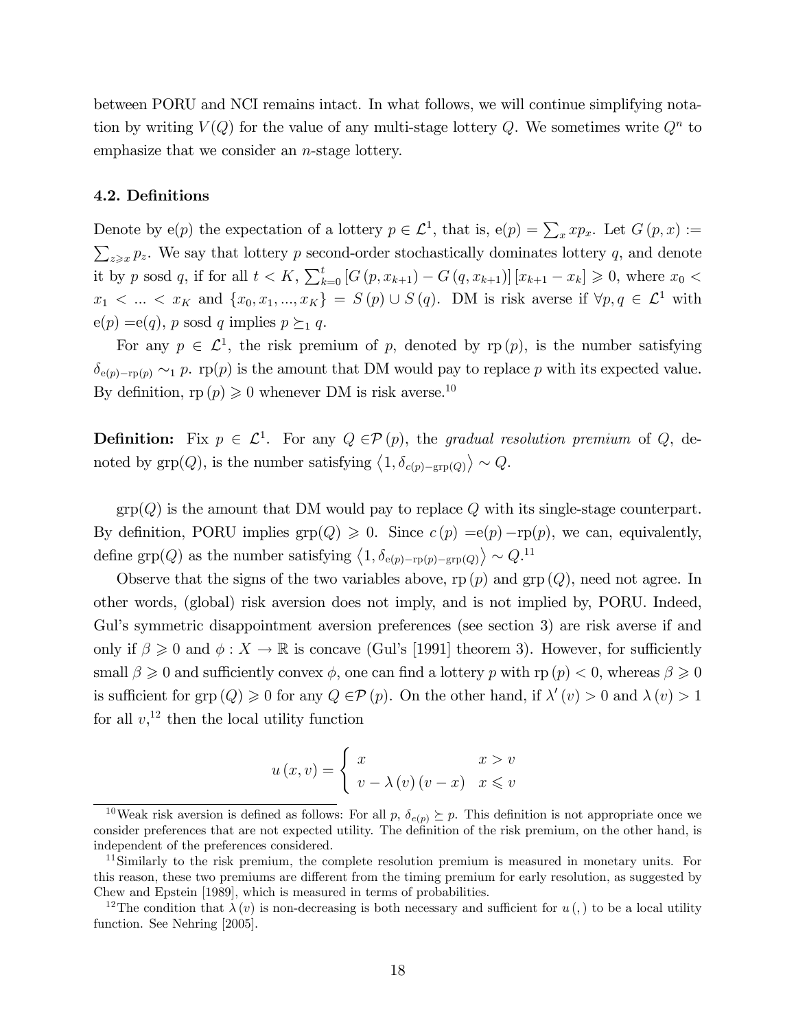between PORU and NCI remains intact. In what follows, we will continue simplifying notation by writing $V(Q)$ for the value of any multi-stage lottery $Q$. We sometimes write $Q^n$ to emphasize that we consider an $n$-stage lottery.

### 4.2. Definitions

Denote by $\mathrm{e}(p)$ the expectation of a lottery $p \in \mathcal{L}^1$, that is, $\mathrm{e}(p) = \sum_x x p_x$. Let $G(p,x) := \sum_{z \geqslant x} p_z$. We say that lottery $p$ second-order stochastically dominates lottery $q$, and denote it by $p$ sosd $q$, if for all $t < K$, $\sum_{k=0}^{t} \left[G(p, x_{k+1}) - G(q, x_{k+1})\right]\left[x_{k+1} - x_k\right] \geqslant 0$, where $x_0 < x_1 < ... < x_K$ and $\{x_0, x_1, ..., x_K\} = S(p) \cup S(q)$. DM is risk averse if $\forall p, q \in \mathcal{L}^1$ with $\mathrm{e}(p) = \mathrm{e}(q)$, $p$ sosd $q$ implies $p \succeq_1 q$.

For any $p \in \mathcal{L}^1$, the risk premium of $p$, denoted by $\mathrm{rp}(p)$, is the number satisfying $\delta_{\mathrm{e}(p) - \mathrm{rp}(p)} \sim_1 p$. $\mathrm{rp}(p)$ is the amount that DM would pay to replace $p$ with its expected value. By definition, $\mathrm{rp}(p) \geqslant 0$ whenever DM is risk averse.[10]

**Definition:** Fix $p \in \mathcal{L}^1$. For any $Q \in \mathcal{P}(p)$, the *gradual resolution premium* of $Q$, denoted by $\mathrm{grp}(Q)$, is the number satisfying $\left\langle 1, \delta_{c(p) - \mathrm{grp}(Q)} \right\rangle \sim Q$.

$\mathrm{grp}(Q)$ is the amount that DM would pay to replace $Q$ with its single-stage counterpart. By definition, PORU implies $\mathrm{grp}(Q) \geqslant 0$. Since $c(p) = \mathrm{e}(p) - \mathrm{rp}(p)$, we can, equivalently, define $\mathrm{grp}(Q)$ as the number satisfying $\left\langle 1, \delta_{\mathrm{e}(p) - \mathrm{rp}(p) - \mathrm{grp}(Q)} \right\rangle \sim Q$.[11]

Observe that the signs of the two variables above, $\mathrm{rp}(p)$ and $\mathrm{grp}(Q)$, need not agree. In other words, (global) risk aversion does not imply, and is not implied by, PORU. Indeed, Gul's symmetric disappointment aversion preferences (see section 3) are risk averse if and only if $\beta \geqslant 0$ and $\phi : X \to \mathbb{R}$ is concave (Gul's [1991] theorem 3). However, for sufficiently small $\beta \geqslant 0$ and sufficiently convex $\phi$, one can find a lottery $p$ with $\mathrm{rp}(p) < 0$, whereas $\beta \geqslant 0$ is sufficient for $\mathrm{grp}(Q) \geqslant 0$ for any $Q \in \mathcal{P}(p)$. On the other hand, if $\lambda'(v) > 0$ and $\lambda(v) > 1$ for all $v$,[12] then the local utility function

$$u(x,v) = \begin{cases} x & x > v \\ v - \lambda(v)(v - x) & x \leqslant v \end{cases}$$

---

[10] Weak risk aversion is defined as follows: For all $p$, $\delta_{e(p)} \succeq p$. This definition is not appropriate once we consider preferences that are not expected utility. The definition of the risk premium, on the other hand, is independent of the preferences considered.

[11] Similarly to the risk premium, the complete resolution premium is measured in monetary units. For this reason, these two premiums are different from the timing premium for early resolution, as suggested by Chew and Epstein [1989], which is measured in terms of probabilities.

[12] The condition that $\lambda(v)$ is non-decreasing is both necessary and sufficient for $u(,)$ to be a local utility function. See Nehring [2005].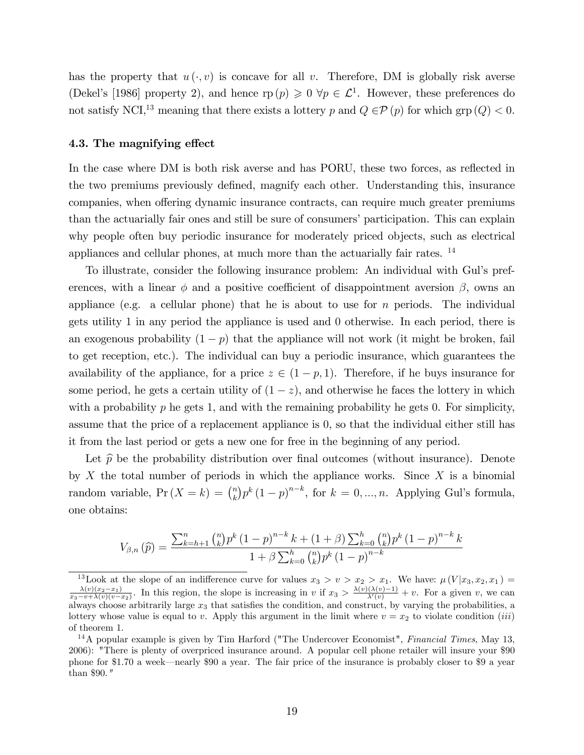has the property that $u(\cdot, v)$ is concave for all $v$. Therefore, DM is globally risk averse (Dekel's [1986] property 2), and hence $\text{rp}(p) \geqslant 0 \; \forall p \in \mathcal{L}^1$. However, these preferences do not satisfy NCI,[13] meaning that there exists a lottery $p$ and $Q \in \mathcal{P}(p)$ for which $\text{grp}(Q) < 0$.

### 4.3. The magnifying effect

In the case where DM is both risk averse and has PORU, these two forces, as reflected in the two premiums previously defined, magnify each other. Understanding this, insurance companies, when offering dynamic insurance contracts, can require much greater premiums than the actuarially fair ones and still be sure of consumers' participation. This can explain why people often buy periodic insurance for moderately priced objects, such as electrical appliances and cellular phones, at much more than the actuarially fair rates. [14]

To illustrate, consider the following insurance problem: An individual with Gul's preferences, with a linear $\phi$ and a positive coefficient of disappointment aversion $\beta$, owns an appliance (e.g. a cellular phone) that he is about to use for $n$ periods. The individual gets utility 1 in any period the appliance is used and 0 otherwise. In each period, there is an exogenous probability $(1-p)$ that the appliance will not work (it might be broken, fail to get reception, etc.). The individual can buy a periodic insurance, which guarantees the availability of the appliance, for a price $z \in (1-p, 1)$. Therefore, if he buys insurance for some period, he gets a certain utility of $(1-z)$, and otherwise he faces the lottery in which with a probability $p$ he gets 1, and with the remaining probability he gets 0. For simplicity, assume that the price of a replacement appliance is 0, so that the individual either still has it from the last period or gets a new one for free in the beginning of any period.

Let $\widehat{p}$ be the probability distribution over final outcomes (without insurance). Denote by $X$ the total number of periods in which the appliance works. Since $X$ is a binomial random variable, $\Pr(X = k) = \binom{n}{k} p^k (1-p)^{n-k}$, for $k = 0, ..., n$. Applying Gul's formula, one obtains:

$$V_{\beta,n}(\widehat{p}) = \frac{\sum_{k=h+1}^{n} \binom{n}{k} p^k (1-p)^{n-k} k + (1+\beta) \sum_{k=0}^{h} \binom{n}{k} p^k (1-p)^{n-k} k}{1 + \beta \sum_{k=0}^{h} \binom{n}{k} p^k (1-p)^{n-k}}$$

---

[13] Look at the slope of an indifference curve for values $x_3 > v > x_2 > x_1$. We have: $\mu(V|x_3, x_2, x_1) = \frac{\lambda(v)(x_2 - x_1)}{x_3 - v + \lambda(v)(v - x_2)}$. In this region, the slope is increasing in $v$ if $x_3 > \frac{\lambda(v)(\lambda(v)-1)}{\lambda'(v)} + v$. For a given $v$, we can always choose arbitrarily large $x_3$ that satisfies the condition, and construct, by varying the probabilities, a lottery whose value is equal to $v$. Apply this argument in the limit where $v = x_2$ to violate condition $(iii)$ of theorem 1.

[14] A popular example is given by Tim Harford ("The Undercover Economist", *Financial Times*, May 13, 2006): "There is plenty of overpriced insurance around. A popular cell phone retailer will insure your \$90 phone for \$1.70 a week—nearly \$90 a year. The fair price of the insurance is probably closer to \$9 a year than \$90."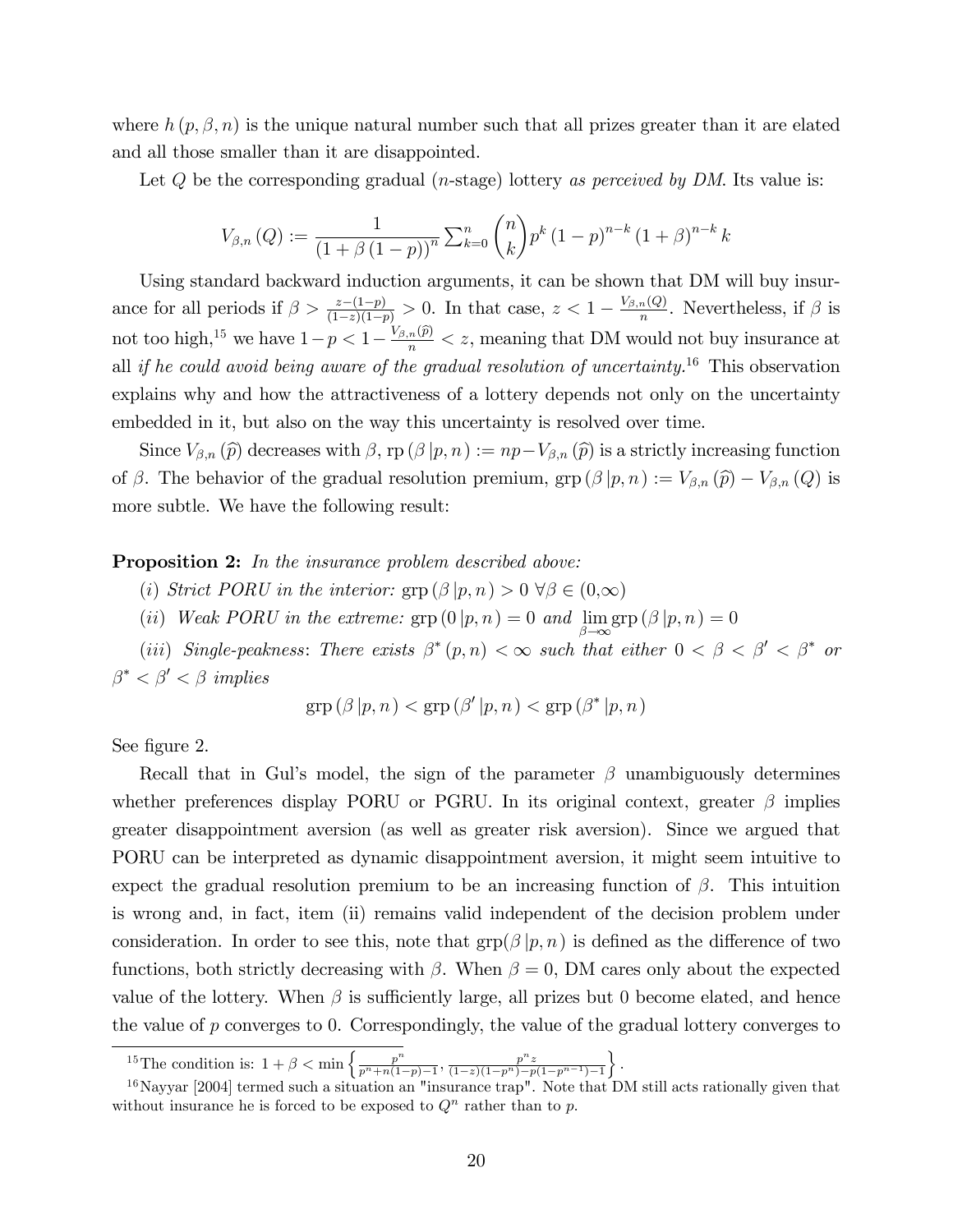where $h(p, \beta, n)$ is the unique natural number such that all prizes greater than it are elated and all those smaller than it are disappointed.

Let $Q$ be the corresponding gradual ($n$-stage) lottery *as perceived by DM*. Its value is:

$$V_{\beta,n}(Q) := \frac{1}{(1+\beta(1-p))^n} \sum_{k=0}^{n} \binom{n}{k} p^k (1-p)^{n-k} (1+\beta)^{n-k} k$$

Using standard backward induction arguments, it can be shown that DM will buy insurance for all periods if $\beta > \frac{z-(1-p)}{(1-z)(1-p)} > 0$. In that case, $z < 1 - \frac{V_{\beta,n}(Q)}{n}$. Nevertheless, if $\beta$ is not too high,[15] we have $1-p < 1-\frac{V_{\beta,n}(\widehat{p})}{n} < z$, meaning that DM would not buy insurance at all *if he could avoid being aware of the gradual resolution of uncertainty*.[16] This observation explains why and how the attractiveness of a lottery depends not only on the uncertainty embedded in it, but also on the way this uncertainty is resolved over time.

Since $V_{\beta,n}(\widehat{p})$ decreases with $\beta$, $\text{rp}(\beta\,|p,n) := np - V_{\beta,n}(\widehat{p})$ is a strictly increasing function of $\beta$. The behavior of the gradual resolution premium, $\text{grp}(\beta\,|p,n) := V_{\beta,n}(\widehat{p}) - V_{\beta,n}(Q)$ is more subtle. We have the following result:

**Proposition 2:** *In the insurance problem described above:*

(*i*) *Strict PORU in the interior:* $\text{grp}(\beta\,|p,n) > 0 \ \forall \beta \in (0,\infty)$

(*ii*) *Weak PORU in the extreme:* $\text{grp}(0\,|p,n) = 0$ *and* $\lim_{\beta\to\infty} \text{grp}(\beta\,|p,n) = 0$

(*iii*) *Single-peakness*: *There exists* $\beta^*(p,n) < \infty$ *such that either* $0 < \beta < \beta' < \beta^*$ *or* $\beta^* < \beta' < \beta$ *implies*

$$\text{grp}(\beta\,|p,n) < \text{grp}(\beta'\,|p,n) < \text{grp}(\beta^*\,|p,n)$$

See figure 2.

Recall that in Gul's model, the sign of the parameter $\beta$ unambiguously determines whether preferences display PORU or PGRU. In its original context, greater $\beta$ implies greater disappointment aversion (as well as greater risk aversion). Since we argued that PORU can be interpreted as dynamic disappointment aversion, it might seem intuitive to expect the gradual resolution premium to be an increasing function of $\beta$. This intuition is wrong and, in fact, item (ii) remains valid independent of the decision problem under consideration. In order to see this, note that $\text{grp}(\beta\,|p,n)$ is defined as the difference of two functions, both strictly decreasing with $\beta$. When $\beta = 0$, DM cares only about the expected value of the lottery. When $\beta$ is sufficiently large, all prizes but 0 become elated, and hence the value of $p$ converges to 0. Correspondingly, the value of the gradual lottery converges to

[15] The condition is: $1+\beta < \min\left\{\frac{p^n}{p^n+n(1-p)-1}, \frac{p^n z}{(1-z)(1-p^n)-p(1-p^{n-1})-1}\right\}$.

[16] Nayyar [2004] termed such a situation an "insurance trap". Note that DM still acts rationally given that without insurance he is forced to be exposed to $Q^n$ rather than to $p$.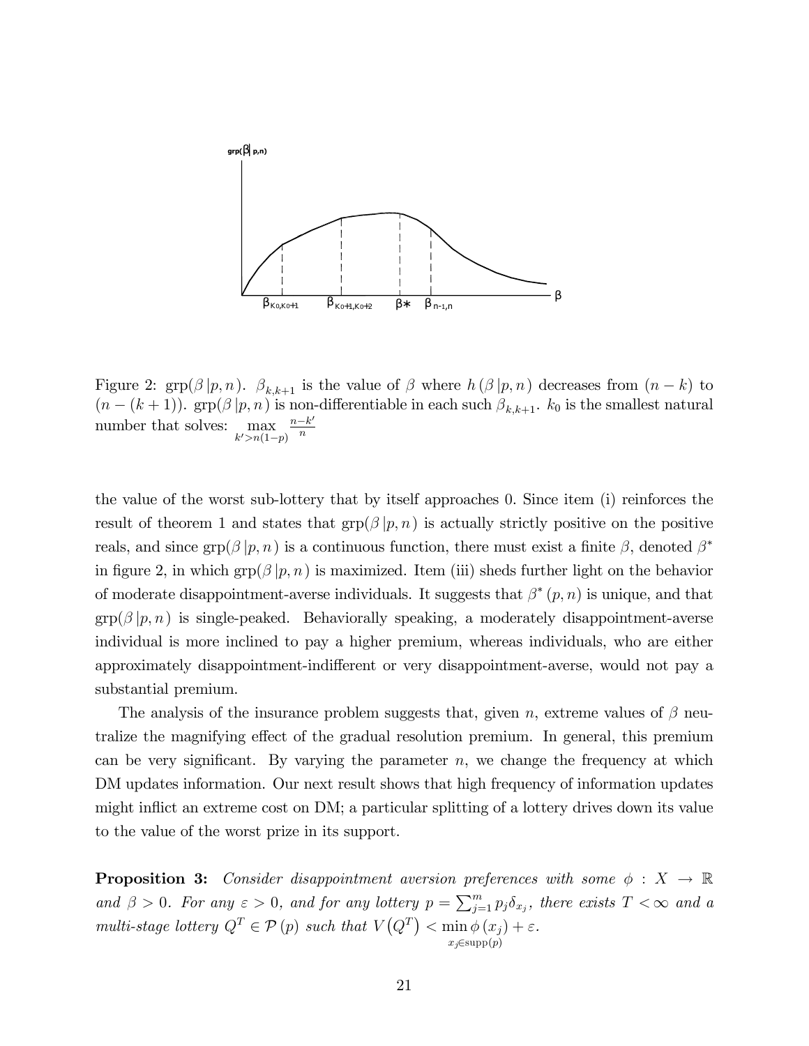Figure 2: $\text{grp}(\beta\,|p,n)$. $\beta_{k,k+1}$ is the value of $\beta$ where $h(\beta\,|p,n)$ decreases from $(n-k)$ to $(n-(k+1))$. $\text{grp}(\beta\,|p,n)$ is non-differentiable in each such $\beta_{k,k+1}$. $k_0$ is the smallest natural number that solves: $\max\limits_{k'>n(1-p)} \frac{n-k'}{n}$

the value of the worst sub-lottery that by itself approaches 0. Since item (i) reinforces the result of theorem 1 and states that $\text{grp}(\beta\,|p,n)$ is actually strictly positive on the positive reals, and since $\text{grp}(\beta\,|p,n)$ is a continuous function, there must exist a finite $\beta$, denoted $\beta^*$ in figure 2, in which $\text{grp}(\beta\,|p,n)$ is maximized. Item (iii) sheds further light on the behavior of moderate disappointment-averse individuals. It suggests that $\beta^*(p,n)$ is unique, and that $\text{grp}(\beta\,|p,n)$ is single-peaked. Behaviorally speaking, a moderately disappointment-averse individual is more inclined to pay a higher premium, whereas individuals, who are either approximately disappointment-indifferent or very disappointment-averse, would not pay a substantial premium.

The analysis of the insurance problem suggests that, given $n$, extreme values of $\beta$ neutralize the magnifying effect of the gradual resolution premium. In general, this premium can be very significant. By varying the parameter $n$, we change the frequency at which DM updates information. Our next result shows that high frequency of information updates might inflict an extreme cost on DM; a particular splitting of a lottery drives down its value to the value of the worst prize in its support.

**Proposition 3:** *Consider disappointment aversion preferences with some $\phi : X \to \mathbb{R}$ and $\beta > 0$. For any $\varepsilon > 0$, and for any lottery $p = \sum_{j=1}^{m} p_j \delta_{x_j}$, there exists $T < \infty$ and a multi-stage lottery $Q^T \in \mathcal{P}(p)$ such that $V\left(Q^T\right) < \min\limits_{x_j \in \text{supp}(p)} \phi(x_j) + \varepsilon$.*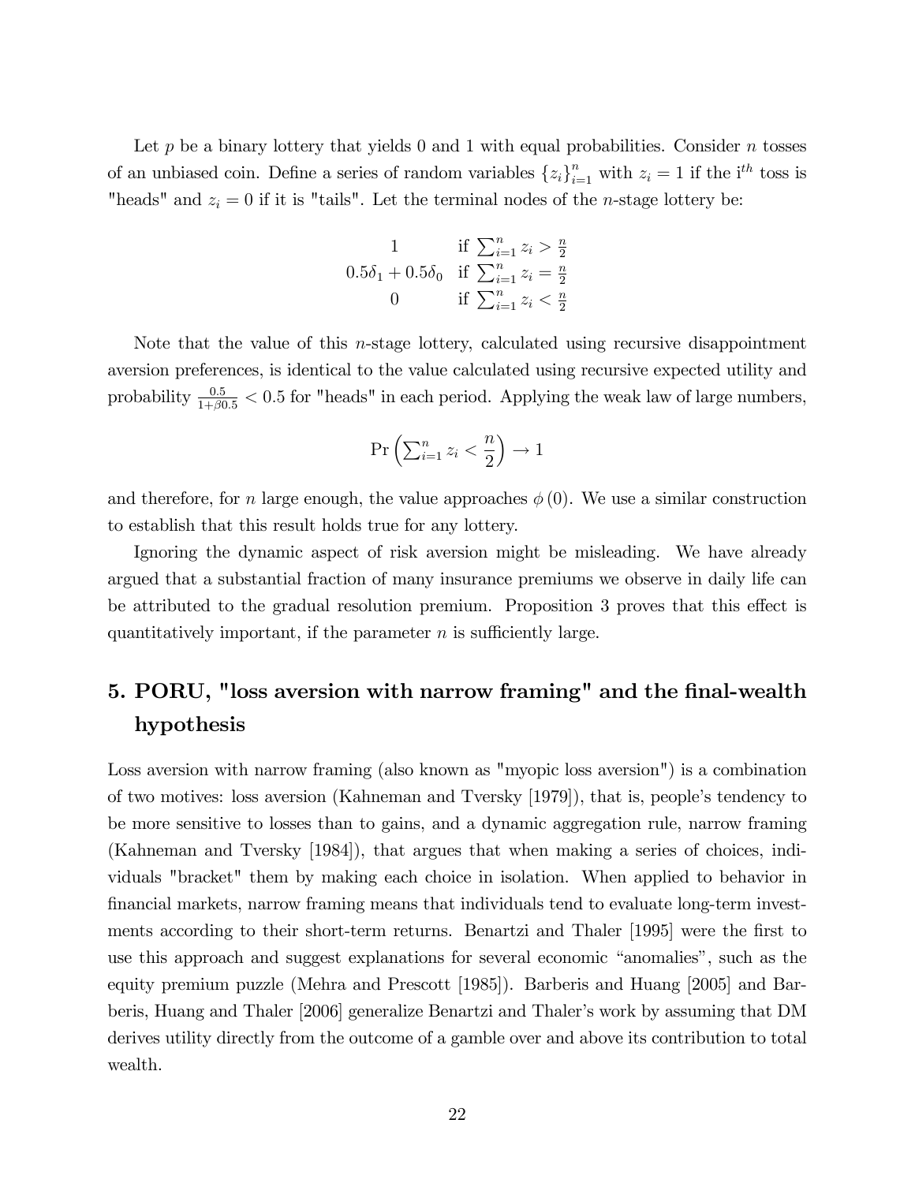Let $p$ be a binary lottery that yields 0 and 1 with equal probabilities. Consider $n$ tosses of an unbiased coin. Define a series of random variables $\{z_i\}_{i=1}^n$ with $z_i = 1$ if the i$^{th}$ toss is "heads" and $z_i = 0$ if it is "tails". Let the terminal nodes of the $n$-stage lottery be:

$$
\begin{array}{cl}
1 & \text{if } \sum_{i=1}^n z_i > \frac{n}{2} \\
0.5\delta_1 + 0.5\delta_0 & \text{if } \sum_{i=1}^n z_i = \frac{n}{2} \\
0 & \text{if } \sum_{i=1}^n z_i < \frac{n}{2}
\end{array}
$$

Note that the value of this $n$-stage lottery, calculated using recursive disappointment aversion preferences, is identical to the value calculated using recursive expected utility and probability $\frac{0.5}{1+\beta 0.5} < 0.5$ for "heads" in each period. Applying the weak law of large numbers,

$$
\Pr\left(\sum_{i=1}^n z_i < \frac{n}{2}\right) \to 1
$$

and therefore, for $n$ large enough, the value approaches $\phi(0)$. We use a similar construction to establish that this result holds true for any lottery.

Ignoring the dynamic aspect of risk aversion might be misleading. We have already argued that a substantial fraction of many insurance premiums we observe in daily life can be attributed to the gradual resolution premium. Proposition 3 proves that this effect is quantitatively important, if the parameter $n$ is sufficiently large.

# 5. PORU, "loss aversion with narrow framing" and the final-wealth hypothesis

Loss aversion with narrow framing (also known as "myopic loss aversion") is a combination of two motives: loss aversion (Kahneman and Tversky [1979]), that is, people's tendency to be more sensitive to losses than to gains, and a dynamic aggregation rule, narrow framing (Kahneman and Tversky [1984]), that argues that when making a series of choices, individuals "bracket" them by making each choice in isolation. When applied to behavior in financial markets, narrow framing means that individuals tend to evaluate long-term investments according to their short-term returns. Benartzi and Thaler [1995] were the first to use this approach and suggest explanations for several economic "anomalies", such as the equity premium puzzle (Mehra and Prescott [1985]). Barberis and Huang [2005] and Barberis, Huang and Thaler [2006] generalize Benartzi and Thaler's work by assuming that DM derives utility directly from the outcome of a gamble over and above its contribution to total wealth.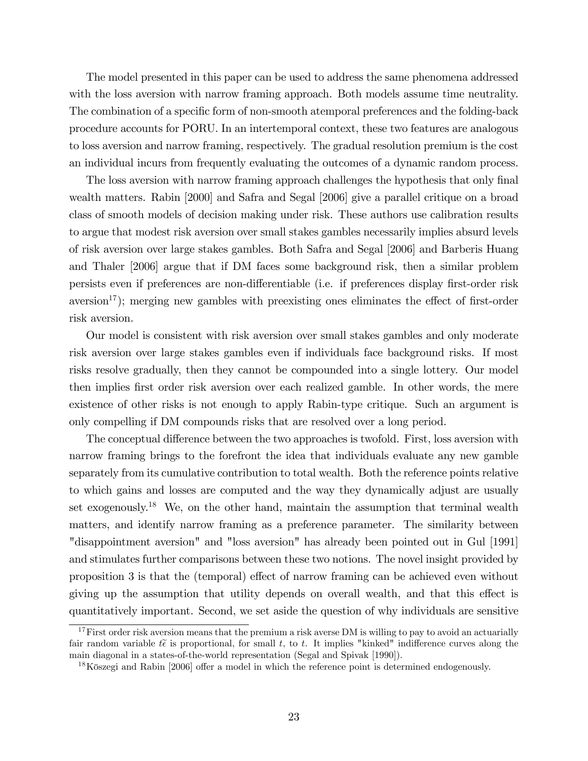The model presented in this paper can be used to address the same phenomena addressed with the loss aversion with narrow framing approach. Both models assume time neutrality. The combination of a specific form of non-smooth atemporal preferences and the folding-back procedure accounts for PORU. In an intertemporal context, these two features are analogous to loss aversion and narrow framing, respectively. The gradual resolution premium is the cost an individual incurs from frequently evaluating the outcomes of a dynamic random process.

The loss aversion with narrow framing approach challenges the hypothesis that only final wealth matters. Rabin [2000] and Safra and Segal [2006] give a parallel critique on a broad class of smooth models of decision making under risk. These authors use calibration results to argue that modest risk aversion over small stakes gambles necessarily implies absurd levels of risk aversion over large stakes gambles. Both Safra and Segal [2006] and Barberis Huang and Thaler [2006] argue that if DM faces some background risk, then a similar problem persists even if preferences are non-differentiable (i.e. if preferences display first-order risk aversion[17]); merging new gambles with preexisting ones eliminates the effect of first-order risk aversion.

Our model is consistent with risk aversion over small stakes gambles and only moderate risk aversion over large stakes gambles even if individuals face background risks. If most risks resolve gradually, then they cannot be compounded into a single lottery. Our model then implies first order risk aversion over each realized gamble. In other words, the mere existence of other risks is not enough to apply Rabin-type critique. Such an argument is only compelling if DM compounds risks that are resolved over a long period.

The conceptual difference between the two approaches is twofold. First, loss aversion with narrow framing brings to the forefront the idea that individuals evaluate any new gamble separately from its cumulative contribution to total wealth. Both the reference points relative to which gains and losses are computed and the way they dynamically adjust are usually set exogenously.[18] We, on the other hand, maintain the assumption that terminal wealth matters, and identify narrow framing as a preference parameter. The similarity between "disappointment aversion" and "loss aversion" has already been pointed out in Gul [1991] and stimulates further comparisons between these two notions. The novel insight provided by proposition 3 is that the (temporal) effect of narrow framing can be achieved even without giving up the assumption that utility depends on overall wealth, and that this effect is quantitatively important. Second, we set aside the question of why individuals are sensitive

[17] First order risk aversion means that the premium a risk averse DM is willing to pay to avoid an actuarially fair random variable $t\tilde{\epsilon}$ is proportional, for small $t$, to $t$. It implies "kinked" indifference curves along the main diagonal in a states-of-the-world representation (Segal and Spivak [1990]).

[18] Köszegi and Rabin [2006] offer a model in which the reference point is determined endogenously.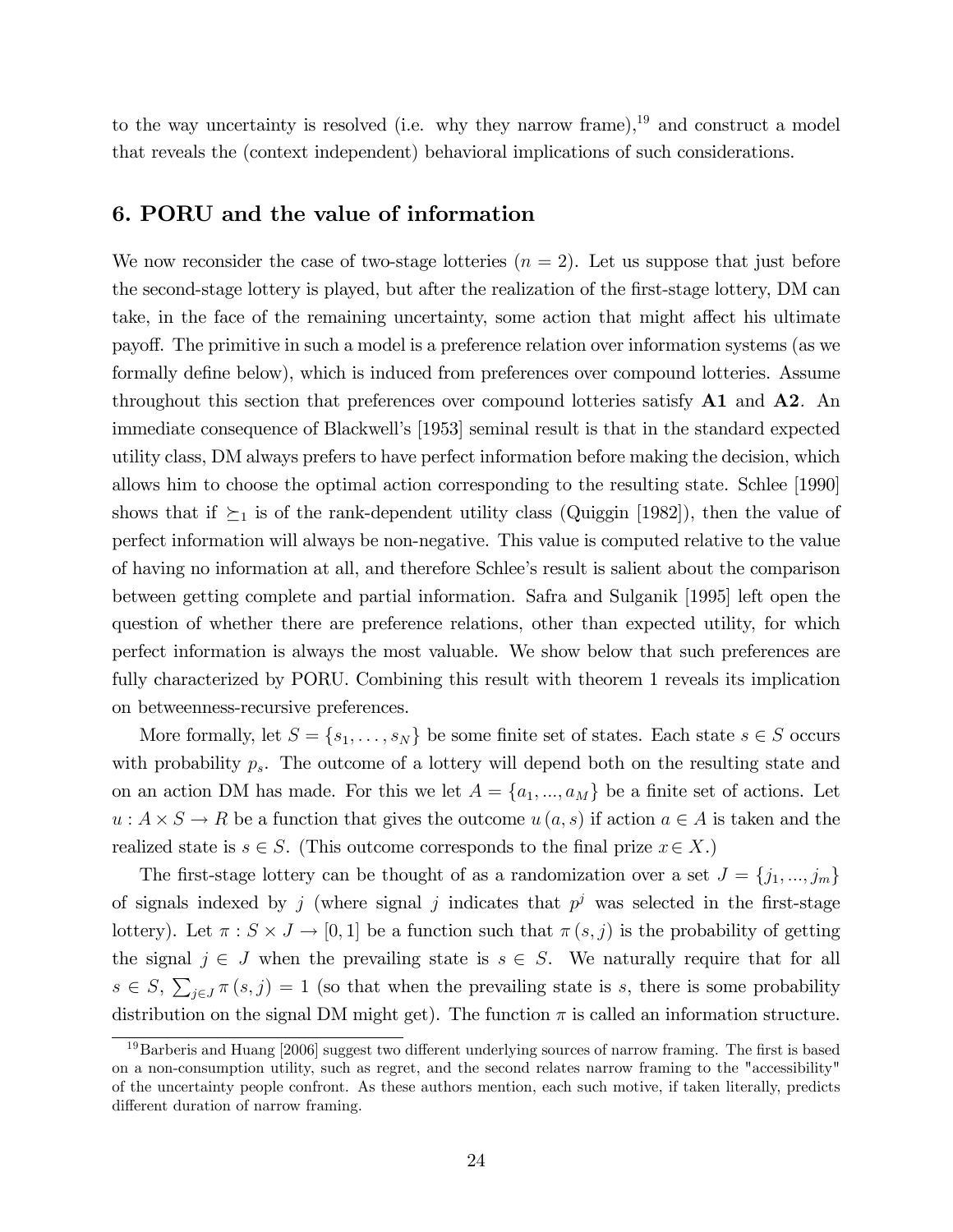to the way uncertainty is resolved (i.e. why they narrow frame),[19] and construct a model that reveals the (context independent) behavioral implications of such considerations.

## 6. PORU and the value of information

We now reconsider the case of two-stage lotteries ($n = 2$). Let us suppose that just before the second-stage lottery is played, but after the realization of the first-stage lottery, DM can take, in the face of the remaining uncertainty, some action that might affect his ultimate payoff. The primitive in such a model is a preference relation over information systems (as we formally define below), which is induced from preferences over compound lotteries. Assume throughout this section that preferences over compound lotteries satisfy **A1** and **A2**. An immediate consequence of Blackwell's [1953] seminal result is that in the standard expected utility class, DM always prefers to have perfect information before making the decision, which allows him to choose the optimal action corresponding to the resulting state. Schlee [1990] shows that if $\succeq_1$ is of the rank-dependent utility class (Quiggin [1982]), then the value of perfect information will always be non-negative. This value is computed relative to the value of having no information at all, and therefore Schlee's result is salient about the comparison between getting complete and partial information. Safra and Sulganik [1995] left open the question of whether there are preference relations, other than expected utility, for which perfect information is always the most valuable. We show below that such preferences are fully characterized by PORU. Combining this result with theorem 1 reveals its implication on betweenness-recursive preferences.

More formally, let $S = \{s_1, \ldots, s_N\}$ be some finite set of states. Each state $s \in S$ occurs with probability $p_s$. The outcome of a lottery will depend both on the resulting state and on an action DM has made. For this we let $A = \{a_1, ..., a_M\}$ be a finite set of actions. Let $u : A \times S \to R$ be a function that gives the outcome $u(a, s)$ if action $a \in A$ is taken and the realized state is $s \in S$. (This outcome corresponds to the final prize $x \in X$.)

The first-stage lottery can be thought of as a randomization over a set $J = \{j_1, ..., j_m\}$ of signals indexed by $j$ (where signal $j$ indicates that $p^j$ was selected in the first-stage lottery). Let $\pi : S \times J \to [0, 1]$ be a function such that $\pi(s, j)$ is the probability of getting the signal $j \in J$ when the prevailing state is $s \in S$. We naturally require that for all $s \in S$, $\sum_{j \in J} \pi(s, j) = 1$ (so that when the prevailing state is $s$, there is some probability distribution on the signal DM might get). The function $\pi$ is called an information structure.

[19] Barberis and Huang [2006] suggest two different underlying sources of narrow framing. The first is based on a non-consumption utility, such as regret, and the second relates narrow framing to the "accessibility" of the uncertainty people confront. As these authors mention, each such motive, if taken literally, predicts different duration of narrow framing.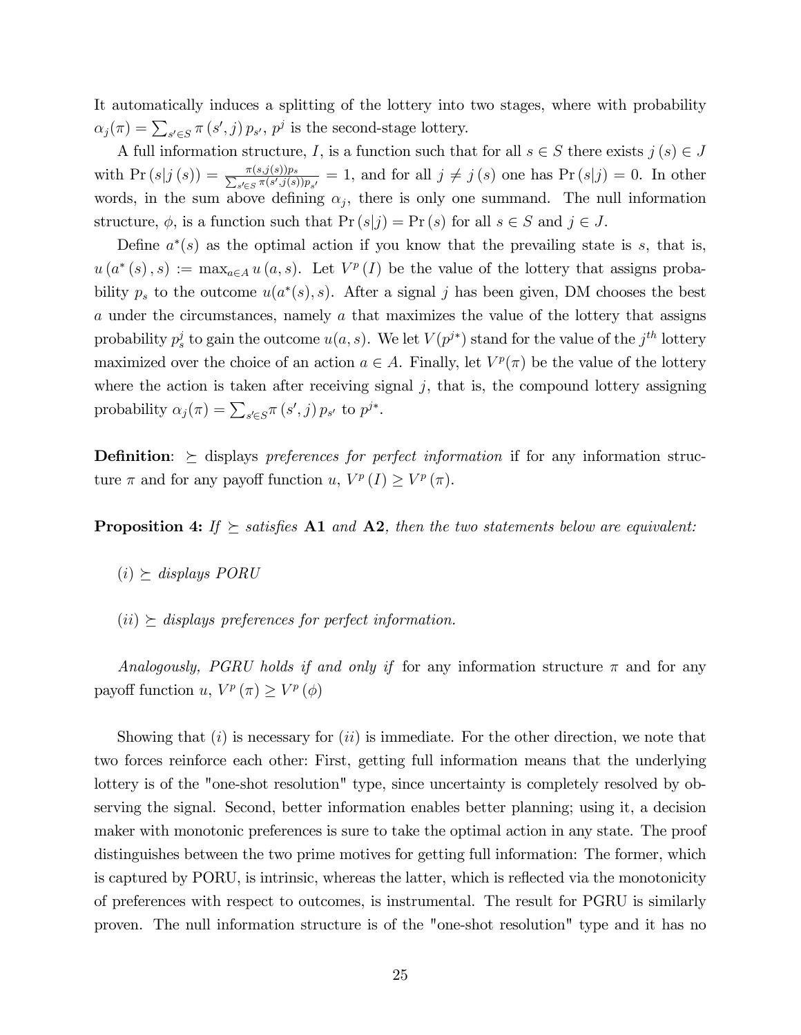It automatically induces a splitting of the lottery into two stages, where with probability $\alpha_j(\pi) = \sum_{s' \in S} \pi(s', j) p_{s'}$, $p^j$ is the second-stage lottery.

A full information structure, $I$, is a function such that for all $s \in S$ there exists $j(s) \in J$ with $\Pr(s|j(s)) = \frac{\pi(s,j(s))p_s}{\sum_{s' \in S} \pi(s', j(s))p_{s'}} = 1$, and for all $j \neq j(s)$ one has $\Pr(s|j) = 0$. In other words, in the sum above defining $\alpha_j$, there is only one summand. The null information structure, $\phi$, is a function such that $\Pr(s|j) = \Pr(s)$ for all $s \in S$ and $j \in J$.

Define $a^*(s)$ as the optimal action if you know that the prevailing state is $s$, that is, $u(a^*(s), s) := \max_{a \in A} u(a, s)$. Let $V^p(I)$ be the value of the lottery that assigns probability $p_s$ to the outcome $u(a^*(s), s)$. After a signal $j$ has been given, DM chooses the best $a$ under the circumstances, namely $a$ that maximizes the value of the lottery that assigns probability $p_s^j$ to gain the outcome $u(a, s)$. We let $V(p^{j*})$ stand for the value of the $j^{th}$ lottery maximized over the choice of an action $a \in A$. Finally, let $V^p(\pi)$ be the value of the lottery where the action is taken after receiving signal $j$, that is, the compound lottery assigning probability $\alpha_j(\pi) = \sum_{s' \in S} \pi(s', j) p_{s'}$ to $p^{j*}$.

**Definition**: $\succeq$ displays *preferences for perfect information* if for any information structure $\pi$ and for any payoff function $u$, $V^p(I) \geq V^p(\pi)$.

**Proposition 4:** *If $\succeq$ satisfies* **A1** *and* **A2**, *then the two statements below are equivalent:*

*(i) $\succeq$ displays PORU*

*(ii) $\succeq$ displays preferences for perfect information.*

*Analogously, PGRU holds if and only if* for any information structure $\pi$ and for any payoff function $u$, $V^p(\pi) \geq V^p(\phi)$

Showing that $(i)$ is necessary for $(ii)$ is immediate. For the other direction, we note that two forces reinforce each other: First, getting full information means that the underlying lottery is of the "one-shot resolution" type, since uncertainty is completely resolved by observing the signal. Second, better information enables better planning; using it, a decision maker with monotonic preferences is sure to take the optimal action in any state. The proof distinguishes between the two prime motives for getting full information: The former, which is captured by PORU, is intrinsic, whereas the latter, which is reflected via the monotonicity of preferences with respect to outcomes, is instrumental. The result for PGRU is similarly proven. The null information structure is of the "one-shot resolution" type and it has no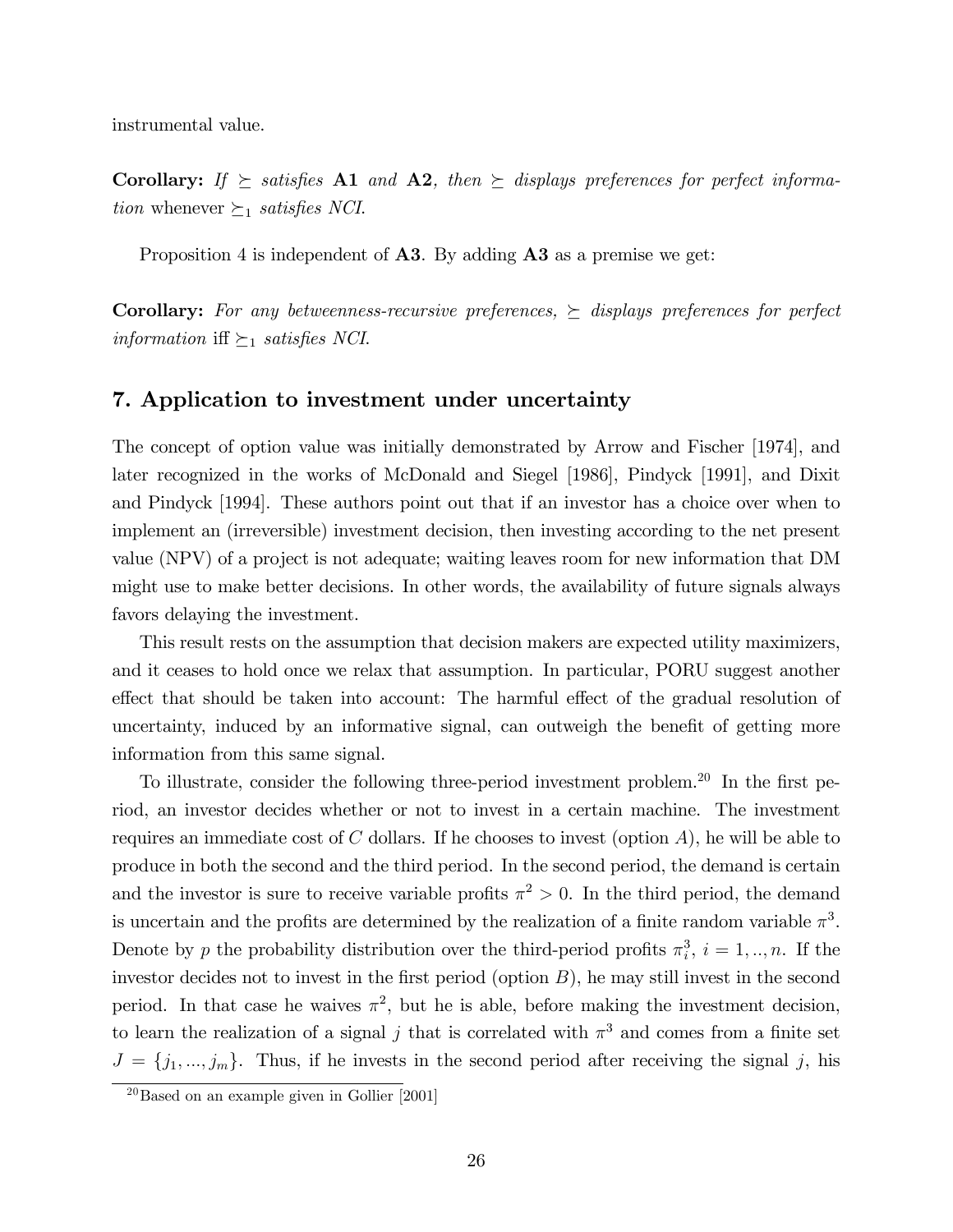instrumental value.

**Corollary:** *If $\succeq$ satisfies* **A1** *and* **A2***, then $\succeq$ displays preferences for perfect information* whenever *$\succeq_1$ satisfies NCI.*

Proposition 4 is independent of **A3**. By adding **A3** as a premise we get:

**Corollary:** *For any betweenness-recursive preferences, $\succeq$ displays preferences for perfect information* iff *$\succeq_1$ satisfies NCI.*

## 7. Application to investment under uncertainty

The concept of option value was initially demonstrated by Arrow and Fischer [1974], and later recognized in the works of McDonald and Siegel [1986], Pindyck [1991], and Dixit and Pindyck [1994]. These authors point out that if an investor has a choice over when to implement an (irreversible) investment decision, then investing according to the net present value (NPV) of a project is not adequate; waiting leaves room for new information that DM might use to make better decisions. In other words, the availability of future signals always favors delaying the investment.

This result rests on the assumption that decision makers are expected utility maximizers, and it ceases to hold once we relax that assumption. In particular, PORU suggest another effect that should be taken into account: The harmful effect of the gradual resolution of uncertainty, induced by an informative signal, can outweigh the benefit of getting more information from this same signal.

To illustrate, consider the following three-period investment problem.[20] In the first period, an investor decides whether or not to invest in a certain machine. The investment requires an immediate cost of $C$ dollars. If he chooses to invest (option $A$), he will be able to produce in both the second and the third period. In the second period, the demand is certain and the investor is sure to receive variable profits $\pi^2 > 0$. In the third period, the demand is uncertain and the profits are determined by the realization of a finite random variable $\pi^3$. Denote by $p$ the probability distribution over the third-period profits $\pi_i^3$, $i = 1, .., n$. If the investor decides not to invest in the first period (option $B$), he may still invest in the second period. In that case he waives $\pi^2$, but he is able, before making the investment decision, to learn the realization of a signal $j$ that is correlated with $\pi^3$ and comes from a finite set $J = \{j_1, ..., j_m\}$. Thus, if he invests in the second period after receiving the signal $j$, his

[20] Based on an example given in Gollier [2001]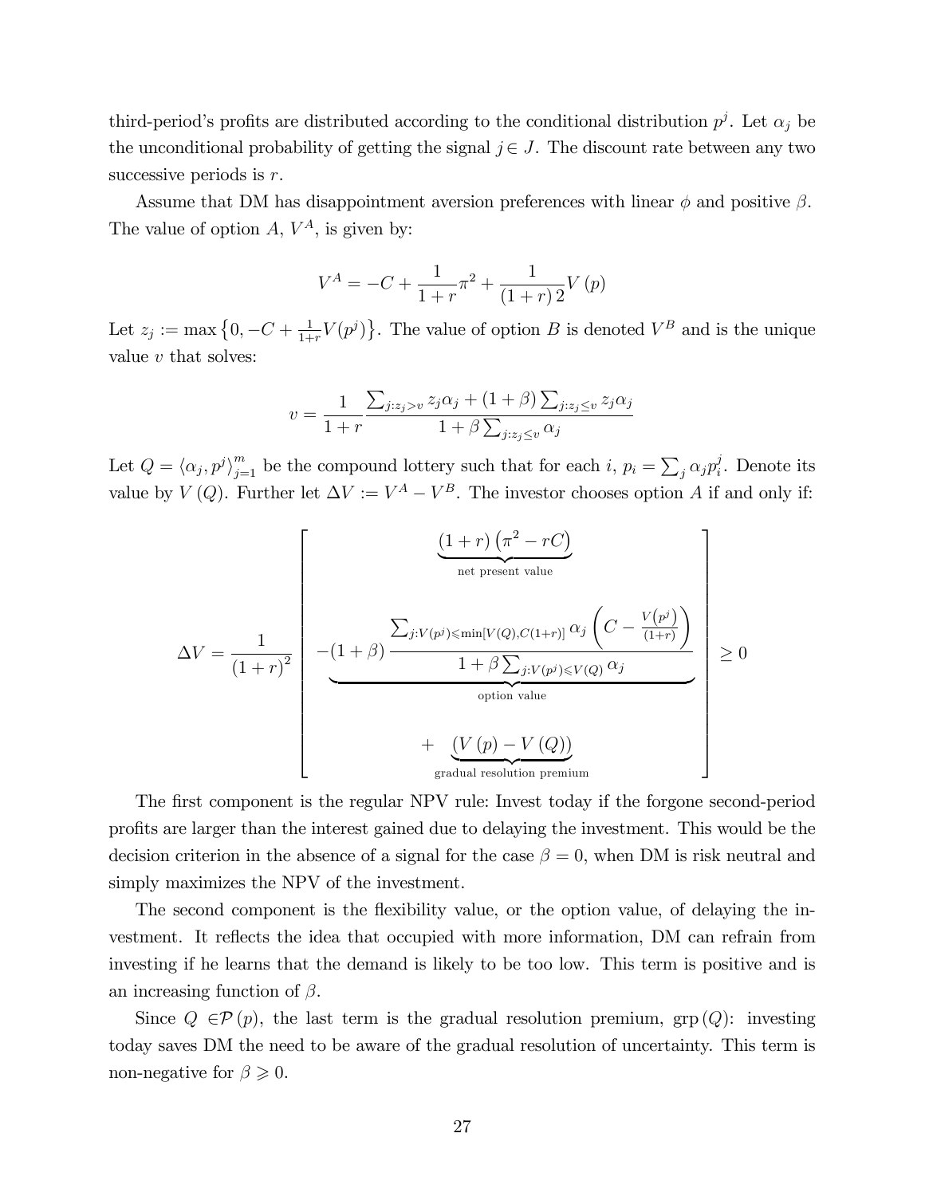third-period's profits are distributed according to the conditional distribution $p^j$. Let $\alpha_j$ be the unconditional probability of getting the signal $j \in J$. The discount rate between any two successive periods is $r$.

Assume that DM has disappointment aversion preferences with linear $\phi$ and positive $\beta$. The value of option $A$, $V^A$, is given by:

$$V^A = -C + \frac{1}{1+r}\pi^2 + \frac{1}{(1+r)2}V(p)$$

Let $z_j := \max\left\{0, -C + \frac{1}{1+r}V(p^j)\right\}$. The value of option $B$ is denoted $V^B$ and is the unique value $v$ that solves:

$$v = \frac{1}{1+r}\frac{\sum_{j:z_j>v} z_j\alpha_j + (1+\beta)\sum_{j:z_j\leq v} z_j\alpha_j}{1+\beta\sum_{j:z_j\leq v}\alpha_j}$$

Let $Q = \langle \alpha_j, p^j \rangle_{j=1}^m$ be the compound lottery such that for each $i$, $p_i = \sum_j \alpha_j p_i^j$. Denote its value by $V(Q)$. Further let $\Delta V := V^A - V^B$. The investor chooses option $A$ if and only if:

$$\Delta V = \frac{1}{(1+r)^2}\left[\begin{array}{c} \underbrace{(1+r)\left(\pi^2 - rC\right)}_{\text{net present value}} \\ \\ \underbrace{-(1+\beta)\frac{\sum_{j:V(p^j)\leqslant \min[V(Q),C(1+r)]}\alpha_j\left(C - \frac{V(p^j)}{(1+r)}\right)}{1+\beta\sum_{j:V(p^j)\leqslant V(Q)}\alpha_j}}_{\text{option value}} \\ \\ +\underbrace{(V(p) - V(Q))}_{\text{gradual resolution premium}} \end{array}\right] \geq 0$$

The first component is the regular NPV rule: Invest today if the forgone second-period profits are larger than the interest gained due to delaying the investment. This would be the decision criterion in the absence of a signal for the case $\beta = 0$, when DM is risk neutral and simply maximizes the NPV of the investment.

The second component is the flexibility value, or the option value, of delaying the investment. It reflects the idea that occupied with more information, DM can refrain from investing if he learns that the demand is likely to be too low. This term is positive and is an increasing function of $\beta$.

Since $Q \in \mathcal{P}(p)$, the last term is the gradual resolution premium, $\text{grp}(Q)$: investing today saves DM the need to be aware of the gradual resolution of uncertainty. This term is non-negative for $\beta \geqslant 0$.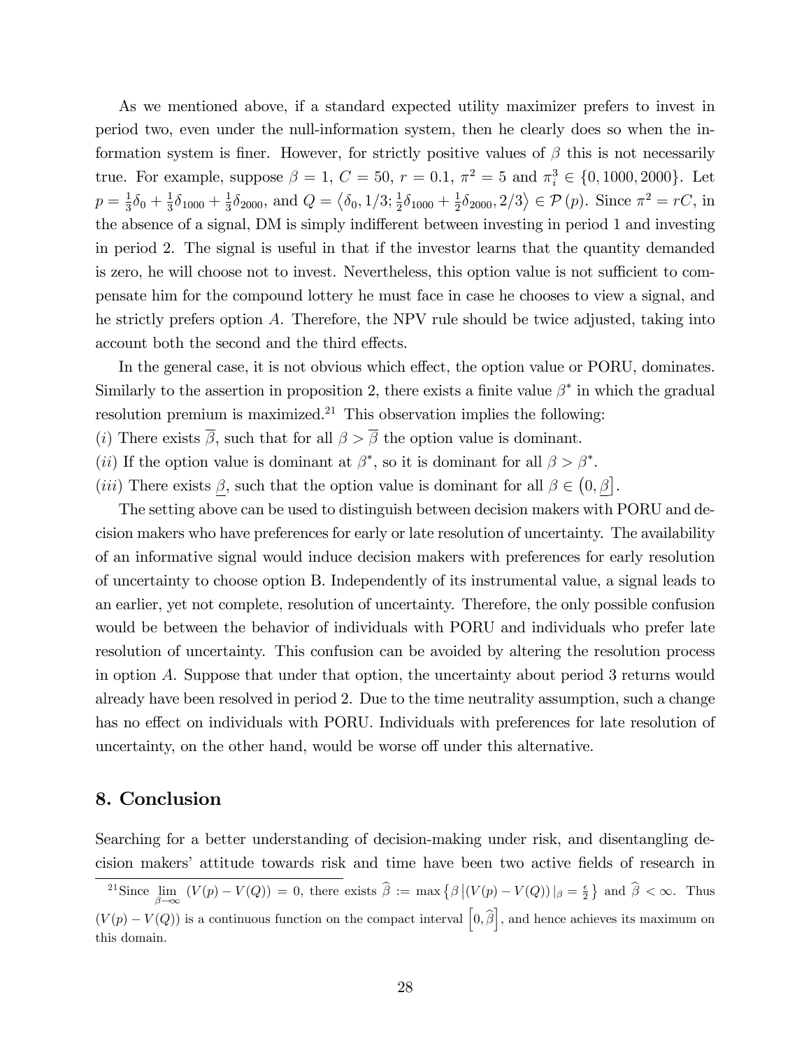As we mentioned above, if a standard expected utility maximizer prefers to invest in period two, even under the null-information system, then he clearly does so when the information system is finer. However, for strictly positive values of $\beta$ this is not necessarily true. For example, suppose $\beta = 1$, $C = 50$, $r = 0.1$, $\pi^2 = 5$ and $\pi_i^3 \in \{0, 1000, 2000\}$. Let $p = \frac{1}{3}\delta_0 + \frac{1}{3}\delta_{1000} + \frac{1}{3}\delta_{2000}$, and $Q = \left\langle \delta_0, 1/3; \frac{1}{2}\delta_{1000} + \frac{1}{2}\delta_{2000}, 2/3 \right\rangle \in \mathcal{P}(p)$. Since $\pi^2 = rC$, in the absence of a signal, DM is simply indifferent between investing in period 1 and investing in period 2. The signal is useful in that if the investor learns that the quantity demanded is zero, he will choose not to invest. Nevertheless, this option value is not sufficient to compensate him for the compound lottery he must face in case he chooses to view a signal, and he strictly prefers option $A$. Therefore, the NPV rule should be twice adjusted, taking into account both the second and the third effects.

In the general case, it is not obvious which effect, the option value or PORU, dominates. Similarly to the assertion in proposition 2, there exists a finite value $\beta^*$ in which the gradual resolution premium is maximized.[21] This observation implies the following:

$(i)$ There exists $\overline{\beta}$, such that for all $\beta > \overline{\beta}$ the option value is dominant.

$(ii)$ If the option value is dominant at $\beta^*$, so it is dominant for all $\beta > \beta^*$.

$(iii)$ There exists $\underline{\beta}$, such that the option value is dominant for all $\beta \in \left(0, \underline{\beta}\right]$.

The setting above can be used to distinguish between decision makers with PORU and decision makers who have preferences for early or late resolution of uncertainty. The availability of an informative signal would induce decision makers with preferences for early resolution of uncertainty to choose option B. Independently of its instrumental value, a signal leads to an earlier, yet not complete, resolution of uncertainty. Therefore, the only possible confusion would be between the behavior of individuals with PORU and individuals who prefer late resolution of uncertainty. This confusion can be avoided by altering the resolution process in option $A$. Suppose that under that option, the uncertainty about period 3 returns would already have been resolved in period 2. Due to the time neutrality assumption, such a change has no effect on individuals with PORU. Individuals with preferences for late resolution of uncertainty, on the other hand, would be worse off under this alternative.

## 8. Conclusion

Searching for a better understanding of decision-making under risk, and disentangling decision makers' attitude towards risk and time have been two active fields of research in

[21] Since $\lim_{\beta \to \infty} (V(p) - V(Q)) = 0$, there exists $\widehat{\beta} := \max \left\{ \beta \left| (V(p) - V(Q)) \right|_{\beta} = \frac{\epsilon}{2} \right\}$ and $\widehat{\beta} < \infty$. Thus $(V(p) - V(Q))$ is a continuous function on the compact interval $\left[0, \widehat{\beta}\right]$, and hence achieves its maximum on this domain.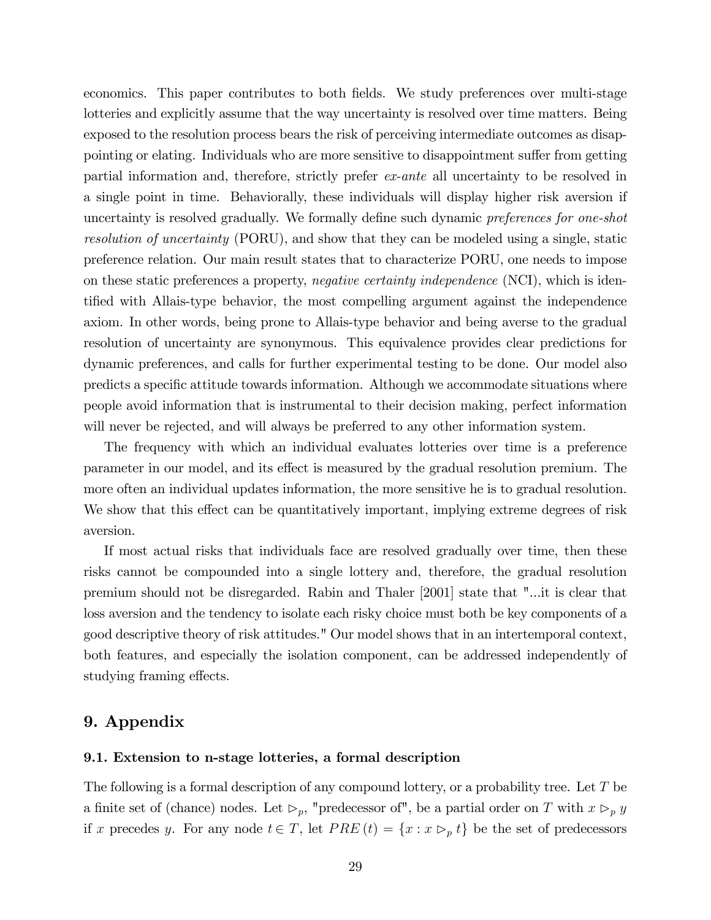economics. This paper contributes to both fields. We study preferences over multi-stage lotteries and explicitly assume that the way uncertainty is resolved over time matters. Being exposed to the resolution process bears the risk of perceiving intermediate outcomes as disappointing or elating. Individuals who are more sensitive to disappointment suffer from getting partial information and, therefore, strictly prefer *ex-ante* all uncertainty to be resolved in a single point in time. Behaviorally, these individuals will display higher risk aversion if uncertainty is resolved gradually. We formally define such dynamic *preferences for one-shot resolution of uncertainty* (PORU), and show that they can be modeled using a single, static preference relation. Our main result states that to characterize PORU, one needs to impose on these static preferences a property, *negative certainty independence* (NCI), which is identified with Allais-type behavior, the most compelling argument against the independence axiom. In other words, being prone to Allais-type behavior and being averse to the gradual resolution of uncertainty are synonymous. This equivalence provides clear predictions for dynamic preferences, and calls for further experimental testing to be done. Our model also predicts a specific attitude towards information. Although we accommodate situations where people avoid information that is instrumental to their decision making, perfect information will never be rejected, and will always be preferred to any other information system.

The frequency with which an individual evaluates lotteries over time is a preference parameter in our model, and its effect is measured by the gradual resolution premium. The more often an individual updates information, the more sensitive he is to gradual resolution. We show that this effect can be quantitatively important, implying extreme degrees of risk aversion.

If most actual risks that individuals face are resolved gradually over time, then these risks cannot be compounded into a single lottery and, therefore, the gradual resolution premium should not be disregarded. Rabin and Thaler [2001] state that "...it is clear that loss aversion and the tendency to isolate each risky choice must both be key components of a good descriptive theory of risk attitudes." Our model shows that in an intertemporal context, both features, and especially the isolation component, can be addressed independently of studying framing effects.

## 9. Appendix

### 9.1. Extension to n-stage lotteries, a formal description

The following is a formal description of any compound lottery, or a probability tree. Let $T$ be a finite set of (chance) nodes. Let $\rhd_p$, "predecessor of", be a partial order on $T$ with $x \rhd_p y$ if $x$ precedes $y$. For any node $t \in T$, let $PRE(t) = \{x : x \rhd_p t\}$ be the set of predecessors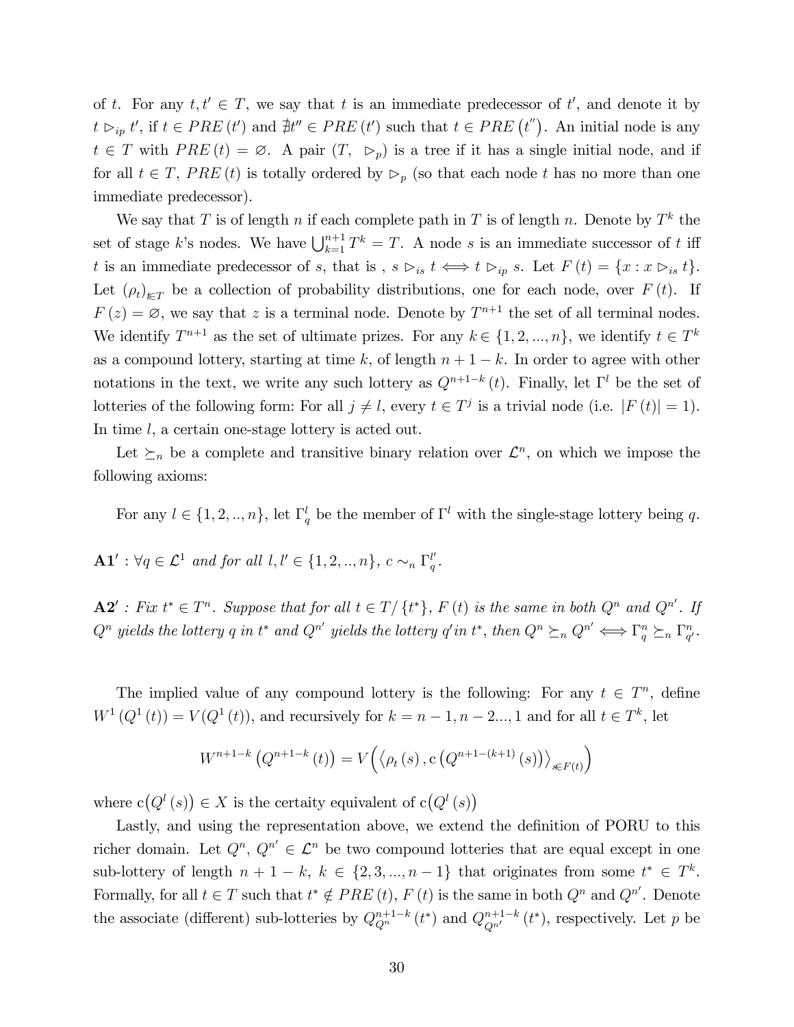of $t$. For any $t, t' \in T$, we say that $t$ is an immediate predecessor of $t'$, and denote it by $t \rhd_{ip} t'$, if $t \in PRE(t')$ and $\nexists t'' \in PRE(t')$ such that $t \in PRE(t'')$. An initial node is any $t \in T$ with $PRE(t) = \varnothing$. A pair $(T, \rhd_p)$ is a tree if it has a single initial node, and if for all $t \in T$, $PRE(t)$ is totally ordered by $\rhd_p$ (so that each node $t$ has no more than one immediate predecessor).

We say that $T$ is of length $n$ if each complete path in $T$ is of length $n$. Denote by $T^k$ the set of stage $k$'s nodes. We have $\bigcup_{k=1}^{n+1} T^k = T$. A node $s$ is an immediate successor of $t$ iff $t$ is an immediate predecessor of $s$, that is , $s \rhd_{is} t \iff t \rhd_{ip} s$. Let $F(t) = \{x : x \rhd_{is} t\}$. Let $(\rho_t)_{t \in T}$ be a collection of probability distributions, one for each node, over $F(t)$. If $F(z) = \varnothing$, we say that $z$ is a terminal node. Denote by $T^{n+1}$ the set of all terminal nodes. We identify $T^{n+1}$ as the set of ultimate prizes. For any $k \in \{1, 2, ..., n\}$, we identify $t \in T^k$ as a compound lottery, starting at time $k$, of length $n + 1 - k$. In order to agree with other notations in the text, we write any such lottery as $Q^{n+1-k}(t)$. Finally, let $\Gamma^l$ be the set of lotteries of the following form: For all $j \neq l$, every $t \in T^j$ is a trivial node (i.e. $|F(t)| = 1$). In time $l$, a certain one-stage lottery is acted out.

Let $\succeq_n$ be a complete and transitive binary relation over $\mathcal{L}^n$, on which we impose the following axioms:

For any $l \in \{1, 2, .., n\}$, let $\Gamma_q^l$ be the member of $\Gamma^l$ with the single-stage lottery being $q$.

**A1′** : *$\forall q \in \mathcal{L}^1$ and for all $l, l' \in \{1, 2, .., n\}$, $c \sim_n \Gamma_q^{l'}$.*

**A2′** *: Fix $t^* \in T^n$. Suppose that for all $t \in T/\{t^*\}$, $F(t)$ is the same in both $Q^n$ and $Q^{n'}$. If $Q^n$ yields the lottery $q$ in $t^*$ and $Q^{n'}$ yields the lottery $q'$in $t^*$, then $Q^n \succeq_n Q^{n'} \iff \Gamma_q^n \succeq_n \Gamma_{q'}^n$.*

The implied value of any compound lottery is the following: For any $t \in T^n$, define $W^1(Q^1(t)) = V(Q^1(t))$, and recursively for $k = n-1, n-2..., 1$ and for all $t \in T^k$, let

$$W^{n+1-k}\left(Q^{n+1-k}(t)\right) = V\Big(\left\langle \rho_t(s), \mathrm{c}\left(Q^{n+1-(k+1)}(s)\right)\right\rangle_{s \in F(t)}\Big)$$

where $\mathrm{c}\big(Q^l(s)\big) \in X$ is the certaity equivalent of $\mathrm{c}\big(Q^l(s)\big)$

Lastly, and using the representation above, we extend the definition of PORU to this richer domain. Let $Q^n$, $Q^{n'} \in \mathcal{L}^n$ be two compound lotteries that are equal except in one sub-lottery of length $n + 1 - k$, $k \in \{2, 3, ..., n-1\}$ that originates from some $t^* \in T^k$. Formally, for all $t \in T$ such that $t^* \notin PRE(t)$, $F(t)$ is the same in both $Q^n$ and $Q^{n'}$. Denote the associate (different) sub-lotteries by $Q_{Q^n}^{n+1-k}(t^*)$ and $Q_{Q^{n'}}^{n+1-k}(t^*)$, respectively. Let $p$ be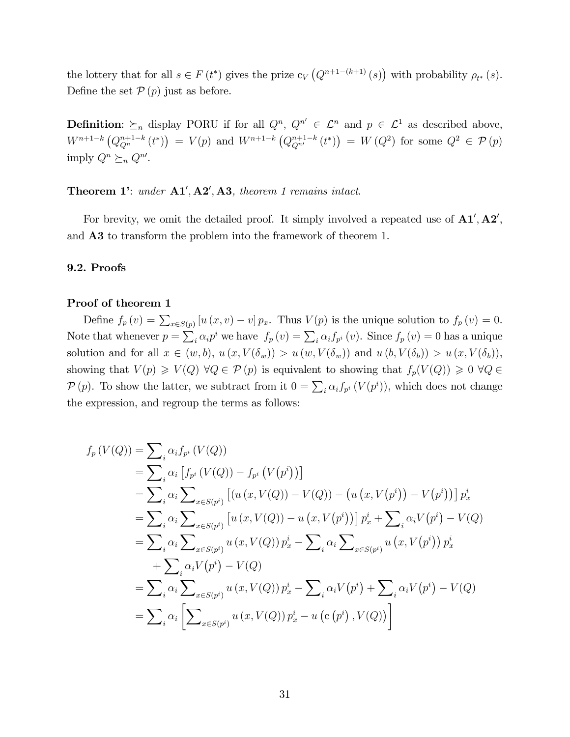the lottery that for all $s \in F(t^*)$ gives the prize $\mathrm{c}_V\left(Q^{n+1-(k+1)}(s)\right)$ with probability $\rho_{t^*}(s)$. Define the set $\mathcal{P}(p)$ just as before.

**Definition**: $\succeq_n$ display PORU if for all $Q^n$, $Q^{n'} \in \mathcal{L}^n$ and $p \in \mathcal{L}^1$ as described above, $W^{n+1-k}\left(Q^{n+1-k}_{Q^n}(t^*)\right) = V(p)$ and $W^{n+1-k}\left(Q^{n+1-k}_{Q^{n\prime}}(t^*)\right) = W(Q^2)$ for some $Q^2 \in \mathcal{P}(p)$ imply $Q^n \succeq_n Q^{n\prime}$.

**Theorem 1'**: *under* $\mathbf{A1'}, \mathbf{A2'}, \mathbf{A3}$, *theorem 1 remains intact.*

For brevity, we omit the detailed proof. It simply involved a repeated use of $\mathbf{A1'}, \mathbf{A2'}$, and $\mathbf{A3}$ to transform the problem into the framework of theorem 1.

### 9.2. Proofs

**Proof of theorem 1**

Define $f_p(v) = \sum_{x \in S(p)} [u(x,v) - v]\, p_x$. Thus $V(p)$ is the unique solution to $f_p(v) = 0$. Note that whenever $p = \sum_i \alpha_i p^i$ we have $f_p(v) = \sum_i \alpha_i f_{p^i}(v)$. Since $f_p(v) = 0$ has a unique solution and for all $x \in (w,b)$, $u(x, V(\delta_w)) > u(w, V(\delta_w))$ and $u(b, V(\delta_b)) > u(x, V(\delta_b))$, showing that $V(p) \geqslant V(Q)$ $\forall Q \in \mathcal{P}(p)$ is equivalent to showing that $f_p(V(Q)) \geqslant 0$ $\forall Q \in \mathcal{P}(p)$. To show the latter, we subtract from it $0 = \sum_i \alpha_i f_{p^i}(V(p^i))$, which does not change the expression, and regroup the terms as follows:

$$
\begin{aligned}
f_p(V(Q)) &= \sum\nolimits_i \alpha_i f_{p^i}(V(Q)) \\
&= \sum\nolimits_i \alpha_i \left[f_{p^i}(V(Q)) - f_{p^i}\left(V(p^i)\right)\right] \\
&= \sum\nolimits_i \alpha_i \sum\nolimits_{x \in S(p^i)} \left[(u(x, V(Q)) - V(Q)) - \left(u\left(x, V(p^i)\right) - V(p^i)\right)\right] p^i_x \\
&= \sum\nolimits_i \alpha_i \sum\nolimits_{x \in S(p^i)} \left[u(x, V(Q)) - u\left(x, V(p^i)\right)\right] p^i_x + \sum\nolimits_i \alpha_i V(p^i) - V(Q) \\
&= \sum\nolimits_i \alpha_i \sum\nolimits_{x \in S(p^i)} u(x, V(Q))\, p^i_x - \sum\nolimits_i \alpha_i \sum\nolimits_{x \in S(p^i)} u\left(x, V(p^i)\right) p^i_x \\
&\quad + \sum\nolimits_i \alpha_i V(p^i) - V(Q) \\
&= \sum\nolimits_i \alpha_i \sum\nolimits_{x \in S(p^i)} u(x, V(Q))\, p^i_x - \sum\nolimits_i \alpha_i V(p^i) + \sum\nolimits_i \alpha_i V(p^i) - V(Q) \\
&= \sum\nolimits_i \alpha_i \left[\sum\nolimits_{x \in S(p^i)} u(x, V(Q))\, p^i_x - u\left(\mathrm{c}\left(p^i\right), V(Q)\right)\right]
\end{aligned}
$$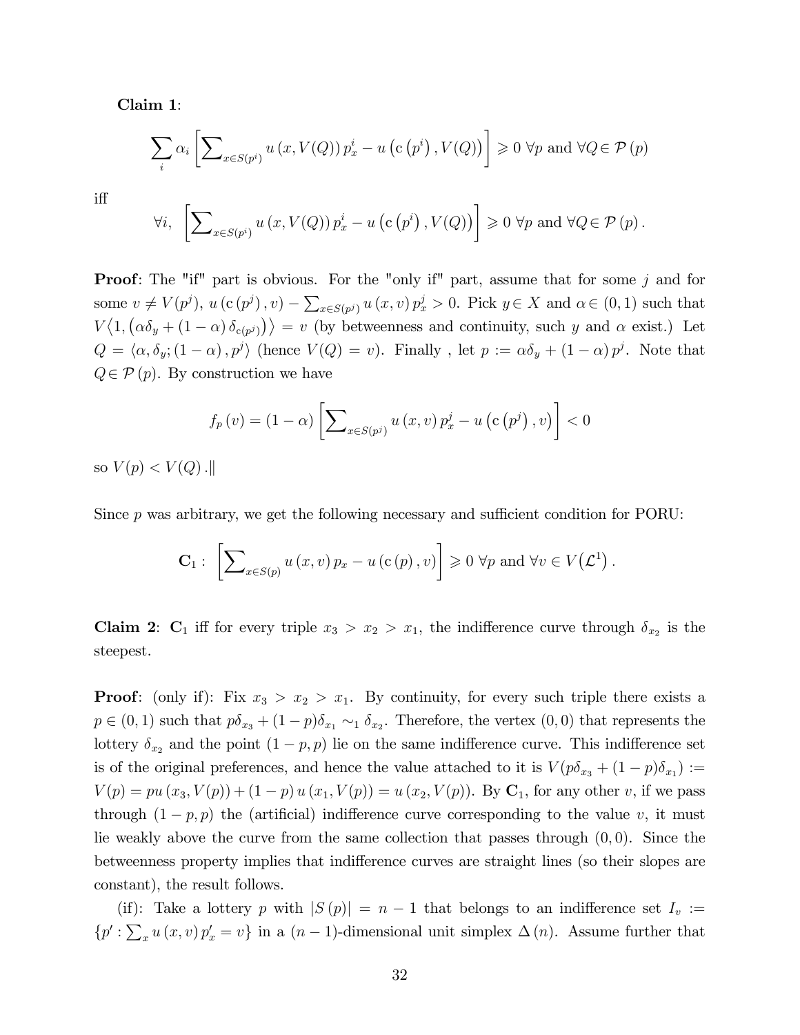**Claim 1**:

$$\sum_i \alpha_i \left[\sum\nolimits_{x\in S(p^i)} u\left(x, V(Q)\right) p_x^i - u\left(\mathrm{c}\left(p^i\right), V(Q)\right)\right] \geqslant 0 \ \forall p \text{ and } \forall Q \in \mathcal{P}\left(p\right)$$

iff

$$\forall i, \ \left[\sum\nolimits_{x\in S(p^i)} u\left(x, V(Q)\right) p_x^i - u\left(\mathrm{c}\left(p^i\right), V(Q)\right)\right] \geqslant 0 \ \forall p \text{ and } \forall Q \in \mathcal{P}\left(p\right).$$

**Proof**: The "if" part is obvious. For the "only if" part, assume that for some $j$ and for some $v \neq V(p^j)$, $u\left(\mathrm{c}\left(p^j\right), v\right) - \sum_{x\in S(p^j)} u\left(x, v\right) p_x^j > 0$. Pick $y \in X$ and $\alpha \in (0,1)$ such that $V\langle 1, \left(\alpha\delta_y + (1-\alpha)\,\delta_{\mathrm{c}(p^j)}\right)\rangle = v$ (by betweenness and continuity, such $y$ and $\alpha$ exist.) Let $Q = \langle \alpha, \delta_y; (1-\alpha), p^j\rangle$ (hence $V(Q) = v$). Finally , let $p := \alpha\delta_y + (1-\alpha)\,p^j$. Note that $Q \in \mathcal{P}\left(p\right)$. By construction we have

$$f_p\left(v\right) = \left(1-\alpha\right)\left[\sum\nolimits_{x\in S(p^j)} u\left(x, v\right) p_x^j - u\left(\mathrm{c}\left(p^j\right), v\right)\right] < 0$$

so $V(p) < V(Q)$.‖

Since $p$ was arbitrary, we get the following necessary and sufficient condition for PORU:

$$\mathbf{C}_1: \ \left[\sum\nolimits_{x\in S(p)} u\left(x, v\right) p_x - u\left(\mathrm{c}\left(p\right), v\right)\right] \geqslant 0 \ \forall p \text{ and } \forall v \in V\!\left(\mathcal{L}^1\right).$$

**Claim 2**: $\mathbf{C}_1$ iff for every triple $x_3 > x_2 > x_1$, the indifference curve through $\delta_{x_2}$ is the steepest.

**Proof**: (only if): Fix $x_3 > x_2 > x_1$. By continuity, for every such triple there exists a $p \in (0,1)$ such that $p\delta_{x_3} + (1-p)\delta_{x_1} \sim_1 \delta_{x_2}$. Therefore, the vertex $(0,0)$ that represents the lottery $\delta_{x_2}$ and the point $(1-p, p)$ lie on the same indifference curve. This indifference set is of the original preferences, and hence the value attached to it is $V(p\delta_{x_3} + (1-p)\delta_{x_1}) := V(p) = pu\left(x_3, V(p)\right) + (1-p)\,u\left(x_1, V(p)\right) = u\left(x_2, V(p)\right)$. By $\mathbf{C}_1$, for any other $v$, if we pass through $(1-p, p)$ the (artificial) indifference curve corresponding to the value $v$, it must lie weakly above the curve from the same collection that passes through $(0,0)$. Since the betweenness property implies that indifference curves are straight lines (so their slopes are constant), the result follows.

(if): Take a lottery $p$ with $|S\left(p\right)| = n-1$ that belongs to an indifference set $I_v := \{p' : \sum_x u\left(x, v\right) p'_x = v\}$ in a $(n-1)$-dimensional unit simplex $\Delta\left(n\right)$. Assume further that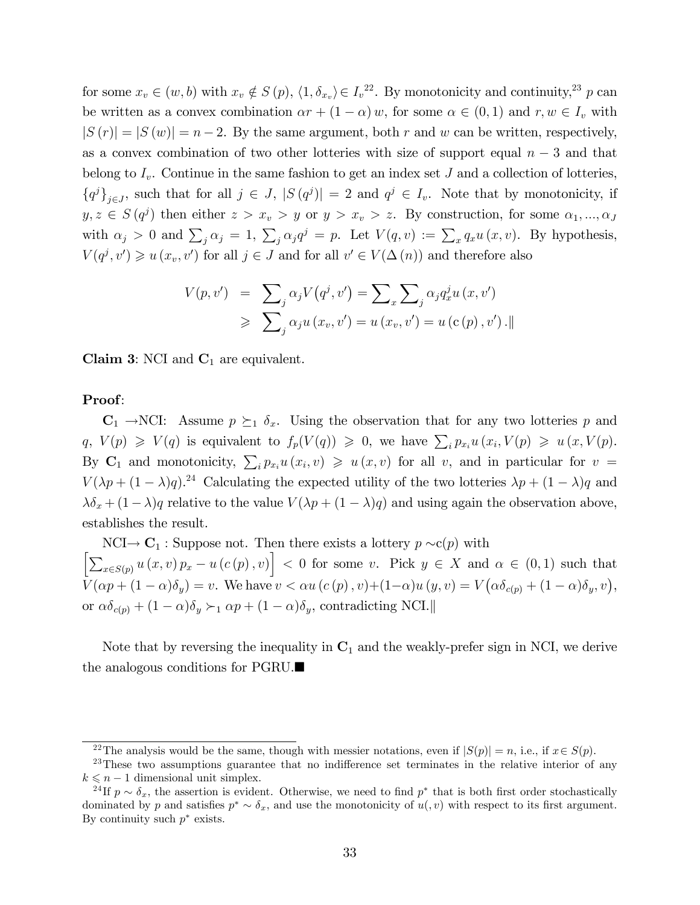for some $x_v \in (w, b)$ with $x_v \notin S(p)$, $\langle 1, \delta_{x_v} \rangle \in I_v$[22]. By monotonicity and continuity,[23] $p$ can be written as a convex combination $\alpha r + (1-\alpha) w$, for some $\alpha \in (0,1)$ and $r, w \in I_v$ with $|S(r)| = |S(w)| = n-2$. By the same argument, both $r$ and $w$ can be written, respectively, as a convex combination of two other lotteries with size of support equal $n-3$ and that belong to $I_v$. Continue in the same fashion to get an index set $J$ and a collection of lotteries, $\{q^j\}_{j \in J}$, such that for all $j \in J$, $|S(q^j)| = 2$ and $q^j \in I_v$. Note that by monotonicity, if $y, z \in S(q^j)$ then either $z > x_v > y$ or $y > x_v > z$. By construction, for some $\alpha_1, ..., \alpha_J$ with $\alpha_j > 0$ and $\sum_j \alpha_j = 1$, $\sum_j \alpha_j q^j = p$. Let $V(q,v) := \sum_x q_x u(x,v)$. By hypothesis, $V(q^j, v') \geqslant u(x_v, v')$ for all $j \in J$ and for all $v' \in V(\Delta(n))$ and therefore also

$$
\begin{aligned}
V(p, v') &= \sum_j \alpha_j V(q^j, v') = \sum_x \sum_j \alpha_j q^j_x u(x, v') \\
&\geqslant \sum_j \alpha_j u(x_v, v') = u(x_v, v') = u(\mathrm{c}(p), v'). \|
\end{aligned}
$$

**Claim 3**: NCI and $\mathbf{C}_1$ are equivalent.

**Proof**:

$\mathbf{C}_1$ →NCI: Assume $p \succeq_1 \delta_x$. Using the observation that for any two lotteries $p$ and $q$, $V(p) \geqslant V(q)$ is equivalent to $f_p(V(q)) \geqslant 0$, we have $\sum_i p_{x_i} u(x_i, V(p) \geqslant u(x, V(p)$. By $\mathbf{C}_1$ and monotonicity, $\sum_i p_{x_i} u(x_i, v) \geqslant u(x, v)$ for all $v$, and in particular for $v = V(\lambda p + (1-\lambda) q)$.[24] Calculating the expected utility of the two lotteries $\lambda p + (1-\lambda) q$ and $\lambda \delta_x + (1-\lambda) q$ relative to the value $V(\lambda p + (1-\lambda) q)$ and using again the observation above, establishes the result.

NCI→ $\mathbf{C}_1$ : Suppose not. Then there exists a lottery $p \sim$c$(p)$ with $\left[\sum_{x \in S(p)} u(x, v) p_x - u(c(p), v)\right] < 0$ for some $v$. Pick $y \in X$ and $\alpha \in (0,1)$ such that $V(\alpha p + (1-\alpha)\delta_y) = v$. We have $v < \alpha u(c(p), v) + (1-\alpha) u(y, v) = V(\alpha \delta_{c(p)} + (1-\alpha)\delta_y, v)$, or $\alpha \delta_{c(p)} + (1-\alpha)\delta_y \succ_1 \alpha p + (1-\alpha)\delta_y$, contradicting NCI.‖

Note that by reversing the inequality in $\mathbf{C}_1$ and the weakly-prefer sign in NCI, we derive the analogous conditions for PGRU.■

[22] The analysis would be the same, though with messier notations, even if $|S(p)| = n$, i.e., if $x \in S(p)$.

[23] These two assumptions guarantee that no indifference set terminates in the relative interior of any $k \leqslant n-1$ dimensional unit simplex.

[24] If $p \sim \delta_x$, the assertion is evident. Otherwise, we need to find $p^*$ that is both first order stochastically dominated by $p$ and satisfies $p^* \sim \delta_x$, and use the monotonicity of $u(, v)$ with respect to its first argument. By continuity such $p^*$ exists.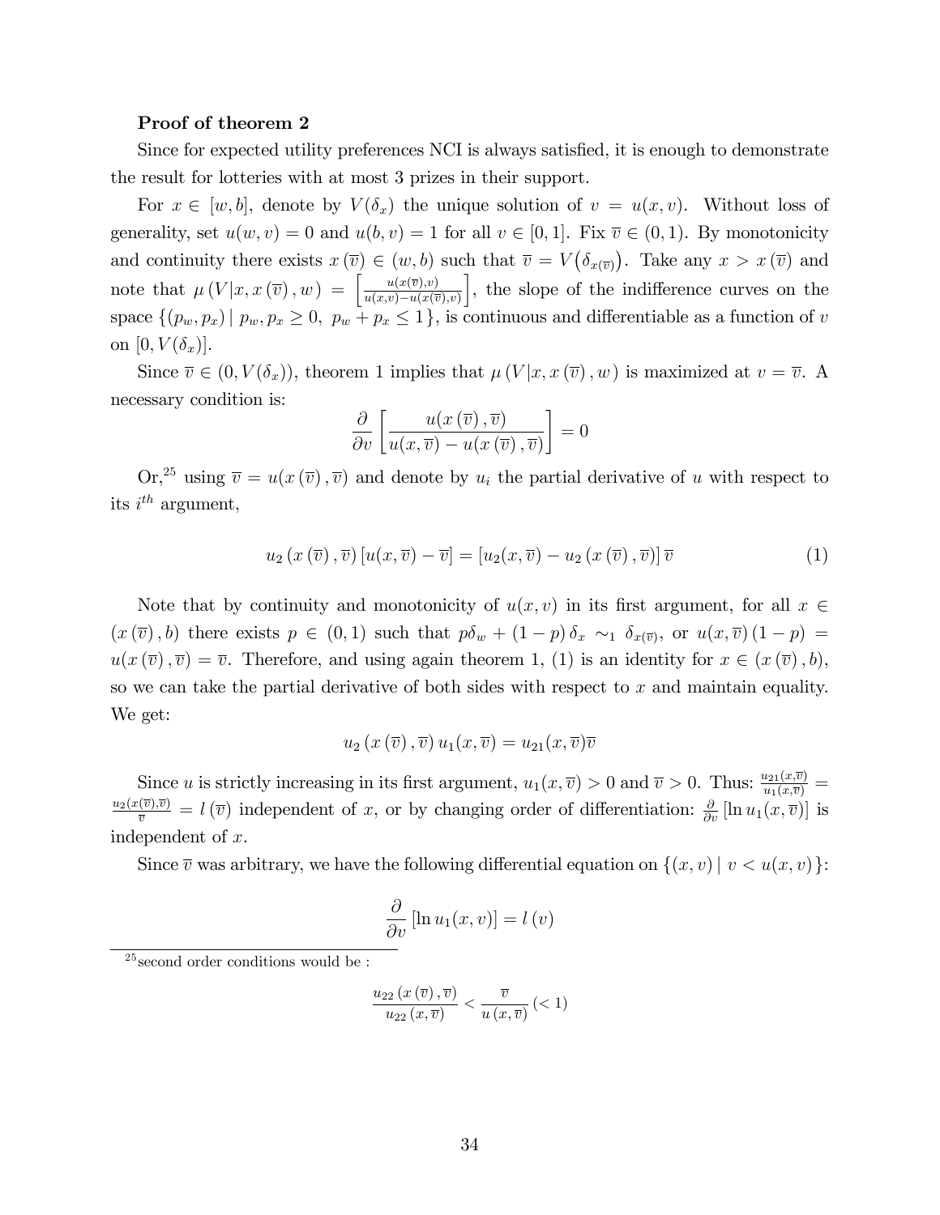**Proof of theorem 2**

Since for expected utility preferences NCI is always satisfied, it is enough to demonstrate the result for lotteries with at most 3 prizes in their support.

For $x \in [w, b]$, denote by $V(\delta_x)$ the unique solution of $v = u(x, v)$. Without loss of generality, set $u(w, v) = 0$ and $u(b, v) = 1$ for all $v \in [0, 1]$. Fix $\overline{v} \in (0, 1)$. By monotonicity and continuity there exists $x(\overline{v}) \in (w, b)$ such that $\overline{v} = V\big(\delta_{x(\overline{v})}\big)$. Take any $x > x(\overline{v})$ and note that $\mu(V|x, x(\overline{v}), w) = \left[\frac{u(x(\overline{v}),v)}{u(x,v)-u(x(\overline{v}),v)}\right]$, the slope of the indifference curves on the space $\{(p_w, p_x) \mid p_w, p_x \geq 0,\ p_w + p_x \leq 1\}$, is continuous and differentiable as a function of $v$ on $[0, V(\delta_x)]$.

Since $\overline{v} \in (0, V(\delta_x))$, theorem 1 implies that $\mu(V|x, x(\overline{v}), w)$ is maximized at $v = \overline{v}$. A necessary condition is:

$$\frac{\partial}{\partial v}\left[\frac{u(x(\overline{v}), \overline{v})}{u(x, \overline{v}) - u(x(\overline{v}), \overline{v})}\right] = 0$$

Or,[25] using $\overline{v} = u(x(\overline{v}), \overline{v})$ and denote by $u_i$ the partial derivative of $u$ with respect to its $i^{th}$ argument,

$$u_2(x(\overline{v}), \overline{v})\left[u(x, \overline{v}) - \overline{v}\right] = \left[u_2(x, \overline{v}) - u_2(x(\overline{v}), \overline{v})\right]\overline{v} \tag{1}$$

Note that by continuity and monotonicity of $u(x, v)$ in its first argument, for all $x \in (x(\overline{v}), b)$ there exists $p \in (0, 1)$ such that $p\delta_w + (1-p)\delta_x \sim_1 \delta_{x(\overline{v})}$, or $u(x, \overline{v})(1-p) = u(x(\overline{v}), \overline{v}) = \overline{v}$. Therefore, and using again theorem 1, (1) is an identity for $x \in (x(\overline{v}), b)$, so we can take the partial derivative of both sides with respect to $x$ and maintain equality. We get:

$$u_2(x(\overline{v}), \overline{v})\, u_1(x, \overline{v}) = u_{21}(x, \overline{v})\overline{v}$$

Since $u$ is strictly increasing in its first argument, $u_1(x, \overline{v}) > 0$ and $\overline{v} > 0$. Thus: $\frac{u_{21}(x,\overline{v})}{u_1(x,\overline{v})} = \frac{u_2(x(\overline{v}),\overline{v})}{\overline{v}} = l(\overline{v})$ independent of $x$, or by changing order of differentiation: $\frac{\partial}{\partial v}\left[\ln u_1(x, \overline{v})\right]$ is independent of $x$.

Since $\overline{v}$ was arbitrary, we have the following differential equation on $\{(x, v) \mid v < u(x, v)\}$:

$$\frac{\partial}{\partial v}\left[\ln u_1(x, v)\right] = l(v)$$

---

[25] second order conditions would be :

$$\frac{u_{22}(x(\overline{v}), \overline{v})}{u_{22}(x, \overline{v})} < \frac{\overline{v}}{u(x, \overline{v})}\ (< 1)$$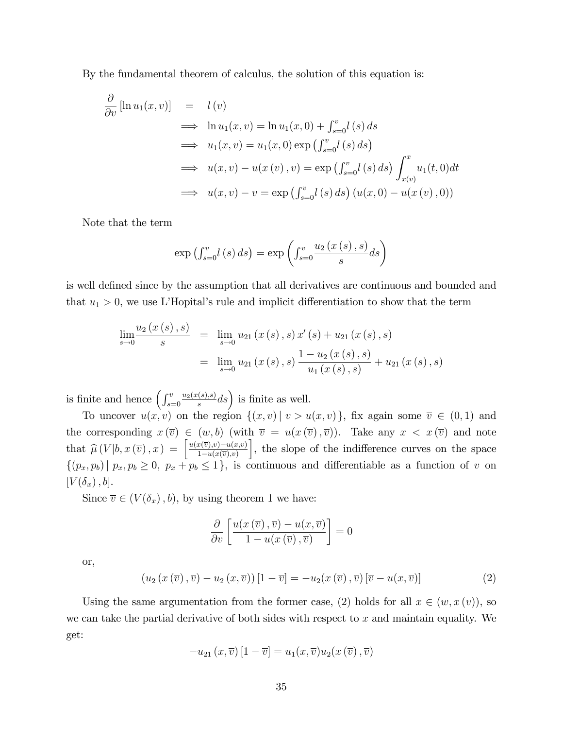By the fundamental theorem of calculus, the solution of this equation is:

$$
\begin{aligned}
\frac{\partial}{\partial v}\left[\ln u_1(x,v)\right] &= l(v) \\
&\implies \ln u_1(x,v) = \ln u_1(x,0) + \textstyle\int_{s=0}^{v} l(s)\,ds \\
&\implies u_1(x,v) = u_1(x,0)\exp\left(\textstyle\int_{s=0}^{v} l(s)\,ds\right) \\
&\implies u(x,v) - u(x(v),v) = \exp\left(\textstyle\int_{s=0}^{v} l(s)\,ds\right)\int_{x(v)}^{x} u_1(t,0)dt \\
&\implies u(x,v) - v = \exp\left(\textstyle\int_{s=0}^{v} l(s)\,ds\right)\left(u(x,0) - u(x(v),0)\right)
\end{aligned}
$$

Note that the term

$$
\exp\left(\textstyle\int_{s=0}^{v} l(s)\,ds\right) = \exp\left(\textstyle\int_{s=0}^{v} \frac{u_2(x(s),s)}{s}ds\right)
$$

is well defined since by the assumption that all derivatives are continuous and bounded and that $u_1 > 0$, we use L'Hopital's rule and implicit differentiation to show that the term

$$
\begin{aligned}
\lim_{s\to 0}\frac{u_2(x(s),s)}{s} &= \lim_{s\to 0} u_{21}(x(s),s)\,x'(s) + u_{21}(x(s),s) \\
&= \lim_{s\to 0} u_{21}(x(s),s)\frac{1-u_2(x(s),s)}{u_1(x(s),s)} + u_{21}(x(s),s)
\end{aligned}
$$

is finite and hence $\left(\int_{s=0}^{v}\frac{u_2(x(s),s)}{s}ds\right)$ is finite as well.

To uncover $u(x,v)$ on the region $\{(x,v)\,|\,v > u(x,v)\}$, fix again some $\overline{v} \in (0,1)$ and the corresponding $x(\overline{v}) \in (w,b)$ (with $\overline{v} = u(x(\overline{v}),\overline{v})$). Take any $x < x(\overline{v})$ and note that $\widehat{\mu}(V|b,x(\overline{v}),x) = \left[\frac{u(x(\overline{v}),v)-u(x,v)}{1-u(x(\overline{v}),v)}\right]$, the slope of the indifference curves on the space $\{(p_x,p_b)\,|\,p_x,p_b \geq 0,\ p_x+p_b \leq 1\}$, is continuous and differentiable as a function of $v$ on $[V(\delta_x),b]$.

Since $\overline{v} \in (V(\delta_x),b)$, by using theorem 1 we have:

$$
\frac{\partial}{\partial v}\left[\frac{u(x(\overline{v}),\overline{v}) - u(x,\overline{v})}{1-u(x(\overline{v}),\overline{v})}\right] = 0
$$

or,

$$
\left(u_2(x(\overline{v}),\overline{v}) - u_2(x,\overline{v})\right)[1-\overline{v}] = -u_2(x(\overline{v}),\overline{v})\left[\overline{v} - u(x,\overline{v})\right] \tag{2}
$$

Using the same argumentation from the former case, (2) holds for all $x \in (w, x(\overline{v}))$, so we can take the partial derivative of both sides with respect to $x$ and maintain equality. We get:

$$
-u_{21}(x,\overline{v})[1-\overline{v}] = u_1(x,\overline{v})u_2(x(\overline{v}),\overline{v})
$$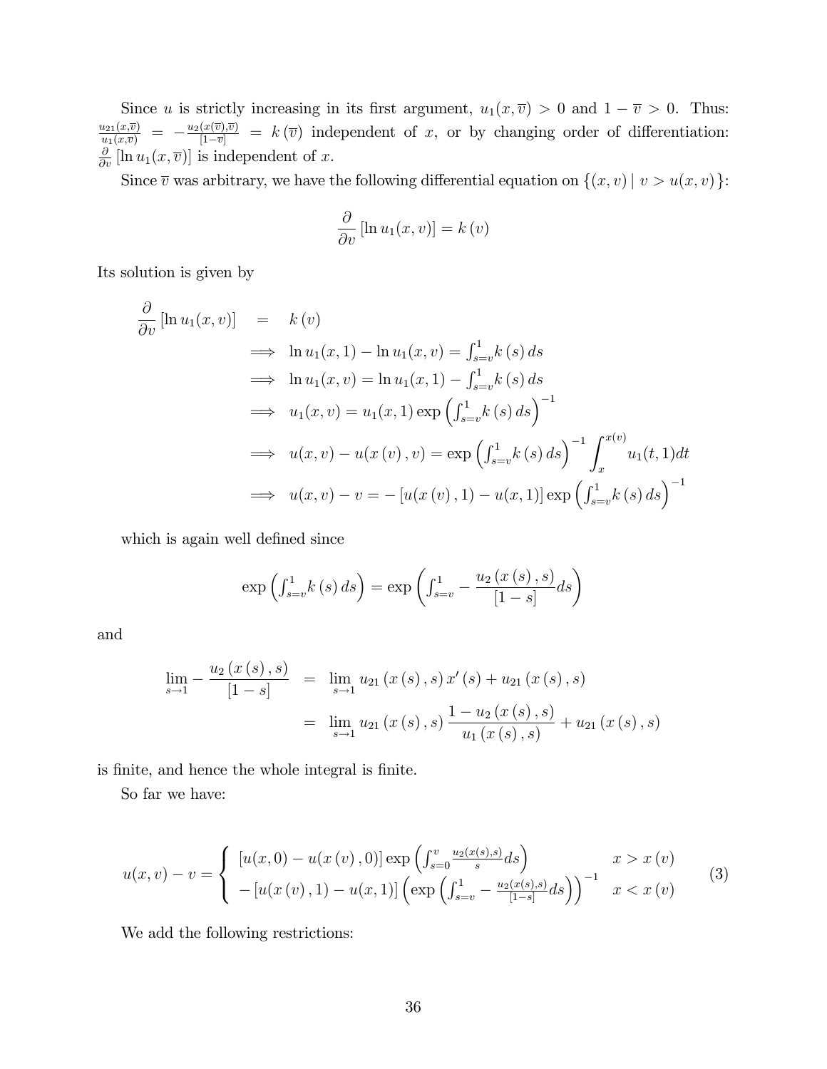Since $u$ is strictly increasing in its first argument, $u_1(x,\overline{v}) > 0$ and $1-\overline{v} > 0$. Thus: $\frac{u_{21}(x,\overline{v})}{u_1(x,\overline{v})} = -\frac{u_2(x(\overline{v}),\overline{v})}{[1-\overline{v}]} = k(\overline{v})$ independent of $x$, or by changing order of differentiation: $\frac{\partial}{\partial v}[\ln u_1(x,\overline{v})]$ is independent of $x$.

Since $\overline{v}$ was arbitrary, we have the following differential equation on $\{(x,v) \mid v > u(x,v)\}$:

$$\frac{\partial}{\partial v}[\ln u_1(x,v)] = k(v)$$

Its solution is given by

$$\begin{aligned}
\frac{\partial}{\partial v}[\ln u_1(x,v)] &= k(v) \\
&\implies \ln u_1(x,1) - \ln u_1(x,v) = \textstyle\int_{s=v}^{1} k(s)\,ds \\
&\implies \ln u_1(x,v) = \ln u_1(x,1) - \textstyle\int_{s=v}^{1} k(s)\,ds \\
&\implies u_1(x,v) = u_1(x,1)\exp\left(\textstyle\int_{s=v}^{1} k(s)\,ds\right)^{-1} \\
&\implies u(x,v) - u(x(v),v) = \exp\left(\textstyle\int_{s=v}^{1} k(s)\,ds\right)^{-1}\displaystyle\int_{x}^{x(v)} u_1(t,1)dt \\
&\implies u(x,v) - v = -[u(x(v),1) - u(x,1)]\exp\left(\textstyle\int_{s=v}^{1} k(s)\,ds\right)^{-1}
\end{aligned}$$

which is again well defined since

$$\exp\left(\textstyle\int_{s=v}^{1} k(s)\,ds\right) = \exp\left(\textstyle\int_{s=v}^{1} -\dfrac{u_2(x(s),s)}{[1-s]}ds\right)$$

and

$$\begin{aligned}
\lim_{s\to 1} -\frac{u_2(x(s),s)}{[1-s]} &= \lim_{s\to 1} u_{21}(x(s),s)\,x'(s) + u_{21}(x(s),s) \\
&= \lim_{s\to 1} u_{21}(x(s),s)\frac{1-u_2(x(s),s)}{u_1(x(s),s)} + u_{21}(x(s),s)
\end{aligned}$$

is finite, and hence the whole integral is finite.

So far we have:

$$u(x,v) - v = \begin{cases} [u(x,0) - u(x(v),0)]\exp\left(\int_{s=0}^{v}\frac{u_2(x(s),s)}{s}ds\right) & x > x(v) \\ -[u(x(v),1) - u(x,1)]\left(\exp\left(\int_{s=v}^{1} -\frac{u_2(x(s),s)}{[1-s]}ds\right)\right)^{-1} & x < x(v) \end{cases} \tag{3}$$

We add the following restrictions: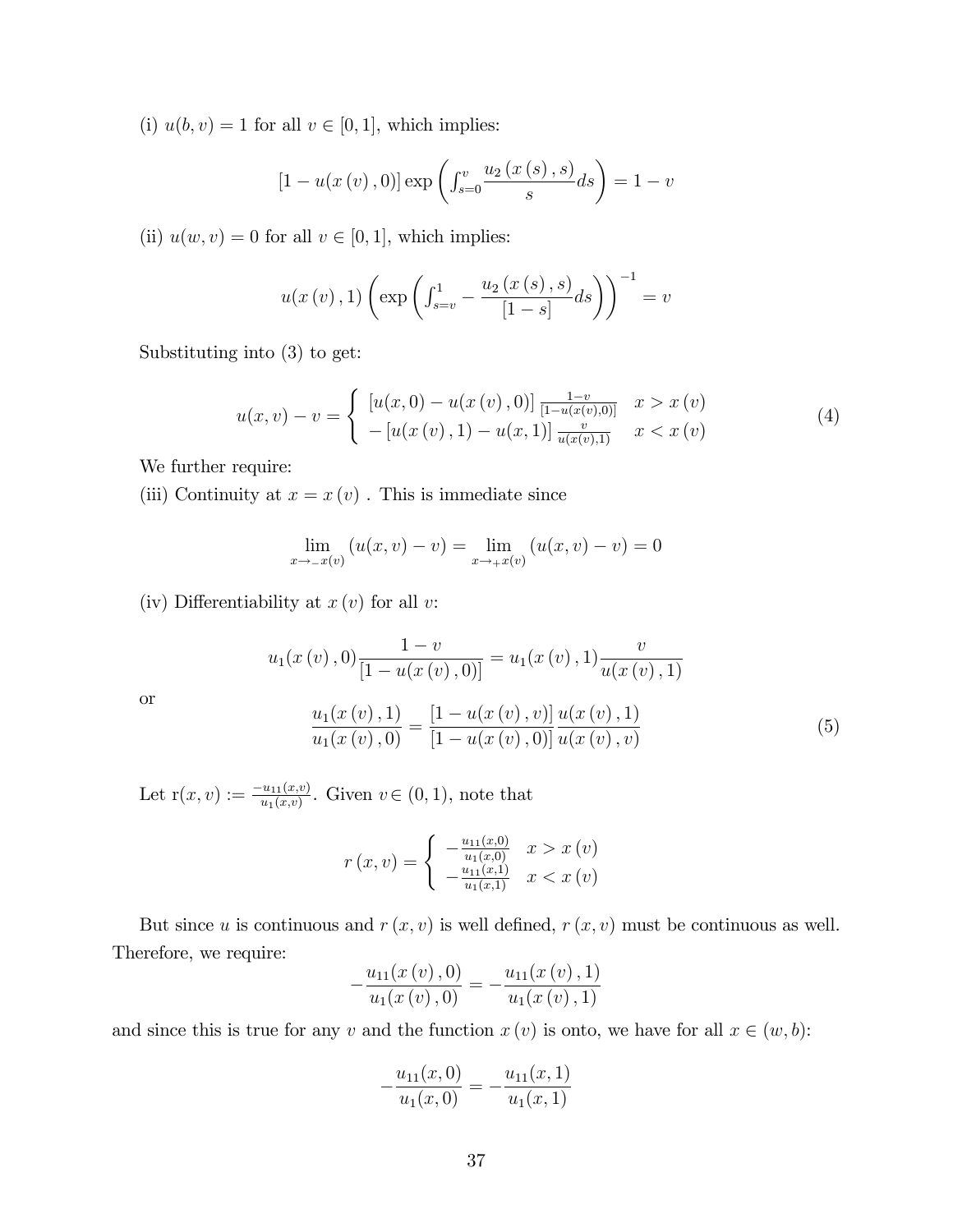(i) $u(b,v) = 1$ for all $v \in [0,1]$, which implies:

$$[1 - u(x(v), 0)] \exp\left(\int_{s=0}^{v} \frac{u_2(x(s), s)}{s} ds\right) = 1 - v$$

(ii) $u(w,v) = 0$ for all $v \in [0,1]$, which implies:

$$u(x(v), 1)\left(\exp\left(\int_{s=v}^{1} -\frac{u_2(x(s), s)}{[1-s]} ds\right)\right)^{-1} = v$$

Substituting into (3) to get:

$$u(x,v) - v = \begin{cases} [u(x,0) - u(x(v), 0)] \frac{1-v}{[1-u(x(v),0)]} & x > x(v) \\ -[u(x(v), 1) - u(x,1)] \frac{v}{u(x(v),1)} & x < x(v) \end{cases} \tag{4}$$

We further require:

(iii) Continuity at $x = x(v)$ . This is immediate since

$$\lim_{x \to_- x(v)} (u(x,v) - v) = \lim_{x \to_+ x(v)} (u(x,v) - v) = 0$$

(iv) Differentiability at $x(v)$ for all $v$:

$$u_1(x(v), 0) \frac{1-v}{[1-u(x(v), 0)]} = u_1(x(v), 1) \frac{v}{u(x(v), 1)}$$

or

$$\frac{u_1(x(v), 1)}{u_1(x(v), 0)} = \frac{[1-u(x(v), v)]}{[1-u(x(v), 0)]} \frac{u(x(v), 1)}{u(x(v), v)} \tag{5}$$

Let $\mathrm{r}(x,v) := \frac{-u_{11}(x,v)}{u_1(x,v)}$. Given $v \in (0,1)$, note that

$$r(x,v) = \begin{cases} -\frac{u_{11}(x,0)}{u_1(x,0)} & x > x(v) \\ -\frac{u_{11}(x,1)}{u_1(x,1)} & x < x(v) \end{cases}$$

But since $u$ is continuous and $r(x,v)$ is well defined, $r(x,v)$ must be continuous as well. Therefore, we require:

$$-\frac{u_{11}(x(v), 0)}{u_1(x(v), 0)} = -\frac{u_{11}(x(v), 1)}{u_1(x(v), 1)}$$

and since this is true for any $v$ and the function $x(v)$ is onto, we have for all $x \in (w,b)$:

$$-\frac{u_{11}(x,0)}{u_1(x,0)} = -\frac{u_{11}(x,1)}{u_1(x,1)}$$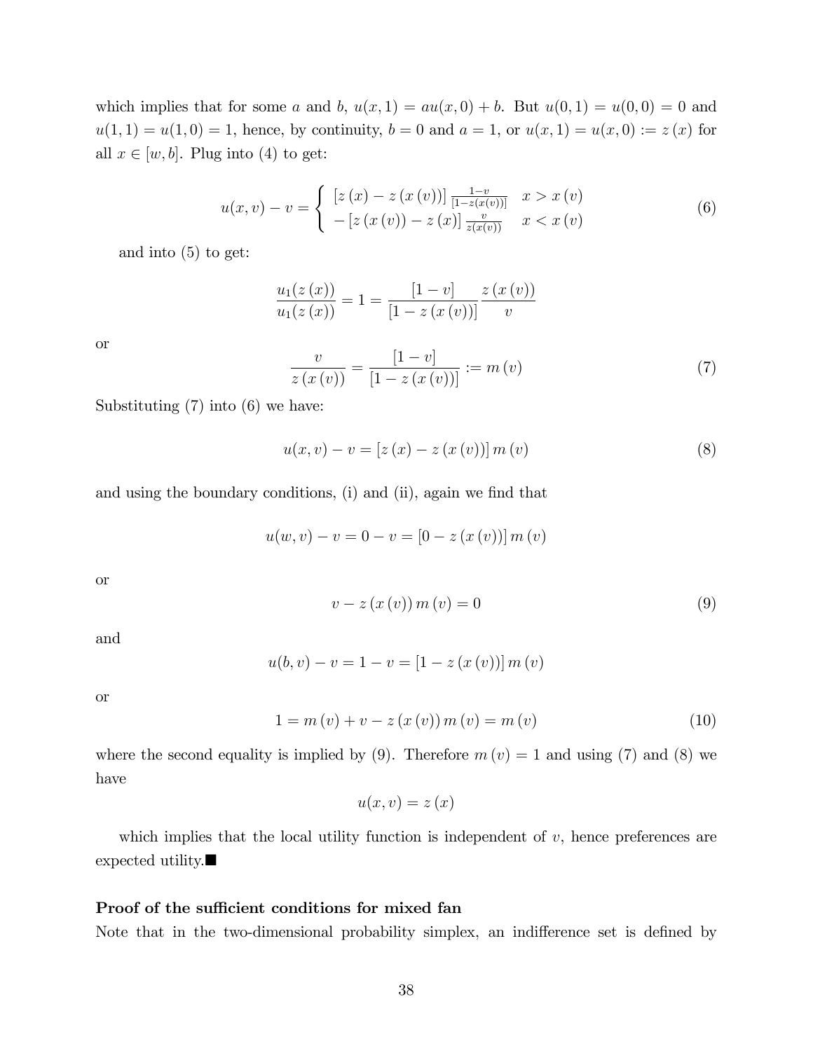which implies that for some $a$ and $b$, $u(x,1) = au(x,0) + b$. But $u(0,1) = u(0,0) = 0$ and $u(1,1) = u(1,0) = 1$, hence, by continuity, $b = 0$ and $a = 1$, or $u(x,1) = u(x,0) := z(x)$ for all $x \in [w,b]$. Plug into (4) to get:

$$u(x,v) - v = \begin{cases} [z(x) - z(x(v))] \frac{1-v}{[1-z(x(v))]} & x > x(v) \\ -[z(x(v)) - z(x)] \frac{v}{z(x(v))} & x < x(v) \end{cases} \tag{6}$$

and into (5) to get:

$$\frac{u_1(z(x))}{u_1(z(x))} = 1 = \frac{[1-v]}{[1-z(x(v))]} \frac{z(x(v))}{v}$$

or

$$\frac{v}{z(x(v))} = \frac{[1-v]}{[1-z(x(v))]} := m(v) \tag{7}$$

Substituting (7) into (6) we have:

$$u(x,v) - v = [z(x) - z(x(v))] m(v) \tag{8}$$

and using the boundary conditions, (i) and (ii), again we find that

$$u(w,v) - v = 0 - v = [0 - z(x(v))] m(v)$$

or

$$v - z(x(v)) m(v) = 0 \tag{9}$$

and

$$u(b,v) - v = 1 - v = [1 - z(x(v))] m(v)$$

or

$$1 = m(v) + v - z(x(v)) m(v) = m(v) \tag{10}$$

where the second equality is implied by (9). Therefore $m(v) = 1$ and using (7) and (8) we have

$$u(x,v) = z(x)$$

which implies that the local utility function is independent of $v$, hence preferences are expected utility.■

**Proof of the sufficient conditions for mixed fan**

Note that in the two-dimensional probability simplex, an indifference set is defined by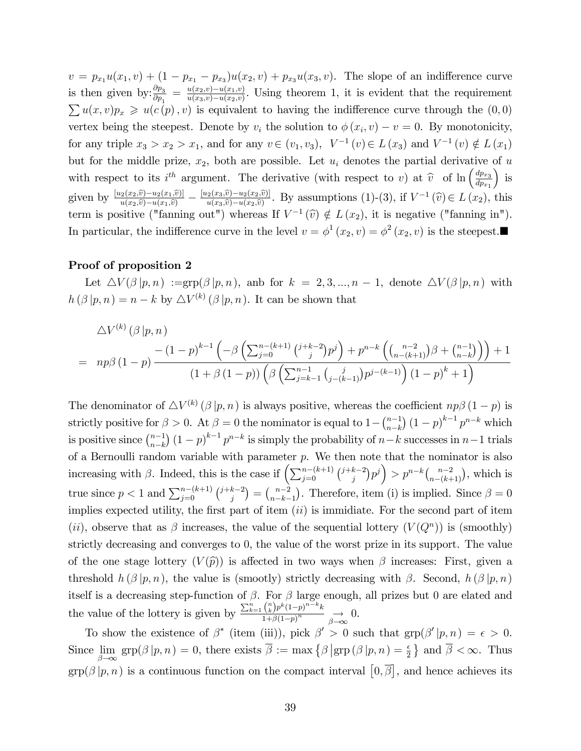$v = p_{x_1}u(x_1, v) + (1 - p_{x_1} - p_{x_3})u(x_2, v) + p_{x_3}u(x_3, v)$. The slope of an indifference curve is then given by: $\frac{\partial p_3}{\partial p_1} = \frac{u(x_2,v) - u(x_1,v)}{u(x_3,v) - u(x_2,v)}$. Using theorem 1, it is evident that the requirement $\sum u(x, v)p_x \geqslant u(c(p), v)$ is equivalent to having the indifference curve through the $(0, 0)$ vertex being the steepest. Denote by $v_i$ the solution to $\phi(x_i, v) - v = 0$. By monotonicity, for any triple $x_3 > x_2 > x_1$, and for any $v \in (v_1, v_3)$, $V^{-1}(v) \in L(x_3)$ and $V^{-1}(v) \notin L(x_1)$ but for the middle prize, $x_2$, both are possible. Let $u_i$ denotes the partial derivative of $u$ with respect to its $i^{th}$ argument. The derivative (with respect to $v$) at $\widehat{v}$ of $\ln\left(\frac{dp_{x_3}}{dp_{x_1}}\right)$ is given by $\frac{[u_2(x_2,\widehat{v}) - u_2(x_1,\widehat{v})]}{u(x_2,\widehat{v}) - u(x_1,\widehat{v})} - \frac{[u_2(x_3,\widehat{v}) - u_2(x_2,\widehat{v})]}{u(x_3,\widehat{v}) - u(x_2,\widehat{v})}$. By assumptions (1)-(3), if $V^{-1}(\widehat{v}) \in L(x_2)$, this term is positive ("fanning out") whereas If $V^{-1}(\widehat{v}) \notin L(x_2)$, it is negative ("fanning in"). In particular, the indifference curve in the level $v = \phi^1(x_2, v) = \phi^2(x_2, v)$ is the steepest.■

**Proof of proposition 2**

Let $\triangle V(\beta\,|p, n)$ :=grp$(\beta\,|p, n)$, anb for $k = 2, 3, ..., n-1$, denote $\triangle V(\beta\,|p, n)$ with $h(\beta\,|p, n) = n - k$ by $\triangle V^{(k)}(\beta\,|p, n)$. It can be shown that

$$
\begin{aligned}
&\triangle V^{(k)}(\beta\,|p, n) \\
= \;& np\beta(1-p)\frac{-(1-p)^{k-1}\left(-\beta\left(\sum_{j=0}^{n-(k+1)}\binom{j+k-2}{j}p^j\right) + p^{n-k}\left(\binom{n-2}{n-(k+1)}\beta + \binom{n-1}{n-k}\right)\right) + 1}{(1+\beta(1-p))\left(\beta\left(\sum_{j=k-1}^{n-1}\binom{j}{j-(k-1)}p^{j-(k-1)}\right)(1-p)^k + 1\right)}
\end{aligned}
$$

The denominator of $\triangle V^{(k)}(\beta\,|p, n)$ is always positive, whereas the coefficient $np\beta(1-p)$ is strictly positive for $\beta > 0$. At $\beta = 0$ the nominator is equal to $1 - \binom{n-1}{n-k}(1-p)^{k-1}p^{n-k}$ which is positive since $\binom{n-1}{n-k}(1-p)^{k-1}p^{n-k}$ is simply the probability of $n-k$ successes in $n-1$ trials of a Bernoulli random variable with parameter $p$. We then note that the nominator is also increasing with $\beta$. Indeed, this is the case if $\left(\sum_{j=0}^{n-(k+1)}\binom{j+k-2}{j}p^j\right) > p^{n-k}\binom{n-2}{n-(k+1)}$, which is true since $p < 1$ and $\sum_{j=0}^{n-(k+1)}\binom{j+k-2}{j} = \binom{n-2}{n-k-1}$. Therefore, item (i) is implied. Since $\beta = 0$ implies expected utility, the first part of item $(ii)$ is immidiate. For the second part of item $(ii)$, observe that as $\beta$ increases, the value of the sequential lottery $(V(Q^n))$ is (smoothly) strictly decreasing and converges to 0, the value of the worst prize in its support. The value of the one stage lottery $(V(\widehat{p}))$ is affected in two ways when $\beta$ increases: First, given a threshold $h(\beta\,|p, n)$, the value is (smootly) strictly decreasing with $\beta$. Second, $h(\beta\,|p, n)$ itself is a decreasing step-function of $\beta$. For $\beta$ large enough, all prizes but 0 are elated and the value of the lottery is given by $\frac{\sum_{k=1}^{n}\binom{n}{k}p^k(1-p)^{n-k}k}{1+\beta(1-p)^n} \underset{\beta\to\infty}{\rightarrow} 0$.

To show the existence of $\beta^*$ (item (iii)), pick $\beta' > 0$ such that grp$(\beta'\,|p, n) = \epsilon > 0$. Since $\lim_{\beta\to\infty}$ grp$(\beta\,|p, n) = 0$, there exists $\overline{\beta} := \max\left\{\beta\,\middle|\,\text{grp}(\beta\,|p, n) = \frac{\epsilon}{2}\right\}$ and $\overline{\beta} < \infty$. Thus grp$(\beta\,|p, n)$ is a continuous function on the compact interval $\left[0, \overline{\beta}\right]$, and hence achieves its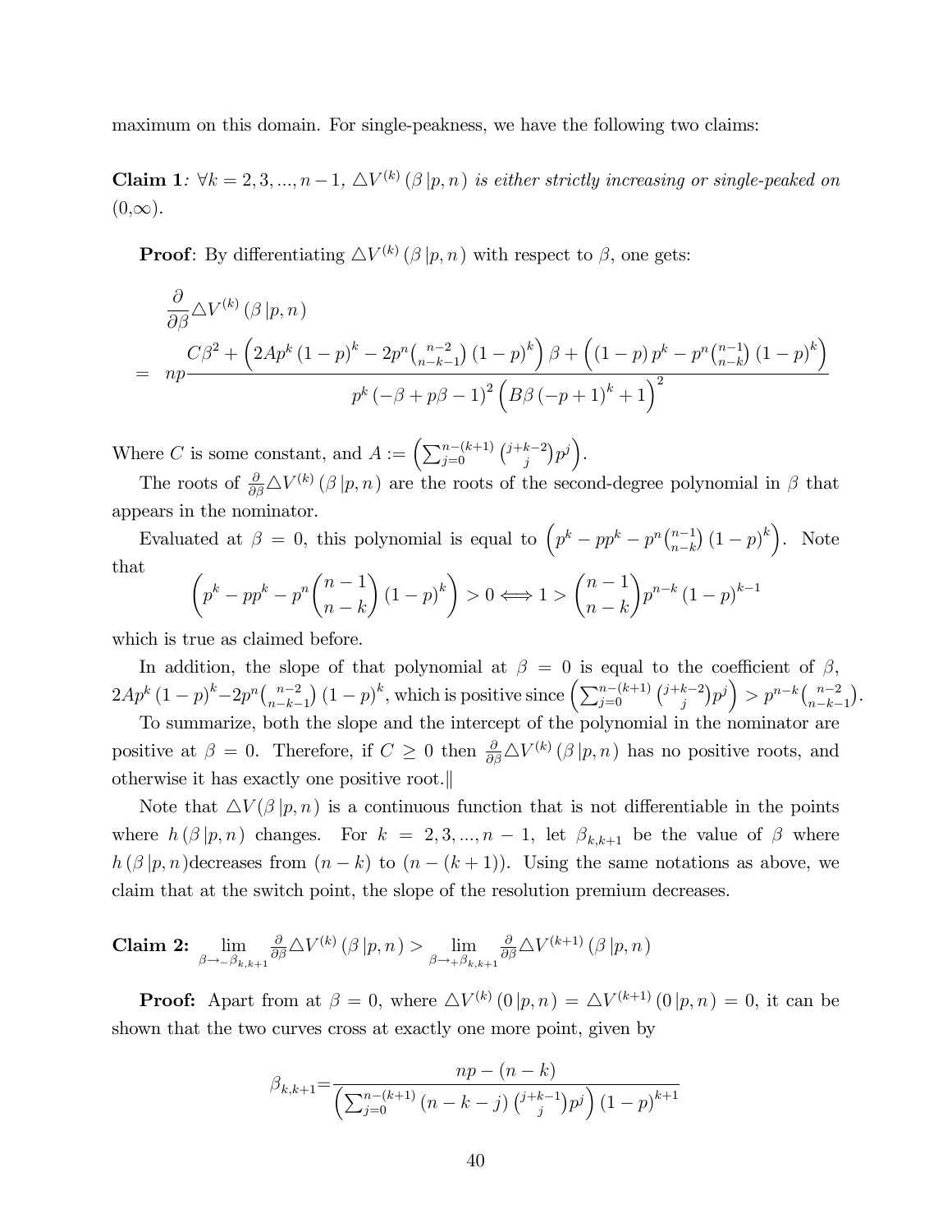maximum on this domain. For single-peakness, we have the following two claims:

**Claim 1**: *$\forall k = 2, 3, ..., n-1$, $\triangle V^{(k)}(\beta\,|p, n)$ is either strictly increasing or single-peaked on* (0,$\infty$).

**Proof**: By differentiating $\triangle V^{(k)}(\beta\,|p, n)$ with respect to $\beta$, one gets:

$$
\begin{aligned}
&\frac{\partial}{\partial\beta}\triangle V^{(k)}(\beta\,|p,n) \\
= \;& np\frac{C\beta^2 + \left(2Ap^k(1-p)^k - 2p^n\binom{n-2}{n-k-1}(1-p)^k\right)\beta + \left((1-p)p^k - p^n\binom{n-1}{n-k}(1-p)^k\right)}{p^k(-\beta + p\beta - 1)^2\left(B\beta(-p+1)^k + 1\right)^2}
\end{aligned}
$$

Where $C$ is some constant, and $A := \left(\sum_{j=0}^{n-(k+1)}\binom{j+k-2}{j}p^j\right)$.

The roots of $\frac{\partial}{\partial\beta}\triangle V^{(k)}(\beta\,|p,n)$ are the roots of the second-degree polynomial in $\beta$ that appears in the nominator.

Evaluated at $\beta = 0$, this polynomial is equal to $\left(p^k - pp^k - p^n\binom{n-1}{n-k}(1-p)^k\right)$. Note that

$$
\left(p^k - pp^k - p^n\binom{n-1}{n-k}(1-p)^k\right) > 0 \Longleftrightarrow 1 > \binom{n-1}{n-k}p^{n-k}(1-p)^{k-1}
$$

which is true as claimed before.

In addition, the slope of that polynomial at $\beta = 0$ is equal to the coefficient of $\beta$, $2Ap^k(1-p)^k - 2p^n\binom{n-2}{n-k-1}(1-p)^k$, which is positive since $\left(\sum_{j=0}^{n-(k+1)}\binom{j+k-2}{j}p^j\right) > p^{n-k}\binom{n-2}{n-k-1}$.

To summarize, both the slope and the intercept of the polynomial in the nominator are positive at $\beta = 0$. Therefore, if $C \geq 0$ then $\frac{\partial}{\partial\beta}\triangle V^{(k)}(\beta\,|p,n)$ has no positive roots, and otherwise it has exactly one positive root.‖

Note that $\triangle V(\beta\,|p,n)$ is a continuous function that is not differentiable in the points where $h(\beta\,|p,n)$ changes. For $k = 2, 3, ..., n-1$, let $\beta_{k,k+1}$ be the value of $\beta$ where $h(\beta\,|p,n)$decreases from $(n-k)$ to $(n-(k+1))$. Using the same notations as above, we claim that at the switch point, the slope of the resolution premium decreases.

**Claim 2:** $\lim_{\beta\to_{-}\beta_{k,k+1}}\frac{\partial}{\partial\beta}\triangle V^{(k)}(\beta\,|p,n) > \lim_{\beta\to_{+}\beta_{k,k+1}}\frac{\partial}{\partial\beta}\triangle V^{(k+1)}(\beta\,|p,n)$

**Proof:** Apart from at $\beta = 0$, where $\triangle V^{(k)}(0\,|p,n) = \triangle V^{(k+1)}(0\,|p,n) = 0$, it can be shown that the two curves cross at exactly one more point, given by

$$
\beta_{k,k+1} = \frac{np - (n-k)}{\left(\sum_{j=0}^{n-(k+1)}(n-k-j)\binom{j+k-1}{j}p^j\right)(1-p)^{k+1}}
$$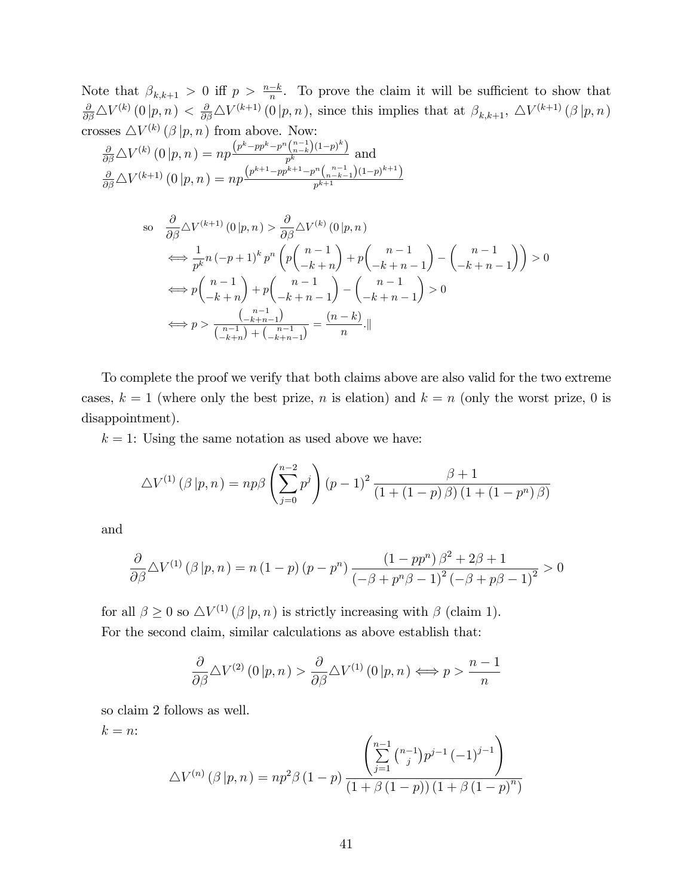Note that $\beta_{k,k+1} > 0$ iff $p > \frac{n-k}{n}$. To prove the claim it will be sufficient to show that $\frac{\partial}{\partial\beta}\triangle V^{(k)}(0\,|p,n) < \frac{\partial}{\partial\beta}\triangle V^{(k+1)}(0\,|p,n)$, since this implies that at $\beta_{k,k+1}$, $\triangle V^{(k+1)}(\beta\,|p,n)$ crosses $\triangle V^{(k)}(\beta\,|p,n)$ from above. Now:

$\frac{\partial}{\partial\beta}\triangle V^{(k)}(0\,|p,n) = np\frac{\left(p^k - pp^k - p^n\binom{n-1}{n-k}(1-p)^k\right)}{p^k}$ and

$\frac{\partial}{\partial\beta}\triangle V^{(k+1)}(0\,|p,n) = np\frac{\left(p^{k+1} - pp^{k+1} - p^n\binom{n-1}{n-k-1}(1-p)^{k+1}\right)}{p^{k+1}}$

$$
\begin{aligned}
\text{so}\quad & \frac{\partial}{\partial\beta}\triangle V^{(k+1)}(0\,|p,n) > \frac{\partial}{\partial\beta}\triangle V^{(k)}(0\,|p,n) \\
\iff & \frac{1}{p^k}n(-p+1)^k p^n\left(p\binom{n-1}{-k+n} + p\binom{n-1}{-k+n-1} - \binom{n-1}{-k+n-1}\right) > 0 \\
\iff & p\binom{n-1}{-k+n} + p\binom{n-1}{-k+n-1} - \binom{n-1}{-k+n-1} > 0 \\
\iff & p > \frac{\binom{n-1}{-k+n-1}}{\binom{n-1}{-k+n} + \binom{n-1}{-k+n-1}} = \frac{(n-k)}{n}.\|
\end{aligned}
$$

To complete the proof we verify that both claims above are also valid for the two extreme cases, $k = 1$ (where only the best prize, $n$ is elation) and $k = n$ (only the worst prize, 0 is disappointment).

$k = 1$: Using the same notation as used above we have:

$$
\triangle V^{(1)}(\beta\,|p,n) = np\beta\left(\sum_{j=0}^{n-2} p^j\right)(p-1)^2\frac{\beta+1}{(1+(1-p)\beta)(1+(1-p^n)\beta)}
$$

and

$$
\frac{\partial}{\partial\beta}\triangle V^{(1)}(\beta\,|p,n) = n(1-p)(p-p^n)\frac{(1-pp^n)\beta^2 + 2\beta + 1}{(-\beta + p^n\beta - 1)^2(-\beta + p\beta - 1)^2} > 0
$$

for all $\beta \geq 0$ so $\triangle V^{(1)}(\beta\,|p,n)$ is strictly increasing with $\beta$ (claim 1).

For the second claim, similar calculations as above establish that:

$$
\frac{\partial}{\partial\beta}\triangle V^{(2)}(0\,|p,n) > \frac{\partial}{\partial\beta}\triangle V^{(1)}(0\,|p,n) \iff p > \frac{n-1}{n}
$$

so claim 2 follows as well.

$k = n$:

$$
\triangle V^{(n)}(\beta\,|p,n) = np^2\beta(1-p)\frac{\left(\sum_{j=1}^{n-1}\binom{n-1}{j}p^{j-1}(-1)^{j-1}\right)}{(1+\beta(1-p))(1+\beta(1-p)^n)}
$$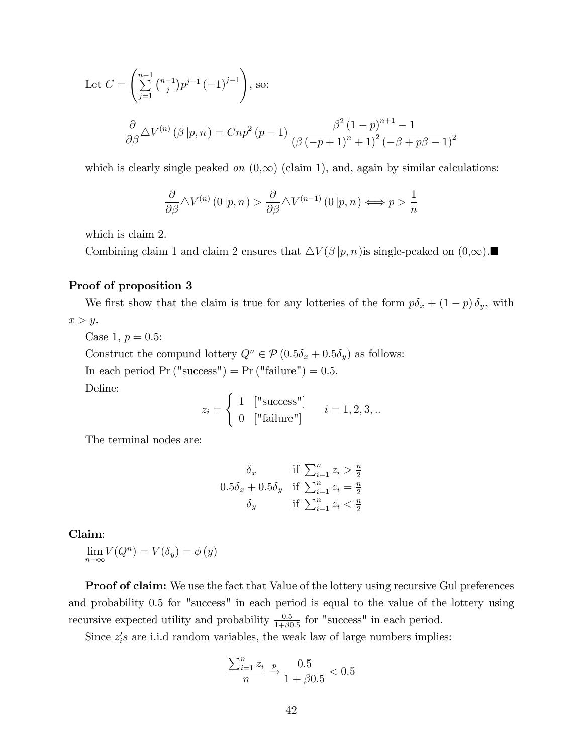Let $C = \left( \sum_{j=1}^{n-1} \binom{n-1}{j} p^{j-1} (-1)^{j-1} \right)$, so:

$$\frac{\partial}{\partial \beta} \triangle V^{(n)} (\beta | p, n) = Cnp^2 (p-1) \frac{\beta^2 (1-p)^{n+1} - 1}{(\beta (-p+1)^n + 1)^2 (-\beta + p\beta - 1)^2}$$

which is clearly single peaked *on* (0,∞) (claim 1), and, again by similar calculations:

$$\frac{\partial}{\partial \beta} \triangle V^{(n)} (0 | p, n) > \frac{\partial}{\partial \beta} \triangle V^{(n-1)} (0 | p, n) \Longleftrightarrow p > \frac{1}{n}$$

which is claim 2.

Combining claim 1 and claim 2 ensures that $\triangle V(\beta | p, n)$is single-peaked on (0,∞).■

**Proof of proposition 3**

We first show that the claim is true for any lotteries of the form $p\delta_x + (1-p)\delta_y$, with $x > y$.

Case 1, $p = 0.5$:

Construct the compund lottery $Q^n \in \mathcal{P}(0.5\delta_x + 0.5\delta_y)$ as follows:

In each period Pr ("success") = Pr ("failure") = 0.5.

Define:

$$z_i = \begin{cases} 1 & [\text{"success"}] \\ 0 & [\text{"failure"}] \end{cases} \qquad i = 1, 2, 3, ..$$

The terminal nodes are:

$$\begin{array}{cl} \delta_x & \text{if } \sum_{i=1}^n z_i > \frac{n}{2} \\ 0.5\delta_x + 0.5\delta_y & \text{if } \sum_{i=1}^n z_i = \frac{n}{2} \\ \delta_y & \text{if } \sum_{i=1}^n z_i < \frac{n}{2} \end{array}$$

**Claim**:

$\lim_{n \to \infty} V(Q^n) = V(\delta_y) = \phi(y)$

**Proof of claim:** We use the fact that Value of the lottery using recursive Gul preferences and probability 0.5 for "success" in each period is equal to the value of the lottery using recursive expected utility and probability $\frac{0.5}{1+\beta 0.5}$ for "success" in each period.

Since $z_i's$ are i.i.d random variables, the weak law of large numbers implies:

$$\frac{\sum_{i=1}^n z_i}{n} \xrightarrow{p} \frac{0.5}{1+\beta 0.5} < 0.5$$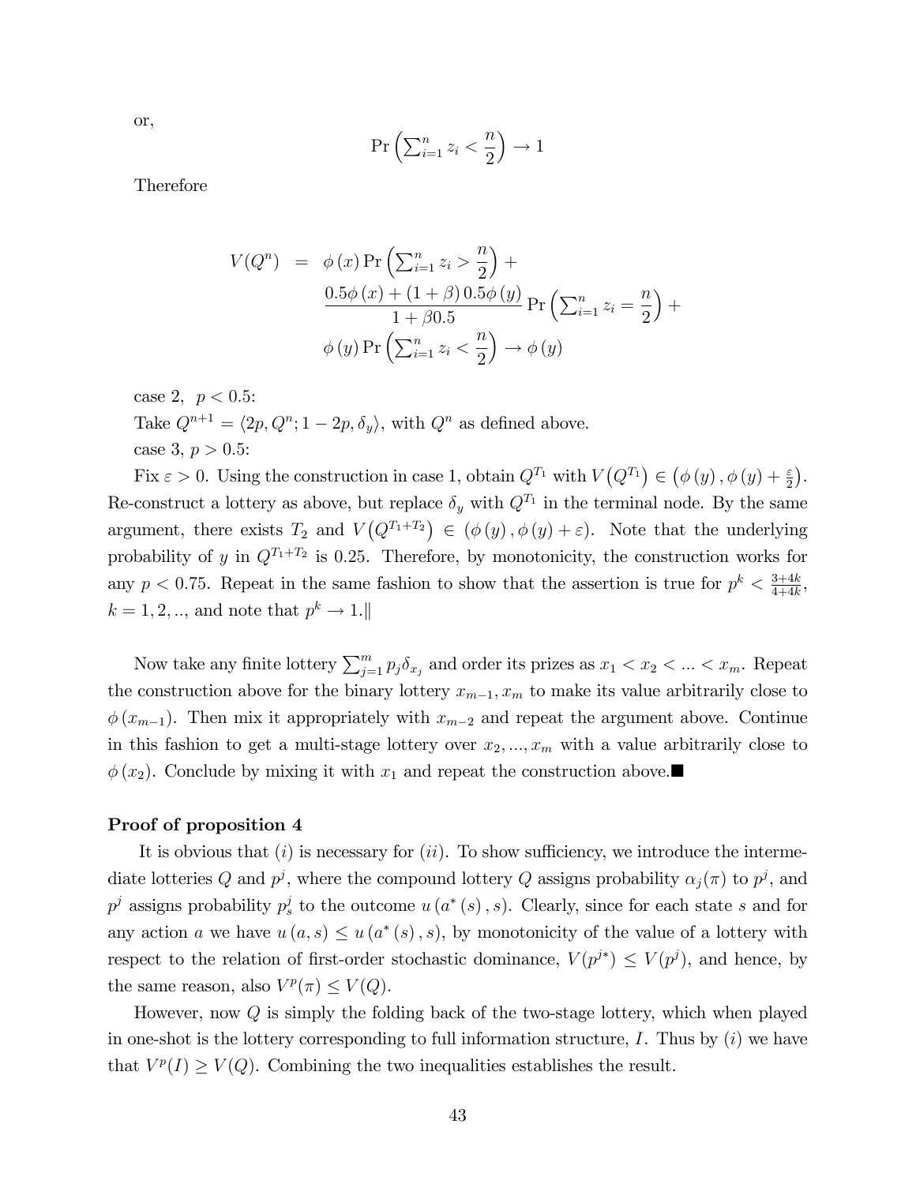or,

$$\Pr\left(\sum_{i=1}^{n} z_i < \frac{n}{2}\right) \to 1$$

Therefore

$$\begin{aligned} V(Q^n) &= \phi(x) \Pr\left(\sum_{i=1}^{n} z_i > \frac{n}{2}\right) + \\ &\quad \frac{0.5\phi(x) + (1+\beta)\, 0.5\phi(y)}{1 + \beta 0.5} \Pr\left(\sum_{i=1}^{n} z_i = \frac{n}{2}\right) + \\ &\quad \phi(y) \Pr\left(\sum_{i=1}^{n} z_i < \frac{n}{2}\right) \to \phi(y) \end{aligned}$$

case 2, $p < 0.5$:

Take $Q^{n+1} = \langle 2p, Q^n; 1-2p, \delta_y \rangle$, with $Q^n$ as defined above.

case 3, $p > 0.5$:

Fix $\varepsilon > 0$. Using the construction in case 1, obtain $Q^{T_1}$ with $V\left(Q^{T_1}\right) \in \left(\phi(y), \phi(y) + \frac{\varepsilon}{2}\right)$. Re-construct a lottery as above, but replace $\delta_y$ with $Q^{T_1}$ in the terminal node. By the same argument, there exists $T_2$ and $V\left(Q^{T_1+T_2}\right) \in (\phi(y), \phi(y) + \varepsilon)$. Note that the underlying probability of $y$ in $Q^{T_1+T_2}$ is 0.25. Therefore, by monotonicity, the construction works for any $p < 0.75$. Repeat in the same fashion to show that the assertion is true for $p^k < \frac{3+4k}{4+4k}$, $k = 1, 2, ..$, and note that $p^k \to 1.\|$

Now take any finite lottery $\sum_{j=1}^{m} p_j \delta_{x_j}$ and order its prizes as $x_1 < x_2 < ... < x_m$. Repeat the construction above for the binary lottery $x_{m-1}, x_m$ to make its value arbitrarily close to $\phi(x_{m-1})$. Then mix it appropriately with $x_{m-2}$ and repeat the argument above. Continue in this fashion to get a multi-stage lottery over $x_2, ..., x_m$ with a value arbitrarily close to $\phi(x_2)$. Conclude by mixing it with $x_1$ and repeat the construction above.■

**Proof of proposition 4**

It is obvious that $(i)$ is necessary for $(ii)$. To show sufficiency, we introduce the intermediate lotteries $Q$ and $p^j$, where the compound lottery $Q$ assigns probability $\alpha_j(\pi)$ to $p^j$, and $p^j$ assigns probability $p_s^j$ to the outcome $u(a^*(s), s)$. Clearly, since for each state $s$ and for any action $a$ we have $u(a, s) \leq u(a^*(s), s)$, by monotonicity of the value of a lottery with respect to the relation of first-order stochastic dominance, $V(p^{j*}) \leq V(p^j)$, and hence, by the same reason, also $V^p(\pi) \leq V(Q)$.

However, now $Q$ is simply the folding back of the two-stage lottery, which when played in one-shot is the lottery corresponding to full information structure, $I$. Thus by $(i)$ we have that $V^p(I) \geq V(Q)$. Combining the two inequalities establishes the result.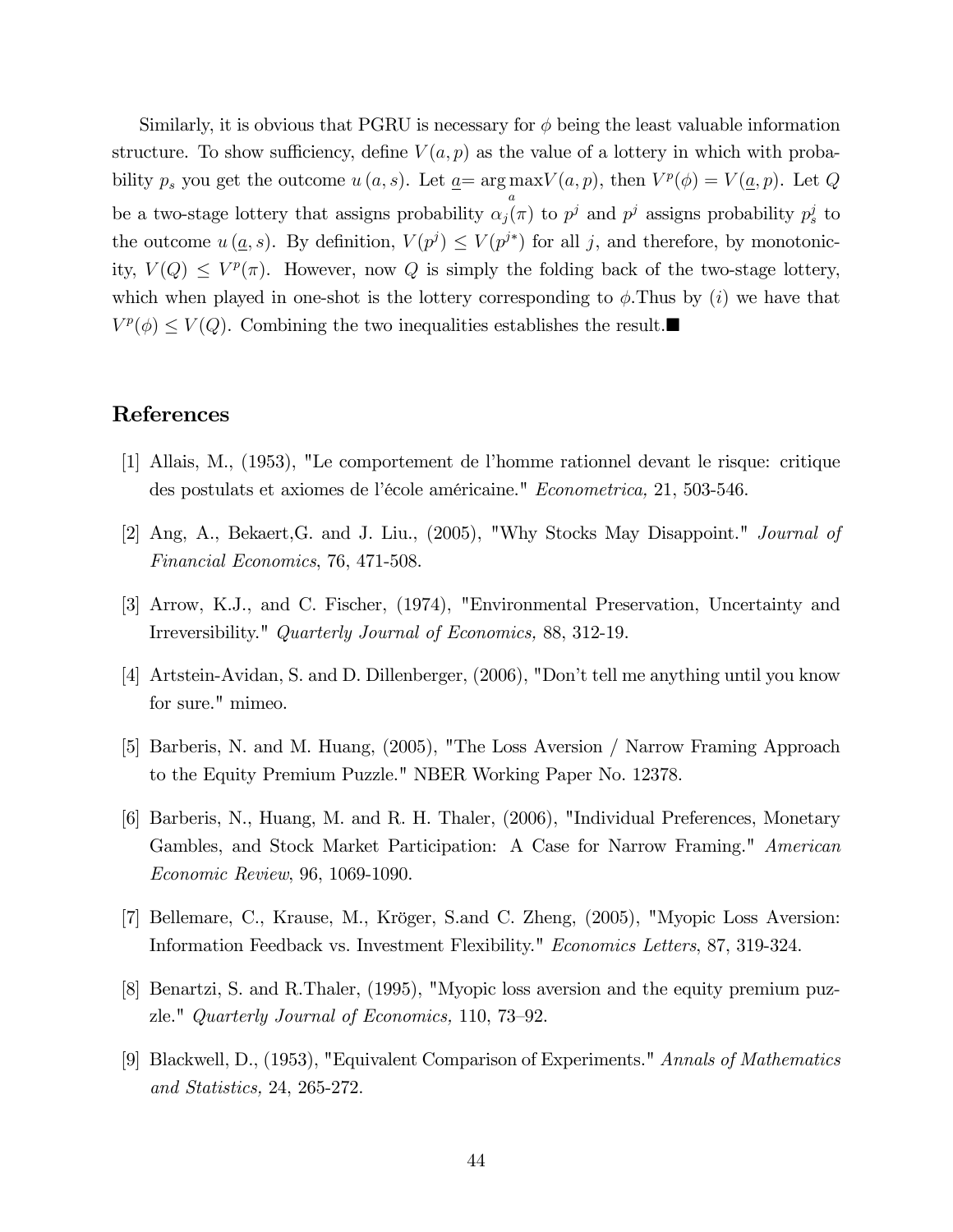Similarly, it is obvious that PGRU is necessary for $\phi$ being the least valuable information structure. To show sufficiency, define $V(a,p)$ as the value of a lottery in which with probability $p_s$ you get the outcome $u(a,s)$. Let $\underline{a}= \arg\max_a V(a,p)$, then $V^p(\phi) = V(\underline{a},p)$. Let $Q$ be a two-stage lottery that assigns probability $\alpha_j(\pi)$ to $p^j$ and $p^j$ assigns probability $p_s^j$ to the outcome $u(\underline{a},s)$. By definition, $V(p^j) \leq V(p^{j*})$ for all $j$, and therefore, by monotonicity, $V(Q) \leq V^p(\pi)$. However, now $Q$ is simply the folding back of the two-stage lottery, which when played in one-shot is the lottery corresponding to $\phi$.Thus by $(i)$ we have that $V^p(\phi) \leq V(Q)$. Combining the two inequalities establishes the result.■

# References

[1] Allais, M., (1953), "Le comportement de l'homme rationnel devant le risque: critique des postulats et axiomes de l'école américaine." *Econometrica,* 21, 503-546.

[2] Ang, A., Bekaert,G. and J. Liu., (2005), "Why Stocks May Disappoint." *Journal of Financial Economics*, 76, 471-508.

[3] Arrow, K.J., and C. Fischer, (1974), "Environmental Preservation, Uncertainty and Irreversibility." *Quarterly Journal of Economics,* 88, 312-19.

[4] Artstein-Avidan, S. and D. Dillenberger, (2006), "Don't tell me anything until you know for sure." mimeo.

[5] Barberis, N. and M. Huang, (2005), "The Loss Aversion / Narrow Framing Approach to the Equity Premium Puzzle." NBER Working Paper No. 12378.

[6] Barberis, N., Huang, M. and R. H. Thaler, (2006), "Individual Preferences, Monetary Gambles, and Stock Market Participation: A Case for Narrow Framing." *American Economic Review*, 96, 1069-1090.

[7] Bellemare, C., Krause, M., Kröger, S.and C. Zheng, (2005), "Myopic Loss Aversion: Information Feedback vs. Investment Flexibility." *Economics Letters*, 87, 319-324.

[8] Benartzi, S. and R.Thaler, (1995), "Myopic loss aversion and the equity premium puzzle." *Quarterly Journal of Economics,* 110, 73–92.

[9] Blackwell, D., (1953), "Equivalent Comparison of Experiments." *Annals of Mathematics and Statistics,* 24, 265-272.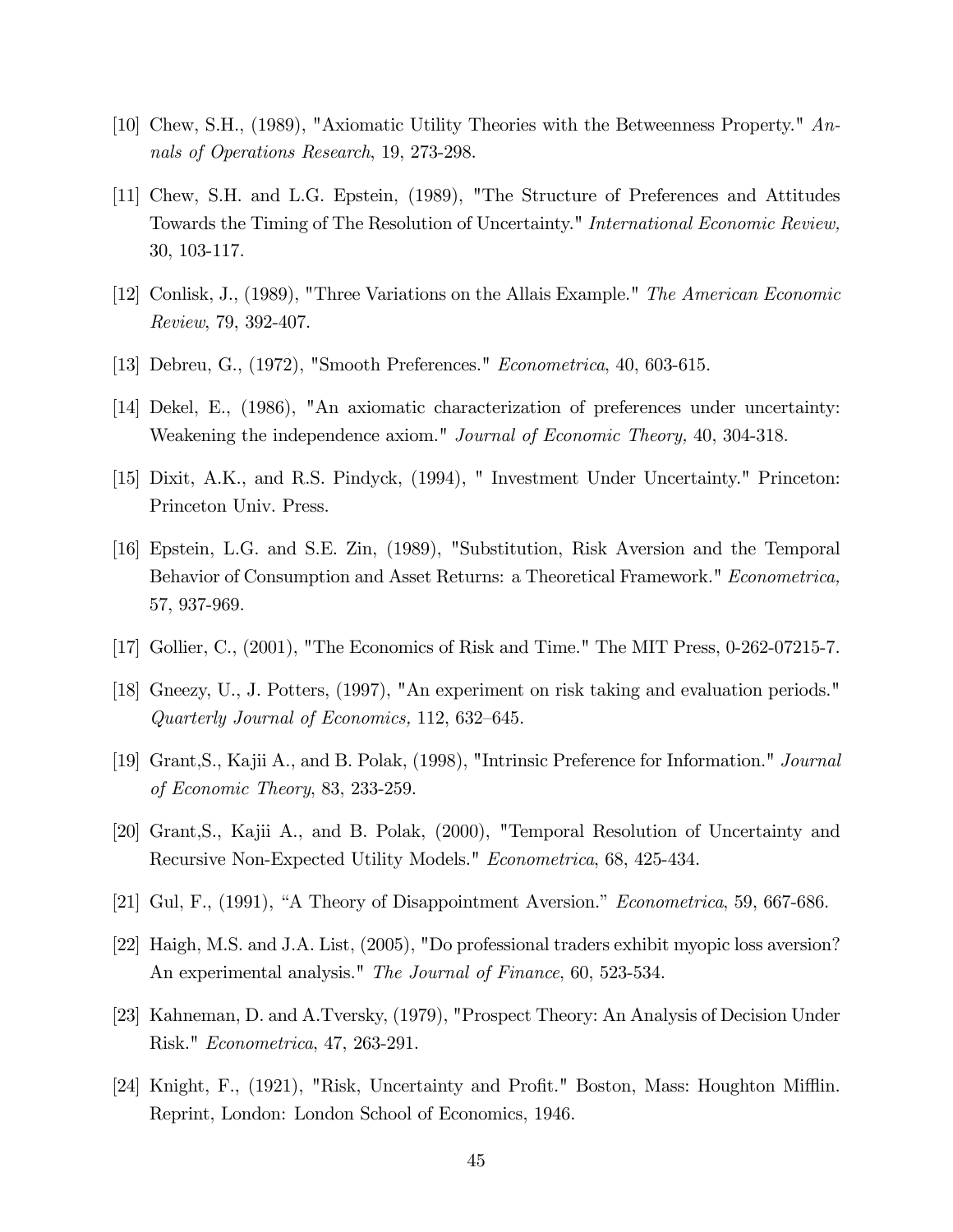[10] Chew, S.H., (1989), "Axiomatic Utility Theories with the Betweenness Property." *Annals of Operations Research*, 19, 273-298.

[11] Chew, S.H. and L.G. Epstein, (1989), "The Structure of Preferences and Attitudes Towards the Timing of The Resolution of Uncertainty." *International Economic Review,* 30, 103-117.

[12] Conlisk, J., (1989), "Three Variations on the Allais Example." *The American Economic Review*, 79, 392-407.

[13] Debreu, G., (1972), "Smooth Preferences." *Econometrica*, 40, 603-615.

[14] Dekel, E., (1986), "An axiomatic characterization of preferences under uncertainty: Weakening the independence axiom." *Journal of Economic Theory,* 40, 304-318.

[15] Dixit, A.K., and R.S. Pindyck, (1994), " Investment Under Uncertainty." Princeton: Princeton Univ. Press.

[16] Epstein, L.G. and S.E. Zin, (1989), "Substitution, Risk Aversion and the Temporal Behavior of Consumption and Asset Returns: a Theoretical Framework." *Econometrica,* 57, 937-969.

[17] Gollier, C., (2001), "The Economics of Risk and Time." The MIT Press, 0-262-07215-7.

[18] Gneezy, U., J. Potters, (1997), "An experiment on risk taking and evaluation periods." *Quarterly Journal of Economics,* 112, 632–645.

[19] Grant,S., Kajii A., and B. Polak, (1998), "Intrinsic Preference for Information." *Journal of Economic Theory*, 83, 233-259.

[20] Grant,S., Kajii A., and B. Polak, (2000), "Temporal Resolution of Uncertainty and Recursive Non-Expected Utility Models." *Econometrica*, 68, 425-434.

[21] Gul, F., (1991), "A Theory of Disappointment Aversion." *Econometrica*, 59, 667-686.

[22] Haigh, M.S. and J.A. List, (2005), "Do professional traders exhibit myopic loss aversion? An experimental analysis." *The Journal of Finance*, 60, 523-534.

[23] Kahneman, D. and A.Tversky, (1979), "Prospect Theory: An Analysis of Decision Under Risk." *Econometrica*, 47, 263-291.

[24] Knight, F., (1921), "Risk, Uncertainty and Profit." Boston, Mass: Houghton Mifflin. Reprint, London: London School of Economics, 1946.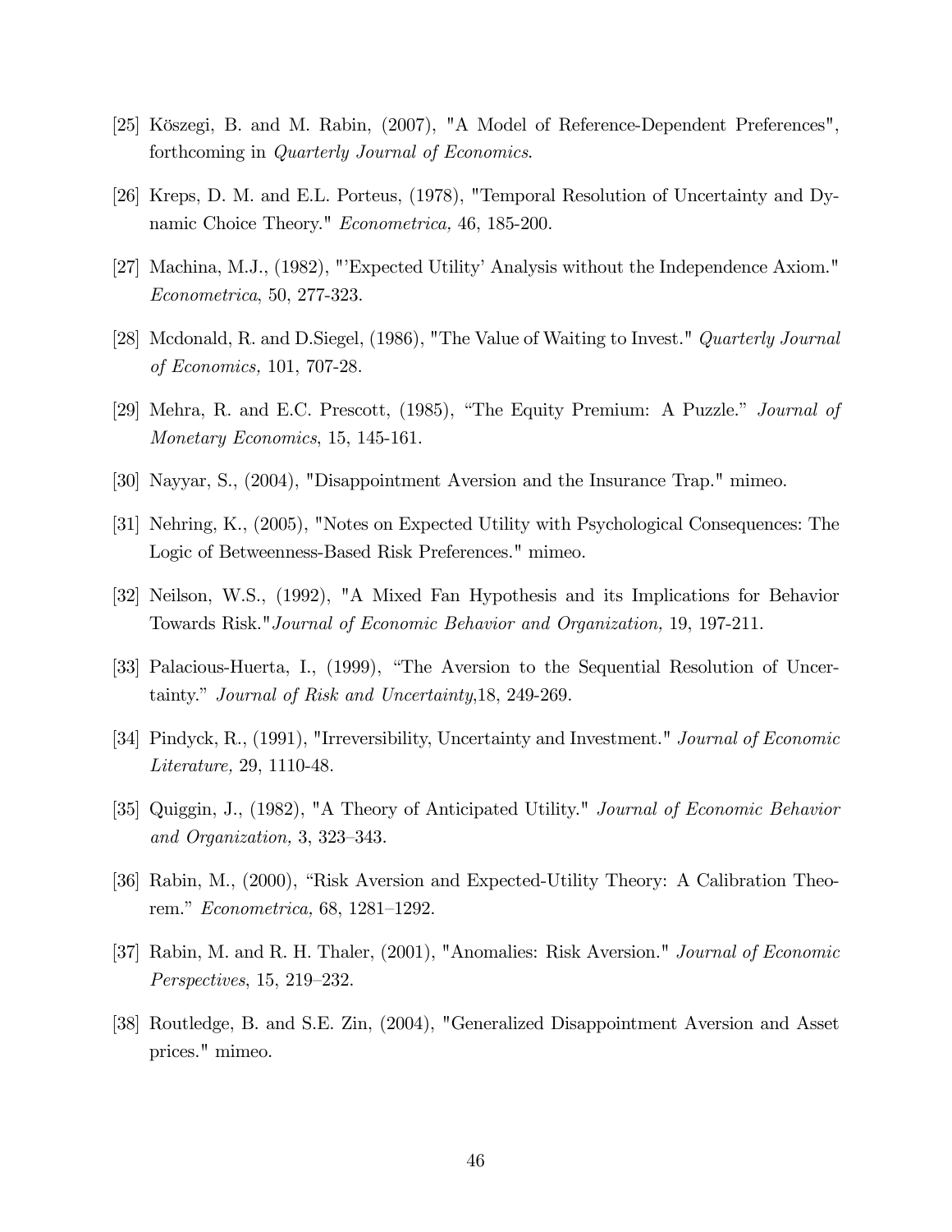[25] Köszegi, B. and M. Rabin, (2007), "A Model of Reference-Dependent Preferences", forthcoming in *Quarterly Journal of Economics*.

[26] Kreps, D. M. and E.L. Porteus, (1978), "Temporal Resolution of Uncertainty and Dynamic Choice Theory." *Econometrica,* 46, 185-200.

[27] Machina, M.J., (1982), "'Expected Utility' Analysis without the Independence Axiom." *Econometrica*, 50, 277-323.

[28] Mcdonald, R. and D.Siegel, (1986), "The Value of Waiting to Invest." *Quarterly Journal of Economics,* 101, 707-28.

[29] Mehra, R. and E.C. Prescott, (1985), "The Equity Premium: A Puzzle." *Journal of Monetary Economics*, 15, 145-161.

[30] Nayyar, S., (2004), "Disappointment Aversion and the Insurance Trap." mimeo.

[31] Nehring, K., (2005), "Notes on Expected Utility with Psychological Consequences: The Logic of Betweenness-Based Risk Preferences." mimeo.

[32] Neilson, W.S., (1992), "A Mixed Fan Hypothesis and its Implications for Behavior Towards Risk."*Journal of Economic Behavior and Organization,* 19, 197-211.

[33] Palacious-Huerta, I., (1999), "The Aversion to the Sequential Resolution of Uncertainty." *Journal of Risk and Uncertainty*,18, 249-269.

[34] Pindyck, R., (1991), "Irreversibility, Uncertainty and Investment." *Journal of Economic Literature,* 29, 1110-48.

[35] Quiggin, J., (1982), "A Theory of Anticipated Utility." *Journal of Economic Behavior and Organization,* 3, 323–343.

[36] Rabin, M., (2000), "Risk Aversion and Expected-Utility Theory: A Calibration Theorem." *Econometrica,* 68, 1281–1292.

[37] Rabin, M. and R. H. Thaler, (2001), "Anomalies: Risk Aversion." *Journal of Economic Perspectives*, 15, 219–232.

[38] Routledge, B. and S.E. Zin, (2004), "Generalized Disappointment Aversion and Asset prices." mimeo.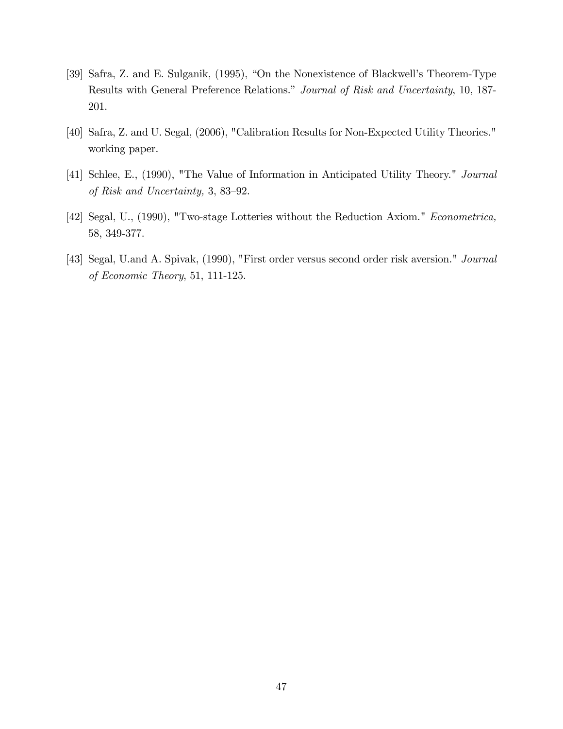[39] Safra, Z. and E. Sulganik, (1995), "On the Nonexistence of Blackwell's Theorem-Type Results with General Preference Relations." *Journal of Risk and Uncertainty*, 10, 187-201.

[40] Safra, Z. and U. Segal, (2006), "Calibration Results for Non-Expected Utility Theories." working paper.

[41] Schlee, E., (1990), "The Value of Information in Anticipated Utility Theory." *Journal of Risk and Uncertainty,* 3, 83–92.

[42] Segal, U., (1990), "Two-stage Lotteries without the Reduction Axiom." *Econometrica,* 58, 349-377.

[43] Segal, U.and A. Spivak, (1990), "First order versus second order risk aversion." *Journal of Economic Theory*, 51, 111-125.